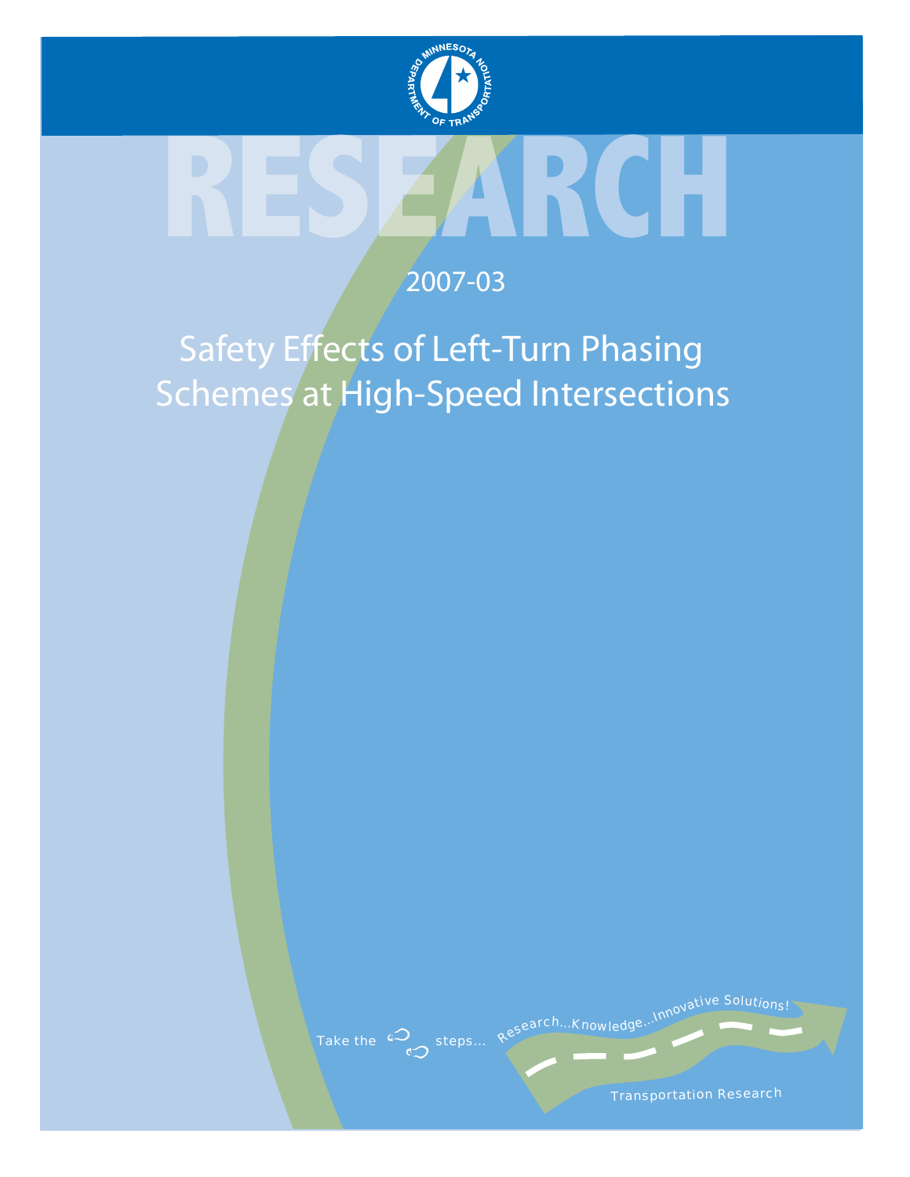# RESEARCH

2007-03

# Safety Effects of Left-Turn Phasing Schemes at High-Speed Intersections

Take the steps... Research...Knowledge...Innovative Solutions!

Transportation Research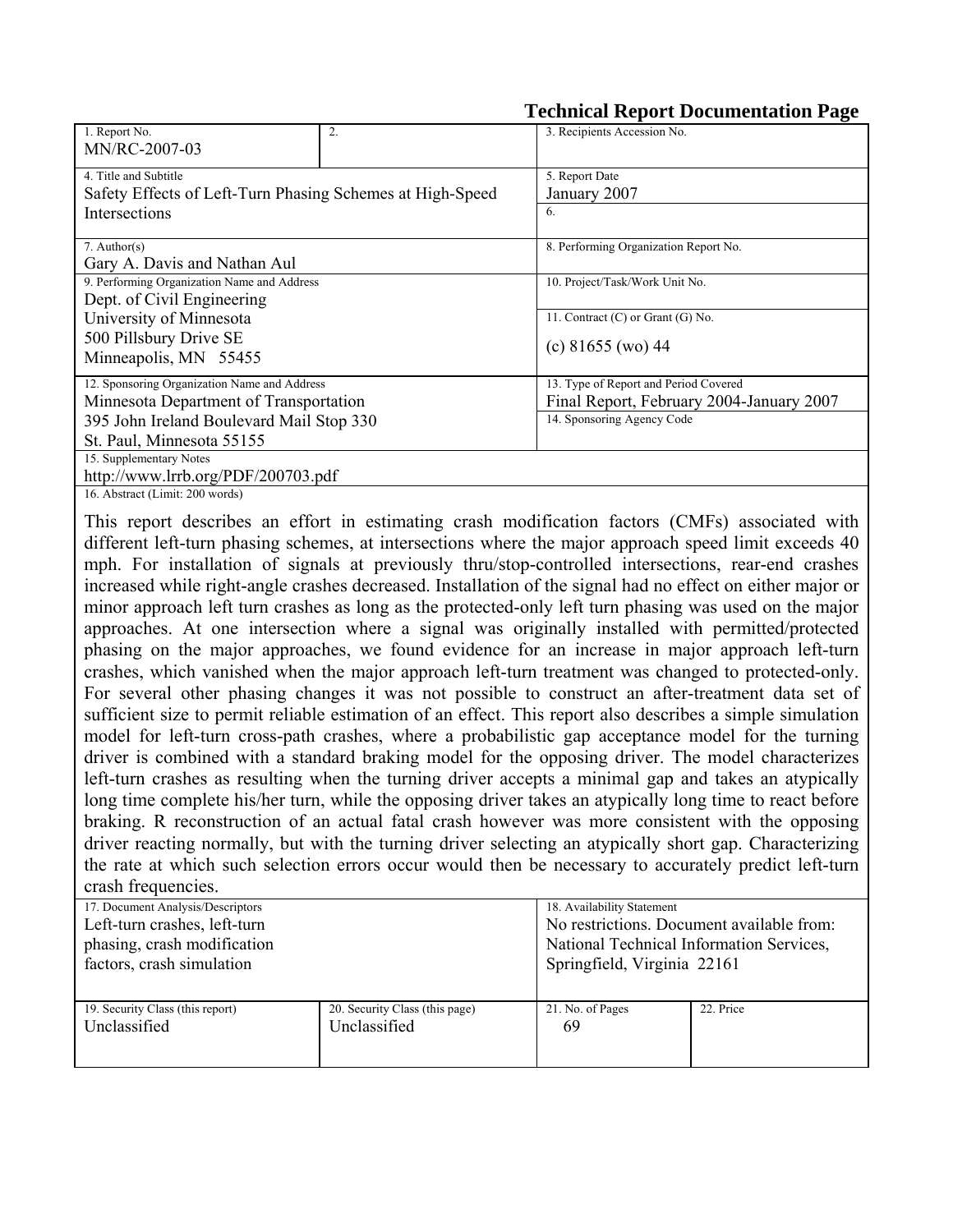## Technical Report Documentation Page

| 1. Report No. | 2. | 3. Recipients Accession No. | |
|---|---|---|---|
| MN/RC-2007-03 | | | |
| 4. Title and Subtitle<br>Safety Effects of Left-Turn Phasing Schemes at High-Speed Intersections | | 5. Report Date<br>January 2007 | |
| | | 6. | |
| 7. Author(s)<br>Gary A. Davis and Nathan Aul | | 8. Performing Organization Report No. | |
| 9. Performing Organization Name and Address<br>Dept. of Civil Engineering<br>University of Minnesota<br>500 Pillsbury Drive SE<br>Minneapolis, MN 55455 | | 10. Project/Task/Work Unit No. | |
| | | 11. Contract (C) or Grant (G) No.<br>(c) 81655 (wo) 44 | |
| 12. Sponsoring Organization Name and Address<br>Minnesota Department of Transportation<br>395 John Ireland Boulevard Mail Stop 330<br>St. Paul, Minnesota 55155 | | 13. Type of Report and Period Covered<br>Final Report, February 2004-January 2007 | |
| | | 14. Sponsoring Agency Code | |
| 15. Supplementary Notes<br>http://www.lrrb.org/PDF/200703.pdf | | | |

16. Abstract (Limit: 200 words)

This report describes an effort in estimating crash modification factors (CMFs) associated with different left-turn phasing schemes, at intersections where the major approach speed limit exceeds 40 mph. For installation of signals at previously thru/stop-controlled intersections, rear-end crashes increased while right-angle crashes decreased. Installation of the signal had no effect on either major or minor approach left turn crashes as long as the protected-only left turn phasing was used on the major approaches. At one intersection where a signal was originally installed with permitted/protected phasing on the major approaches, we found evidence for an increase in major approach left-turn crashes, which vanished when the major approach left-turn treatment was changed to protected-only. For several other phasing changes it was not possible to construct an after-treatment data set of sufficient size to permit reliable estimation of an effect. This report also describes a simple simulation model for left-turn cross-path crashes, where a probabilistic gap acceptance model for the turning driver is combined with a standard braking model for the opposing driver. The model characterizes left-turn crashes as resulting when the turning driver accepts a minimal gap and takes an atypically long time complete his/her turn, while the opposing driver takes an atypically long time to react before braking. R reconstruction of an actual fatal crash however was more consistent with the opposing driver reacting normally, but with the turning driver selecting an atypically short gap. Characterizing the rate at which such selection errors occur would then be necessary to accurately predict left-turn crash frequencies.

| 17. Document Analysis/Descriptors | | 18. Availability Statement | |
|---|---|---|---|
| Left-turn crashes, left-turn phasing, crash modification factors, crash simulation | | No restrictions. Document available from: National Technical Information Services, Springfield, Virginia 22161 | |
| 19. Security Class (this report) | 20. Security Class (this page) | 21. No. of Pages | 22. Price |
| Unclassified | Unclassified | 69 | |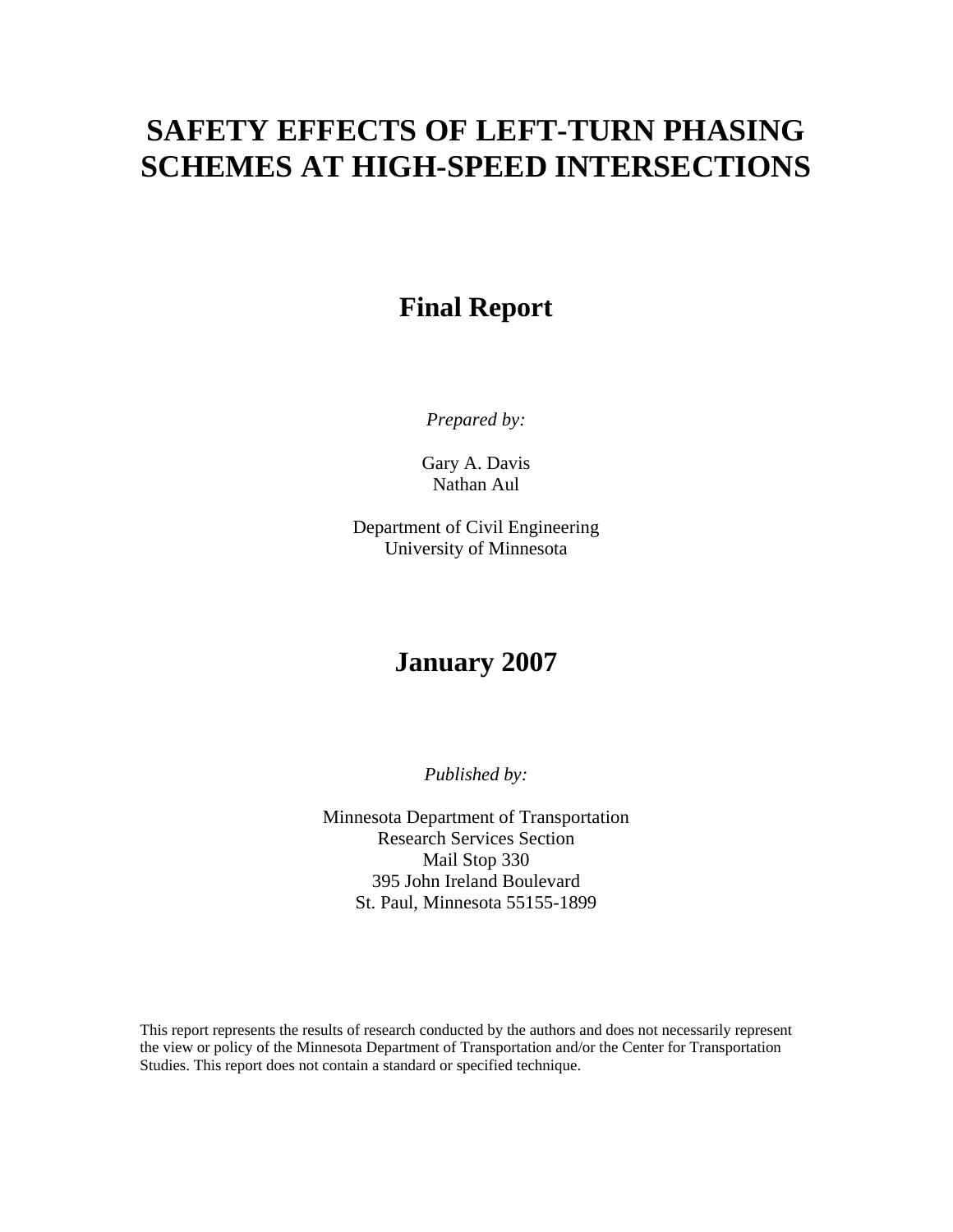# SAFETY EFFECTS OF LEFT-TURN PHASING SCHEMES AT HIGH-SPEED INTERSECTIONS

## Final Report

*Prepared by:*

Gary A. Davis
Nathan Aul

Department of Civil Engineering
University of Minnesota

## January 2007

*Published by:*

Minnesota Department of Transportation
Research Services Section
Mail Stop 330
395 John Ireland Boulevard
St. Paul, Minnesota 55155-1899

This report represents the results of research conducted by the authors and does not necessarily represent the view or policy of the Minnesota Department of Transportation and/or the Center for Transportation Studies. This report does not contain a standard or specified technique.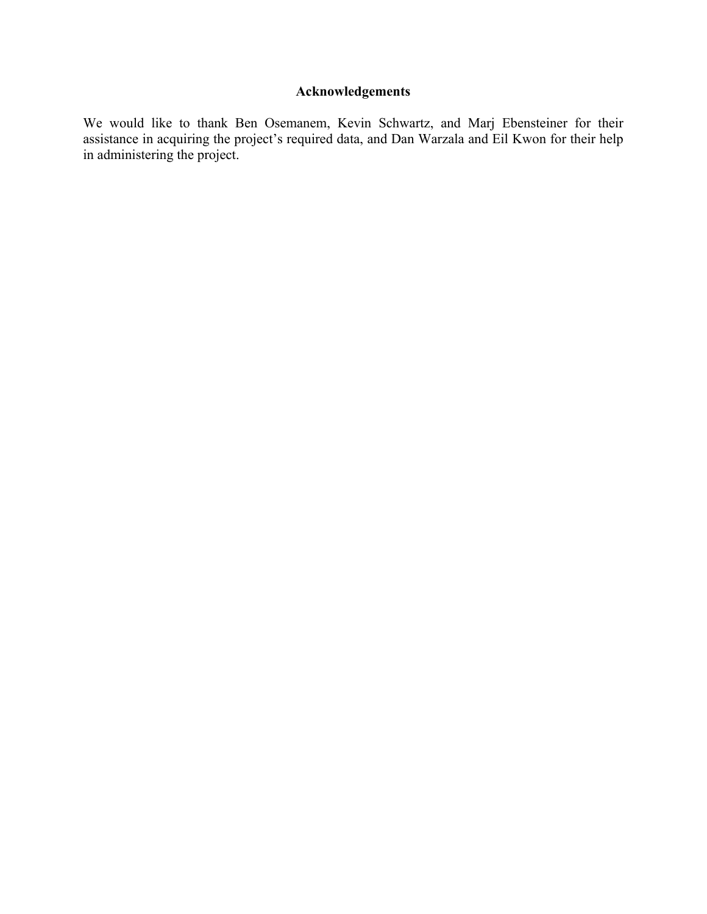# Acknowledgements

We would like to thank Ben Osemanem, Kevin Schwartz, and Marj Ebensteiner for their assistance in acquiring the project's required data, and Dan Warzala and Eil Kwon for their help in administering the project.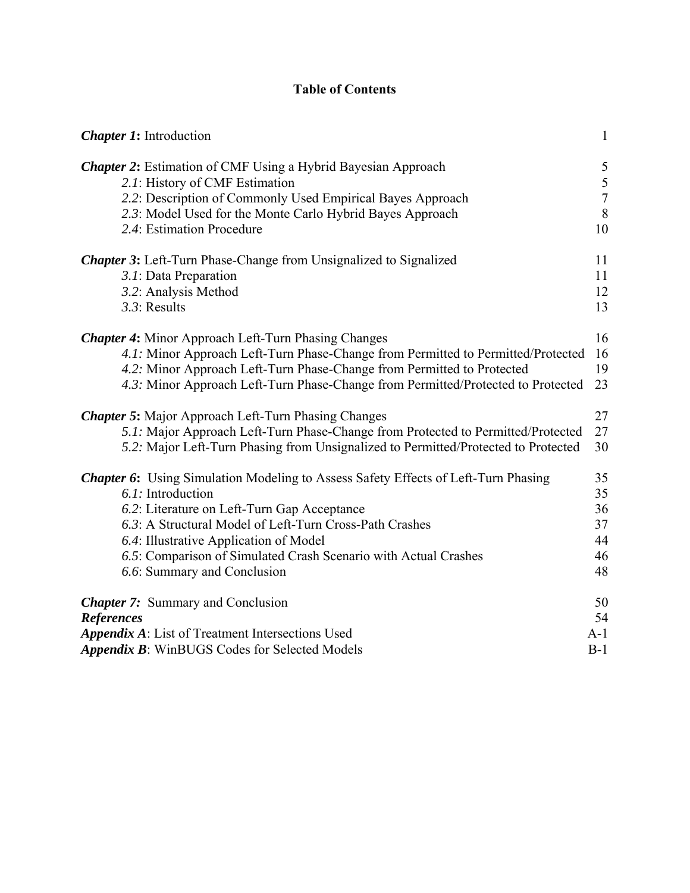# Table of Contents

| | |
|---|---|
| ***Chapter 1*:** Introduction | 1 |
| | |
| ***Chapter 2*:** Estimation of CMF Using a Hybrid Bayesian Approach | 5 |
| *2.1*: History of CMF Estimation | 5 |
| *2.2*: Description of Commonly Used Empirical Bayes Approach | 7 |
| *2.3*: Model Used for the Monte Carlo Hybrid Bayes Approach | 8 |
| *2.4*: Estimation Procedure | 10 |
| | |
| ***Chapter 3*:** Left-Turn Phase-Change from Unsignalized to Signalized | 11 |
| *3.1*: Data Preparation | 11 |
| *3.2*: Analysis Method | 12 |
| *3.3*: Results | 13 |
| | |
| ***Chapter 4*:** Minor Approach Left-Turn Phasing Changes | 16 |
| *4.1:* Minor Approach Left-Turn Phase-Change from Permitted to Permitted/Protected | 16 |
| *4.2:* Minor Approach Left-Turn Phase-Change from Permitted to Protected | 19 |
| *4.3:* Minor Approach Left-Turn Phase-Change from Permitted/Protected to Protected | 23 |
| | |
| ***Chapter 5*:** Major Approach Left-Turn Phasing Changes | 27 |
| *5.1:* Major Approach Left-Turn Phase-Change from Protected to Permitted/Protected | 27 |
| *5.2:* Major Left-Turn Phasing from Unsignalized to Permitted/Protected to Protected | 30 |
| | |
| ***Chapter 6*:** Using Simulation Modeling to Assess Safety Effects of Left-Turn Phasing | 35 |
| *6.1:* Introduction | 35 |
| *6.2*: Literature on Left-Turn Gap Acceptance | 36 |
| *6.3*: A Structural Model of Left-Turn Cross-Path Crashes | 37 |
| *6.4*: Illustrative Application of Model | 44 |
| *6.5*: Comparison of Simulated Crash Scenario with Actual Crashes | 46 |
| *6.6*: Summary and Conclusion | 48 |
| | |
| ***Chapter 7:*** Summary and Conclusion | 50 |
| ***References*** | 54 |
| ***Appendix A***: List of Treatment Intersections Used | A-1 |
| ***Appendix B***: WinBUGS Codes for Selected Models | B-1 |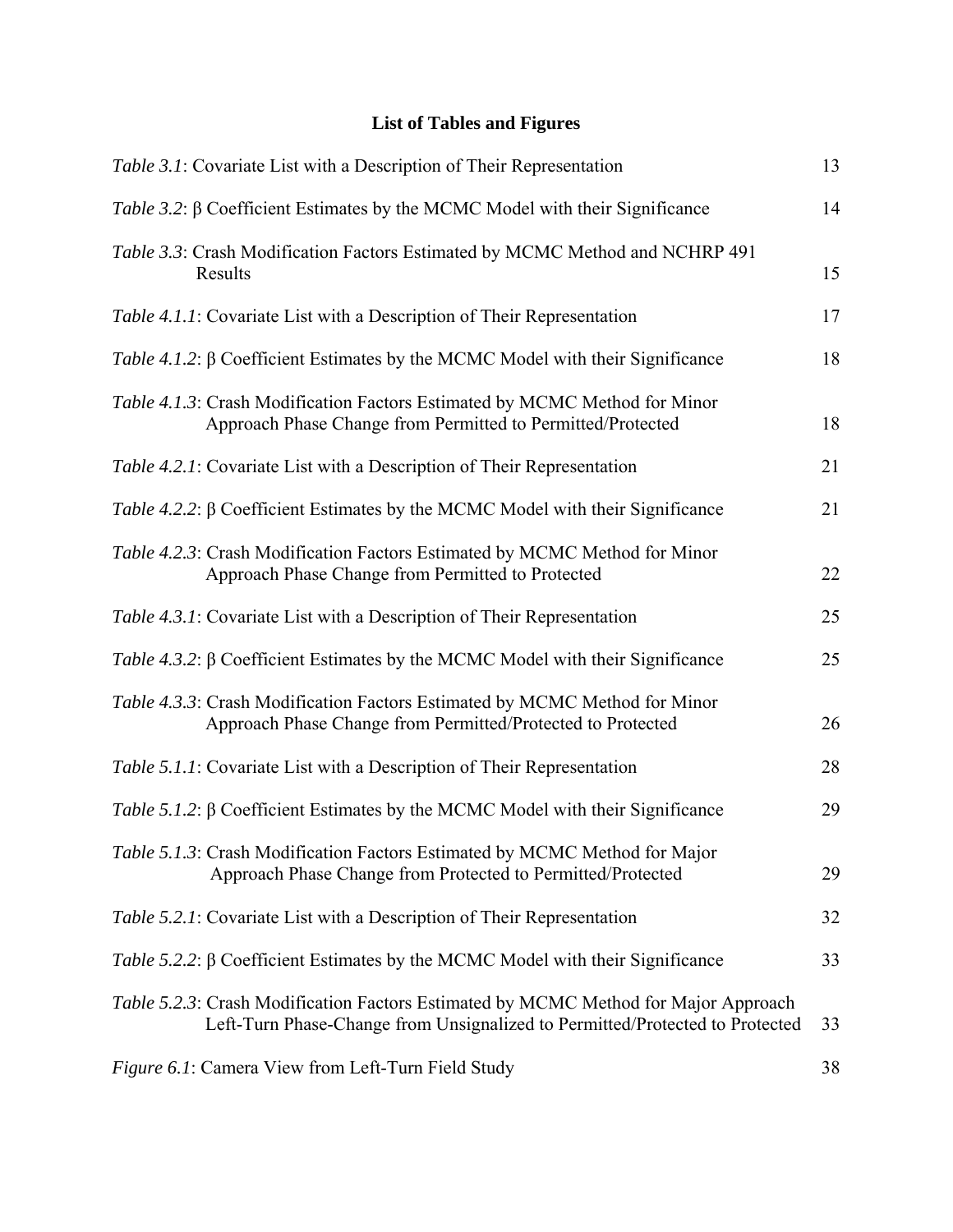## List of Tables and Figures

| | |
|---|---|
| *Table 3.1*: Covariate List with a Description of Their Representation | 13 |
| *Table 3.2*: β Coefficient Estimates by the MCMC Model with their Significance | 14 |
| *Table 3.3*: Crash Modification Factors Estimated by MCMC Method and NCHRP 491 Results | 15 |
| *Table 4.1.1*: Covariate List with a Description of Their Representation | 17 |
| *Table 4.1.2*: β Coefficient Estimates by the MCMC Model with their Significance | 18 |
| *Table 4.1.3*: Crash Modification Factors Estimated by MCMC Method for Minor Approach Phase Change from Permitted to Permitted/Protected | 18 |
| *Table 4.2.1*: Covariate List with a Description of Their Representation | 21 |
| *Table 4.2.2*: β Coefficient Estimates by the MCMC Model with their Significance | 21 |
| *Table 4.2.3*: Crash Modification Factors Estimated by MCMC Method for Minor Approach Phase Change from Permitted to Protected | 22 |
| *Table 4.3.1*: Covariate List with a Description of Their Representation | 25 |
| *Table 4.3.2*: β Coefficient Estimates by the MCMC Model with their Significance | 25 |
| *Table 4.3.3*: Crash Modification Factors Estimated by MCMC Method for Minor Approach Phase Change from Permitted/Protected to Protected | 26 |
| *Table 5.1.1*: Covariate List with a Description of Their Representation | 28 |
| *Table 5.1.2*: β Coefficient Estimates by the MCMC Model with their Significance | 29 |
| *Table 5.1.3*: Crash Modification Factors Estimated by MCMC Method for Major Approach Phase Change from Protected to Permitted/Protected | 29 |
| *Table 5.2.1*: Covariate List with a Description of Their Representation | 32 |
| *Table 5.2.2*: β Coefficient Estimates by the MCMC Model with their Significance | 33 |
| *Table 5.2.3*: Crash Modification Factors Estimated by MCMC Method for Major Approach Left-Turn Phase-Change from Unsignalized to Permitted/Protected to Protected | 33 |
| *Figure 6.1*: Camera View from Left-Turn Field Study | 38 |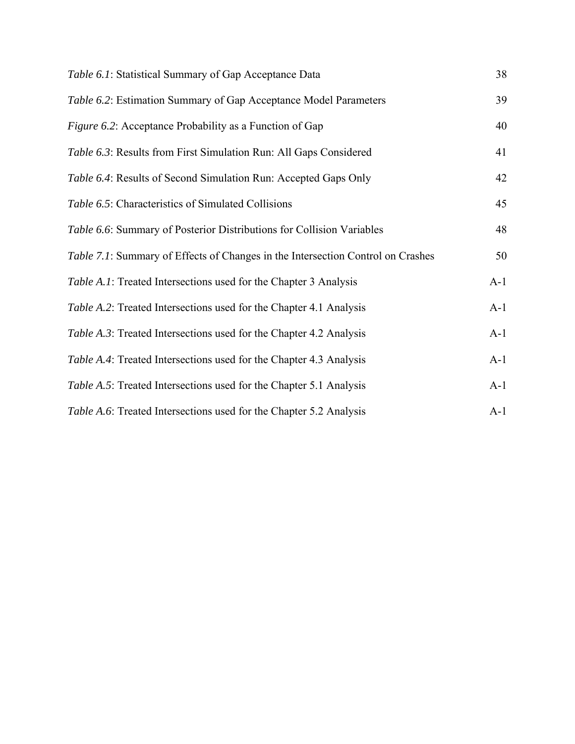*Table 6.1*: Statistical Summary of Gap Acceptance Data 38

*Table 6.2*: Estimation Summary of Gap Acceptance Model Parameters 39

*Figure 6.2*: Acceptance Probability as a Function of Gap 40

*Table 6.3*: Results from First Simulation Run: All Gaps Considered 41

*Table 6.4*: Results of Second Simulation Run: Accepted Gaps Only 42

*Table 6.5*: Characteristics of Simulated Collisions 45

*Table 6.6*: Summary of Posterior Distributions for Collision Variables 48

*Table 7.1*: Summary of Effects of Changes in the Intersection Control on Crashes 50

*Table A.1*: Treated Intersections used for the Chapter 3 Analysis A-1

*Table A.2*: Treated Intersections used for the Chapter 4.1 Analysis A-1

*Table A.3*: Treated Intersections used for the Chapter 4.2 Analysis A-1

*Table A.4*: Treated Intersections used for the Chapter 4.3 Analysis A-1

*Table A.5*: Treated Intersections used for the Chapter 5.1 Analysis A-1

*Table A.6*: Treated Intersections used for the Chapter 5.2 Analysis A-1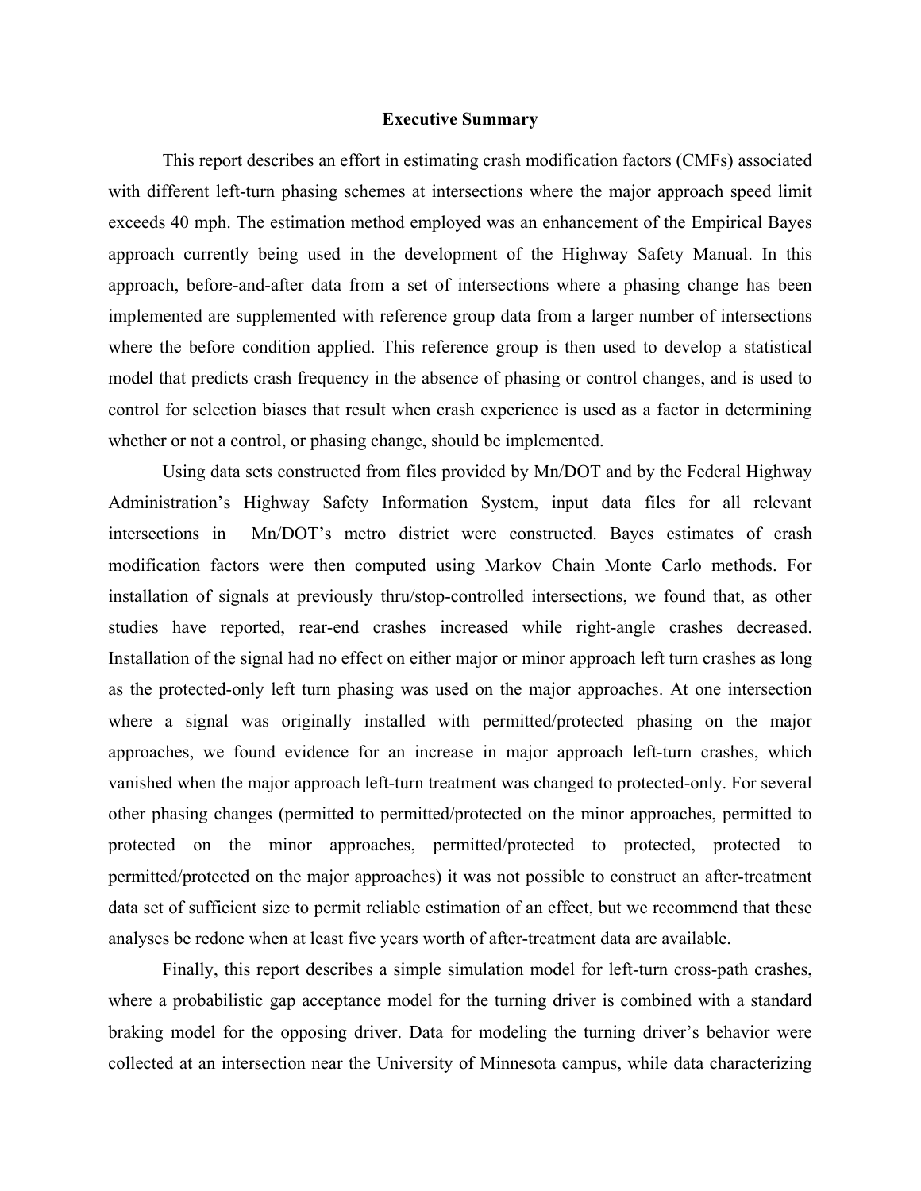# Executive Summary

This report describes an effort in estimating crash modification factors (CMFs) associated with different left-turn phasing schemes at intersections where the major approach speed limit exceeds 40 mph. The estimation method employed was an enhancement of the Empirical Bayes approach currently being used in the development of the Highway Safety Manual. In this approach, before-and-after data from a set of intersections where a phasing change has been implemented are supplemented with reference group data from a larger number of intersections where the before condition applied. This reference group is then used to develop a statistical model that predicts crash frequency in the absence of phasing or control changes, and is used to control for selection biases that result when crash experience is used as a factor in determining whether or not a control, or phasing change, should be implemented.

Using data sets constructed from files provided by Mn/DOT and by the Federal Highway Administration's Highway Safety Information System, input data files for all relevant intersections in Mn/DOT's metro district were constructed. Bayes estimates of crash modification factors were then computed using Markov Chain Monte Carlo methods. For installation of signals at previously thru/stop-controlled intersections, we found that, as other studies have reported, rear-end crashes increased while right-angle crashes decreased. Installation of the signal had no effect on either major or minor approach left turn crashes as long as the protected-only left turn phasing was used on the major approaches. At one intersection where a signal was originally installed with permitted/protected phasing on the major approaches, we found evidence for an increase in major approach left-turn crashes, which vanished when the major approach left-turn treatment was changed to protected-only. For several other phasing changes (permitted to permitted/protected on the minor approaches, permitted to protected on the minor approaches, permitted/protected to protected, protected to permitted/protected on the major approaches) it was not possible to construct an after-treatment data set of sufficient size to permit reliable estimation of an effect, but we recommend that these analyses be redone when at least five years worth of after-treatment data are available.

Finally, this report describes a simple simulation model for left-turn cross-path crashes, where a probabilistic gap acceptance model for the turning driver is combined with a standard braking model for the opposing driver. Data for modeling the turning driver's behavior were collected at an intersection near the University of Minnesota campus, while data characterizing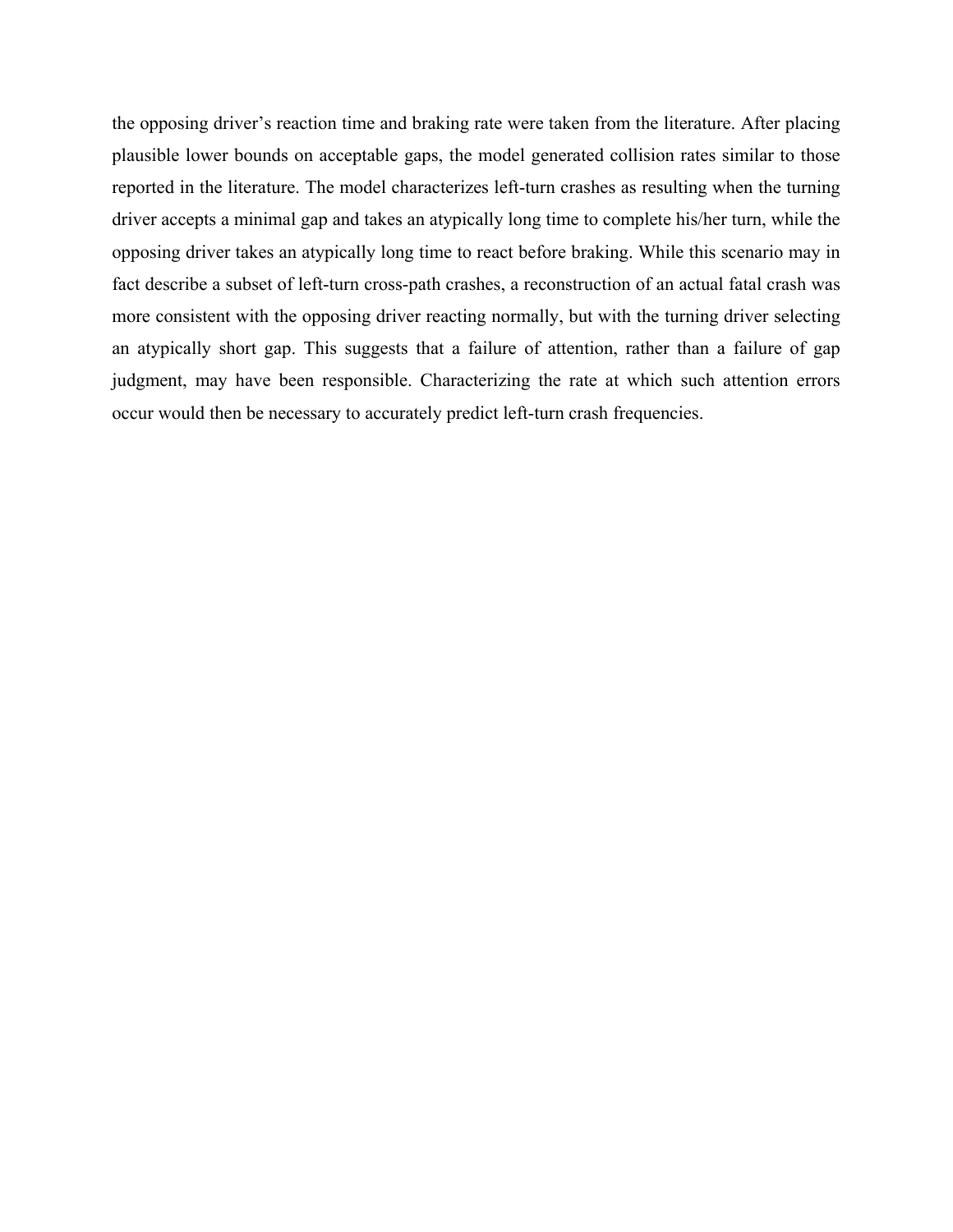the opposing driver's reaction time and braking rate were taken from the literature. After placing plausible lower bounds on acceptable gaps, the model generated collision rates similar to those reported in the literature. The model characterizes left-turn crashes as resulting when the turning driver accepts a minimal gap and takes an atypically long time to complete his/her turn, while the opposing driver takes an atypically long time to react before braking. While this scenario may in fact describe a subset of left-turn cross-path crashes, a reconstruction of an actual fatal crash was more consistent with the opposing driver reacting normally, but with the turning driver selecting an atypically short gap. This suggests that a failure of attention, rather than a failure of gap judgment, may have been responsible. Characterizing the rate at which such attention errors occur would then be necessary to accurately predict left-turn crash frequencies.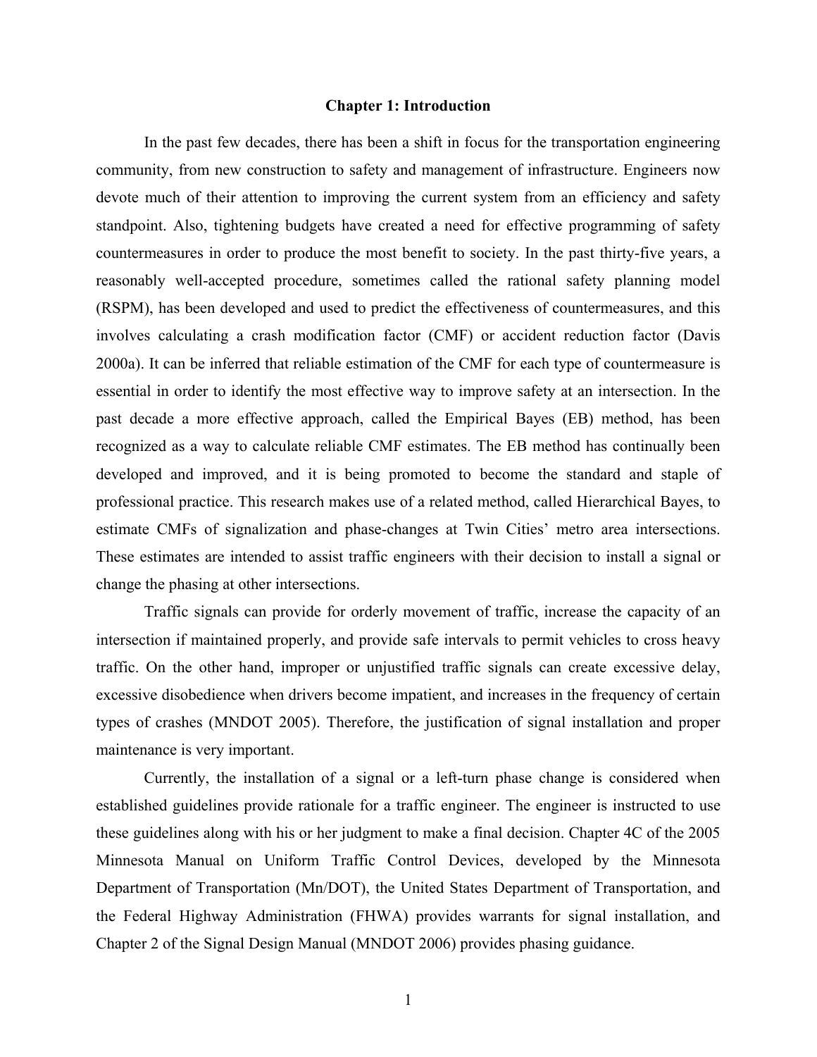# Chapter 1: Introduction

In the past few decades, there has been a shift in focus for the transportation engineering community, from new construction to safety and management of infrastructure. Engineers now devote much of their attention to improving the current system from an efficiency and safety standpoint. Also, tightening budgets have created a need for effective programming of safety countermeasures in order to produce the most benefit to society. In the past thirty-five years, a reasonably well-accepted procedure, sometimes called the rational safety planning model (RSPM), has been developed and used to predict the effectiveness of countermeasures, and this involves calculating a crash modification factor (CMF) or accident reduction factor (Davis 2000a). It can be inferred that reliable estimation of the CMF for each type of countermeasure is essential in order to identify the most effective way to improve safety at an intersection. In the past decade a more effective approach, called the Empirical Bayes (EB) method, has been recognized as a way to calculate reliable CMF estimates. The EB method has continually been developed and improved, and it is being promoted to become the standard and staple of professional practice. This research makes use of a related method, called Hierarchical Bayes, to estimate CMFs of signalization and phase-changes at Twin Cities' metro area intersections. These estimates are intended to assist traffic engineers with their decision to install a signal or change the phasing at other intersections.

Traffic signals can provide for orderly movement of traffic, increase the capacity of an intersection if maintained properly, and provide safe intervals to permit vehicles to cross heavy traffic. On the other hand, improper or unjustified traffic signals can create excessive delay, excessive disobedience when drivers become impatient, and increases in the frequency of certain types of crashes (MNDOT 2005). Therefore, the justification of signal installation and proper maintenance is very important.

Currently, the installation of a signal or a left-turn phase change is considered when established guidelines provide rationale for a traffic engineer. The engineer is instructed to use these guidelines along with his or her judgment to make a final decision. Chapter 4C of the 2005 Minnesota Manual on Uniform Traffic Control Devices, developed by the Minnesota Department of Transportation (Mn/DOT), the United States Department of Transportation, and the Federal Highway Administration (FHWA) provides warrants for signal installation, and Chapter 2 of the Signal Design Manual (MNDOT 2006) provides phasing guidance.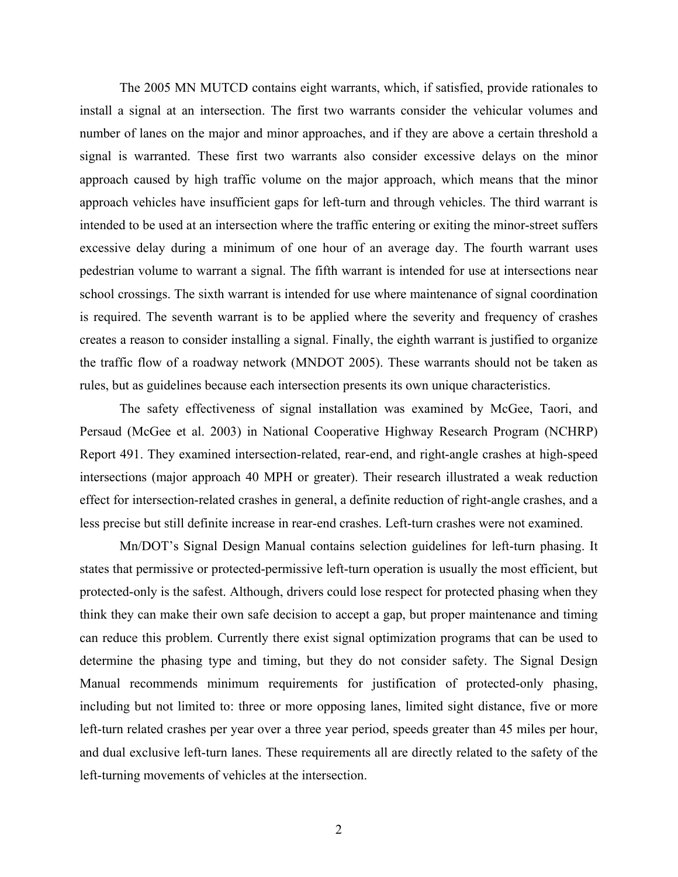The 2005 MN MUTCD contains eight warrants, which, if satisfied, provide rationales to install a signal at an intersection. The first two warrants consider the vehicular volumes and number of lanes on the major and minor approaches, and if they are above a certain threshold a signal is warranted. These first two warrants also consider excessive delays on the minor approach caused by high traffic volume on the major approach, which means that the minor approach vehicles have insufficient gaps for left-turn and through vehicles. The third warrant is intended to be used at an intersection where the traffic entering or exiting the minor-street suffers excessive delay during a minimum of one hour of an average day. The fourth warrant uses pedestrian volume to warrant a signal. The fifth warrant is intended for use at intersections near school crossings. The sixth warrant is intended for use where maintenance of signal coordination is required. The seventh warrant is to be applied where the severity and frequency of crashes creates a reason to consider installing a signal. Finally, the eighth warrant is justified to organize the traffic flow of a roadway network (MNDOT 2005). These warrants should not be taken as rules, but as guidelines because each intersection presents its own unique characteristics.

The safety effectiveness of signal installation was examined by McGee, Taori, and Persaud (McGee et al. 2003) in National Cooperative Highway Research Program (NCHRP) Report 491. They examined intersection-related, rear-end, and right-angle crashes at high-speed intersections (major approach 40 MPH or greater). Their research illustrated a weak reduction effect for intersection-related crashes in general, a definite reduction of right-angle crashes, and a less precise but still definite increase in rear-end crashes. Left-turn crashes were not examined.

Mn/DOT's Signal Design Manual contains selection guidelines for left-turn phasing. It states that permissive or protected-permissive left-turn operation is usually the most efficient, but protected-only is the safest. Although, drivers could lose respect for protected phasing when they think they can make their own safe decision to accept a gap, but proper maintenance and timing can reduce this problem. Currently there exist signal optimization programs that can be used to determine the phasing type and timing, but they do not consider safety. The Signal Design Manual recommends minimum requirements for justification of protected-only phasing, including but not limited to: three or more opposing lanes, limited sight distance, five or more left-turn related crashes per year over a three year period, speeds greater than 45 miles per hour, and dual exclusive left-turn lanes. These requirements all are directly related to the safety of the left-turning movements of vehicles at the intersection.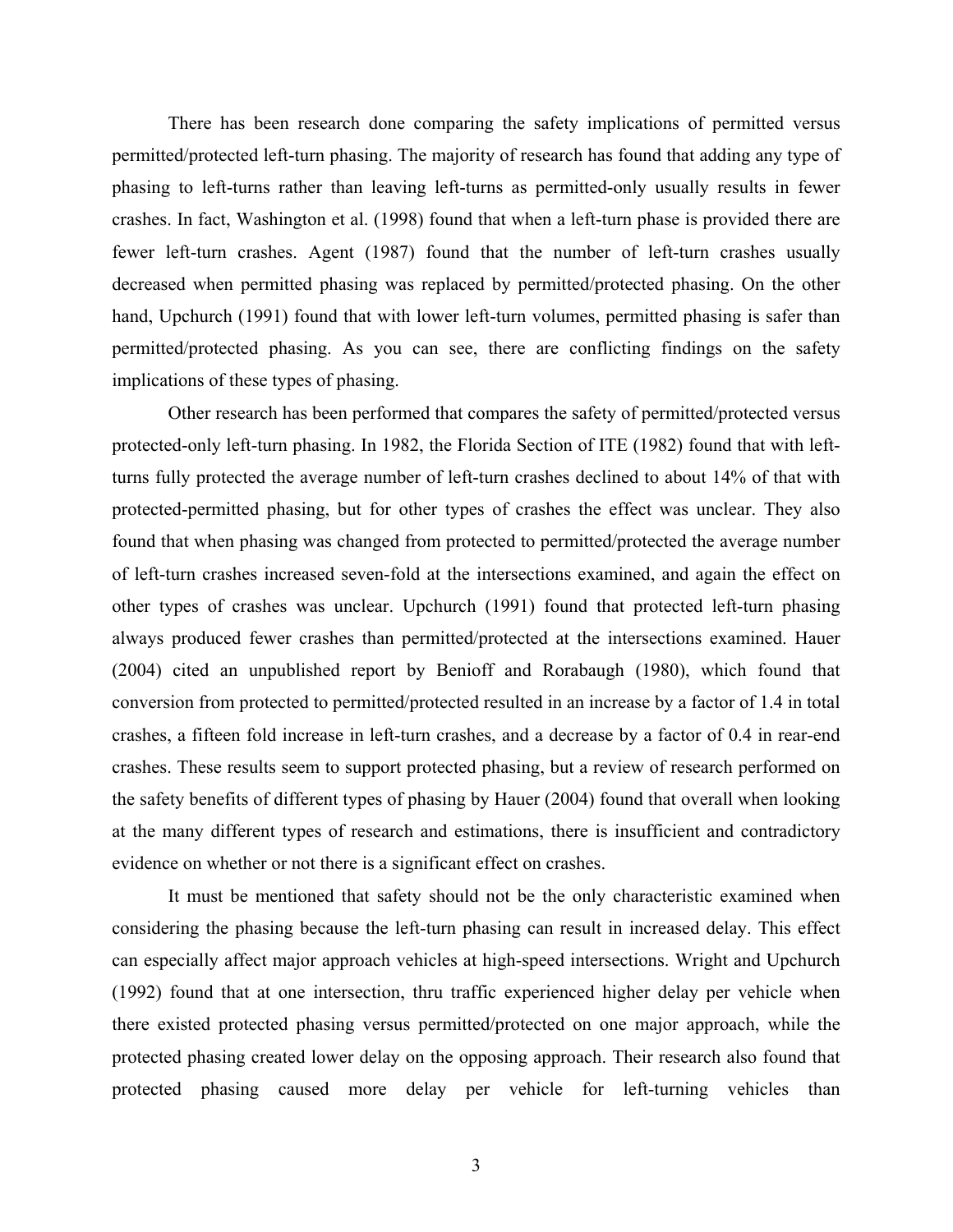There has been research done comparing the safety implications of permitted versus permitted/protected left-turn phasing. The majority of research has found that adding any type of phasing to left-turns rather than leaving left-turns as permitted-only usually results in fewer crashes. In fact, Washington et al. (1998) found that when a left-turn phase is provided there are fewer left-turn crashes. Agent (1987) found that the number of left-turn crashes usually decreased when permitted phasing was replaced by permitted/protected phasing. On the other hand, Upchurch (1991) found that with lower left-turn volumes, permitted phasing is safer than permitted/protected phasing. As you can see, there are conflicting findings on the safety implications of these types of phasing.

Other research has been performed that compares the safety of permitted/protected versus protected-only left-turn phasing. In 1982, the Florida Section of ITE (1982) found that with left-turns fully protected the average number of left-turn crashes declined to about 14% of that with protected-permitted phasing, but for other types of crashes the effect was unclear. They also found that when phasing was changed from protected to permitted/protected the average number of left-turn crashes increased seven-fold at the intersections examined, and again the effect on other types of crashes was unclear. Upchurch (1991) found that protected left-turn phasing always produced fewer crashes than permitted/protected at the intersections examined. Hauer (2004) cited an unpublished report by Benioff and Rorabaugh (1980), which found that conversion from protected to permitted/protected resulted in an increase by a factor of 1.4 in total crashes, a fifteen fold increase in left-turn crashes, and a decrease by a factor of 0.4 in rear-end crashes. These results seem to support protected phasing, but a review of research performed on the safety benefits of different types of phasing by Hauer (2004) found that overall when looking at the many different types of research and estimations, there is insufficient and contradictory evidence on whether or not there is a significant effect on crashes.

It must be mentioned that safety should not be the only characteristic examined when considering the phasing because the left-turn phasing can result in increased delay. This effect can especially affect major approach vehicles at high-speed intersections. Wright and Upchurch (1992) found that at one intersection, thru traffic experienced higher delay per vehicle when there existed protected phasing versus permitted/protected on one major approach, while the protected phasing created lower delay on the opposing approach. Their research also found that protected phasing caused more delay per vehicle for left-turning vehicles than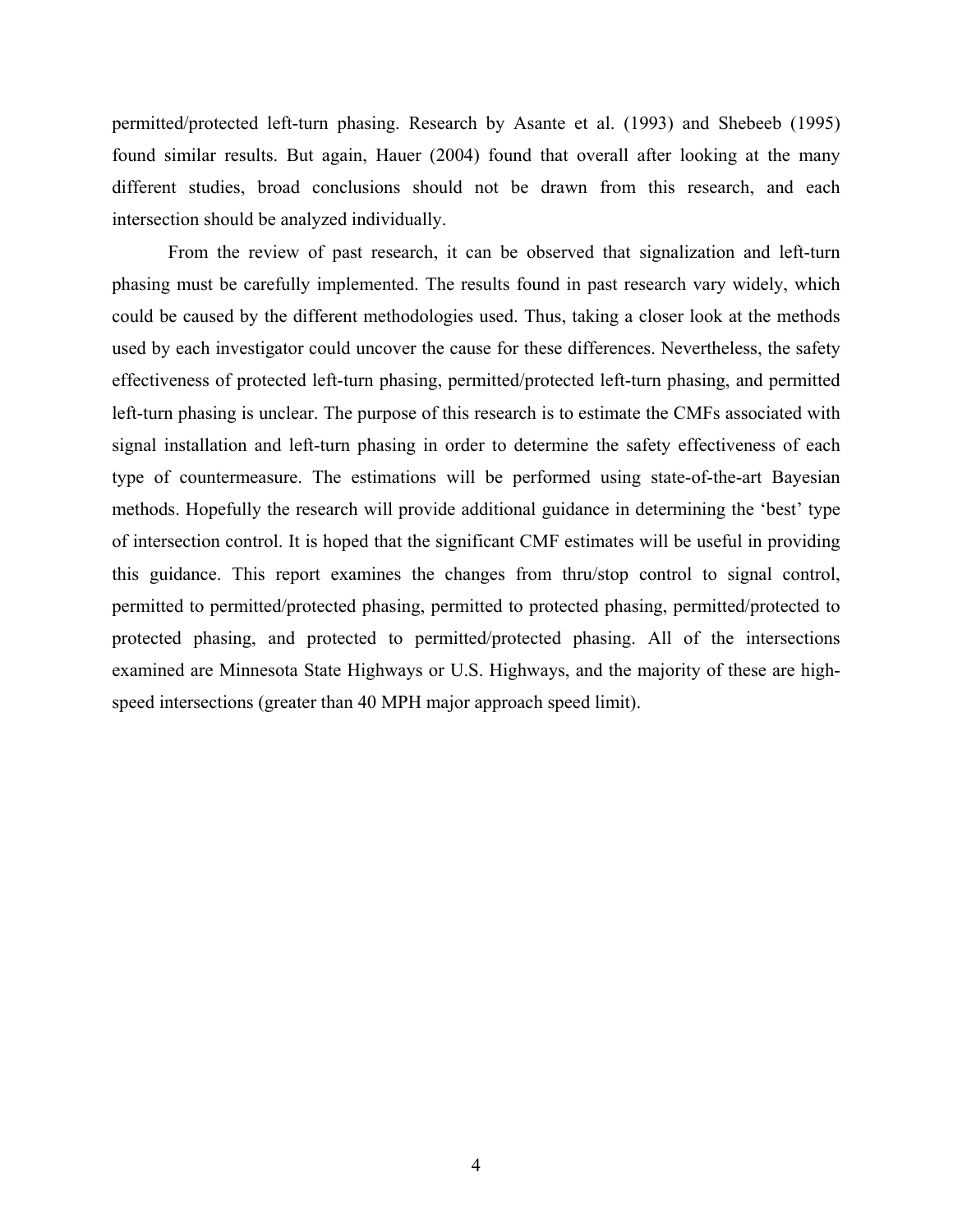permitted/protected left-turn phasing. Research by Asante et al. (1993) and Shebeeb (1995) found similar results. But again, Hauer (2004) found that overall after looking at the many different studies, broad conclusions should not be drawn from this research, and each intersection should be analyzed individually.

From the review of past research, it can be observed that signalization and left-turn phasing must be carefully implemented. The results found in past research vary widely, which could be caused by the different methodologies used. Thus, taking a closer look at the methods used by each investigator could uncover the cause for these differences. Nevertheless, the safety effectiveness of protected left-turn phasing, permitted/protected left-turn phasing, and permitted left-turn phasing is unclear. The purpose of this research is to estimate the CMFs associated with signal installation and left-turn phasing in order to determine the safety effectiveness of each type of countermeasure. The estimations will be performed using state-of-the-art Bayesian methods. Hopefully the research will provide additional guidance in determining the 'best' type of intersection control. It is hoped that the significant CMF estimates will be useful in providing this guidance. This report examines the changes from thru/stop control to signal control, permitted to permitted/protected phasing, permitted to protected phasing, permitted/protected to protected phasing, and protected to permitted/protected phasing. All of the intersections examined are Minnesota State Highways or U.S. Highways, and the majority of these are high-speed intersections (greater than 40 MPH major approach speed limit).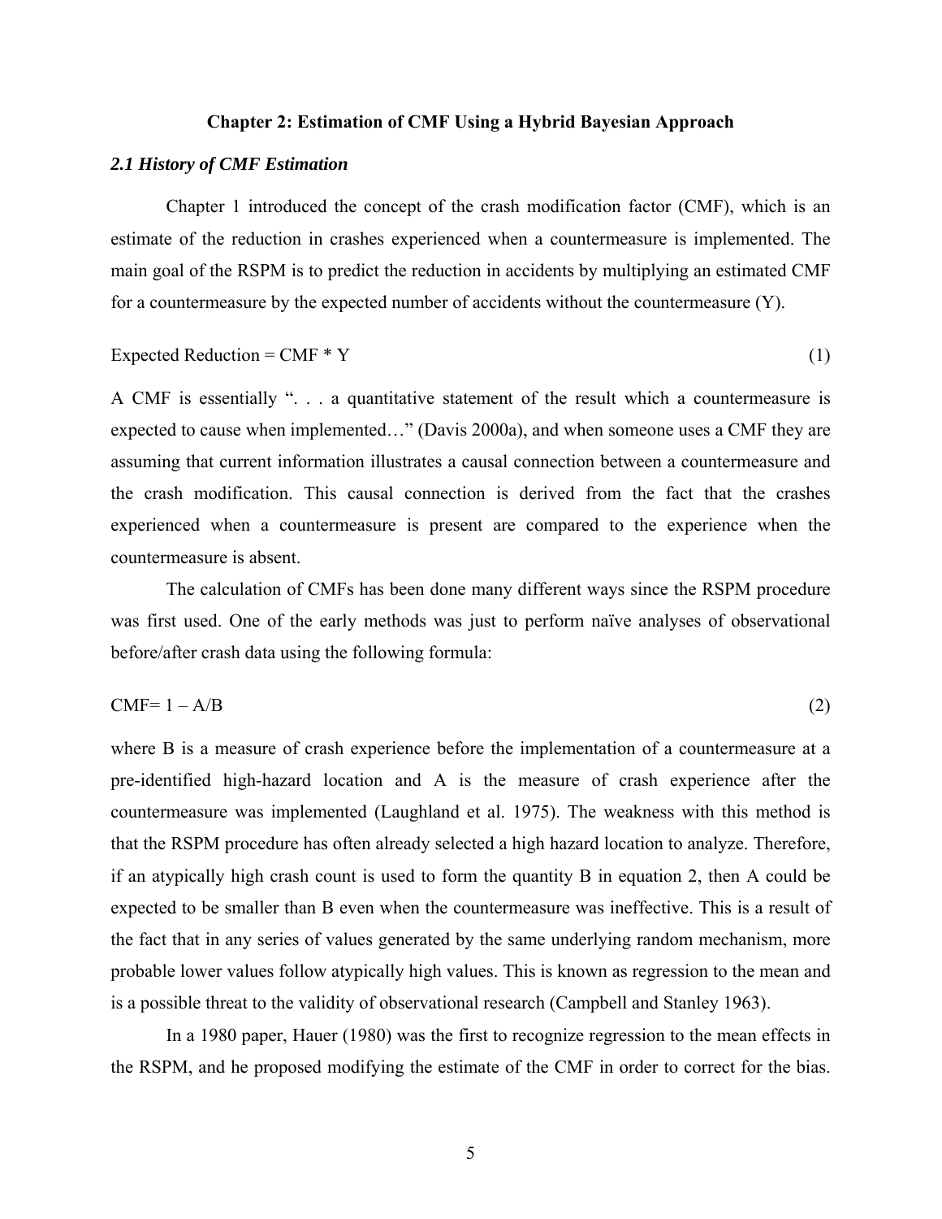## Chapter 2: Estimation of CMF Using a Hybrid Bayesian Approach

### *2.1 History of CMF Estimation*

Chapter 1 introduced the concept of the crash modification factor (CMF), which is an estimate of the reduction in crashes experienced when a countermeasure is implemented. The main goal of the RSPM is to predict the reduction in accidents by multiplying an estimated CMF for a countermeasure by the expected number of accidents without the countermeasure (Y).

$$\text{Expected Reduction} = \text{CMF} * Y \tag{1}$$

A CMF is essentially ". . . a quantitative statement of the result which a countermeasure is expected to cause when implemented…" (Davis 2000a), and when someone uses a CMF they are assuming that current information illustrates a causal connection between a countermeasure and the crash modification. This causal connection is derived from the fact that the crashes experienced when a countermeasure is present are compared to the experience when the countermeasure is absent.

The calculation of CMFs has been done many different ways since the RSPM procedure was first used. One of the early methods was just to perform naïve analyses of observational before/after crash data using the following formula:

$$\text{CMF} = 1 - A/B \tag{2}$$

where B is a measure of crash experience before the implementation of a countermeasure at a pre-identified high-hazard location and A is the measure of crash experience after the countermeasure was implemented (Laughland et al. 1975). The weakness with this method is that the RSPM procedure has often already selected a high hazard location to analyze. Therefore, if an atypically high crash count is used to form the quantity B in equation 2, then A could be expected to be smaller than B even when the countermeasure was ineffective. This is a result of the fact that in any series of values generated by the same underlying random mechanism, more probable lower values follow atypically high values. This is known as regression to the mean and is a possible threat to the validity of observational research (Campbell and Stanley 1963).

In a 1980 paper, Hauer (1980) was the first to recognize regression to the mean effects in the RSPM, and he proposed modifying the estimate of the CMF in order to correct for the bias.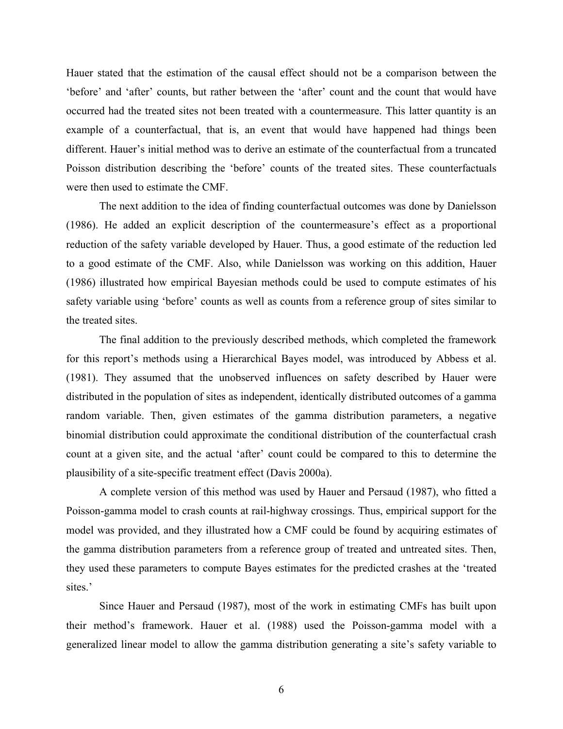Hauer stated that the estimation of the causal effect should not be a comparison between the 'before' and 'after' counts, but rather between the 'after' count and the count that would have occurred had the treated sites not been treated with a countermeasure. This latter quantity is an example of a counterfactual, that is, an event that would have happened had things been different. Hauer's initial method was to derive an estimate of the counterfactual from a truncated Poisson distribution describing the 'before' counts of the treated sites. These counterfactuals were then used to estimate the CMF.

The next addition to the idea of finding counterfactual outcomes was done by Danielsson (1986). He added an explicit description of the countermeasure's effect as a proportional reduction of the safety variable developed by Hauer. Thus, a good estimate of the reduction led to a good estimate of the CMF. Also, while Danielsson was working on this addition, Hauer (1986) illustrated how empirical Bayesian methods could be used to compute estimates of his safety variable using 'before' counts as well as counts from a reference group of sites similar to the treated sites.

The final addition to the previously described methods, which completed the framework for this report's methods using a Hierarchical Bayes model, was introduced by Abbess et al. (1981). They assumed that the unobserved influences on safety described by Hauer were distributed in the population of sites as independent, identically distributed outcomes of a gamma random variable. Then, given estimates of the gamma distribution parameters, a negative binomial distribution could approximate the conditional distribution of the counterfactual crash count at a given site, and the actual 'after' count could be compared to this to determine the plausibility of a site-specific treatment effect (Davis 2000a).

A complete version of this method was used by Hauer and Persaud (1987), who fitted a Poisson-gamma model to crash counts at rail-highway crossings. Thus, empirical support for the model was provided, and they illustrated how a CMF could be found by acquiring estimates of the gamma distribution parameters from a reference group of treated and untreated sites. Then, they used these parameters to compute Bayes estimates for the predicted crashes at the 'treated sites.'

Since Hauer and Persaud (1987), most of the work in estimating CMFs has built upon their method's framework. Hauer et al. (1988) used the Poisson-gamma model with a generalized linear model to allow the gamma distribution generating a site's safety variable to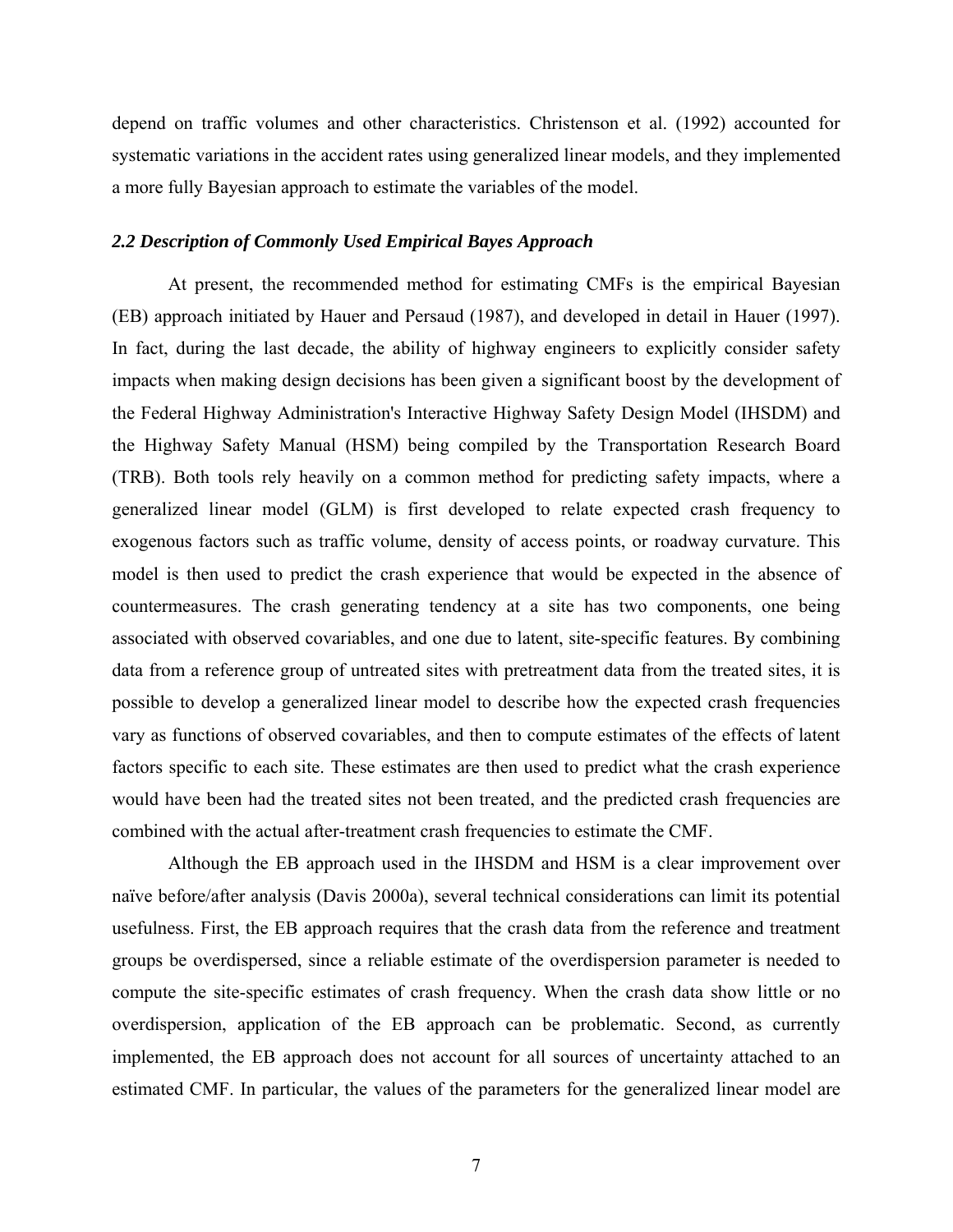depend on traffic volumes and other characteristics. Christenson et al. (1992) accounted for systematic variations in the accident rates using generalized linear models, and they implemented a more fully Bayesian approach to estimate the variables of the model.

### *2.2 Description of Commonly Used Empirical Bayes Approach*

At present, the recommended method for estimating CMFs is the empirical Bayesian (EB) approach initiated by Hauer and Persaud (1987), and developed in detail in Hauer (1997). In fact, during the last decade, the ability of highway engineers to explicitly consider safety impacts when making design decisions has been given a significant boost by the development of the Federal Highway Administration's Interactive Highway Safety Design Model (IHSDM) and the Highway Safety Manual (HSM) being compiled by the Transportation Research Board (TRB). Both tools rely heavily on a common method for predicting safety impacts, where a generalized linear model (GLM) is first developed to relate expected crash frequency to exogenous factors such as traffic volume, density of access points, or roadway curvature. This model is then used to predict the crash experience that would be expected in the absence of countermeasures. The crash generating tendency at a site has two components, one being associated with observed covariables, and one due to latent, site-specific features. By combining data from a reference group of untreated sites with pretreatment data from the treated sites, it is possible to develop a generalized linear model to describe how the expected crash frequencies vary as functions of observed covariables, and then to compute estimates of the effects of latent factors specific to each site. These estimates are then used to predict what the crash experience would have been had the treated sites not been treated, and the predicted crash frequencies are combined with the actual after-treatment crash frequencies to estimate the CMF.

Although the EB approach used in the IHSDM and HSM is a clear improvement over naïve before/after analysis (Davis 2000a), several technical considerations can limit its potential usefulness. First, the EB approach requires that the crash data from the reference and treatment groups be overdispersed, since a reliable estimate of the overdispersion parameter is needed to compute the site-specific estimates of crash frequency. When the crash data show little or no overdispersion, application of the EB approach can be problematic. Second, as currently implemented, the EB approach does not account for all sources of uncertainty attached to an estimated CMF. In particular, the values of the parameters for the generalized linear model are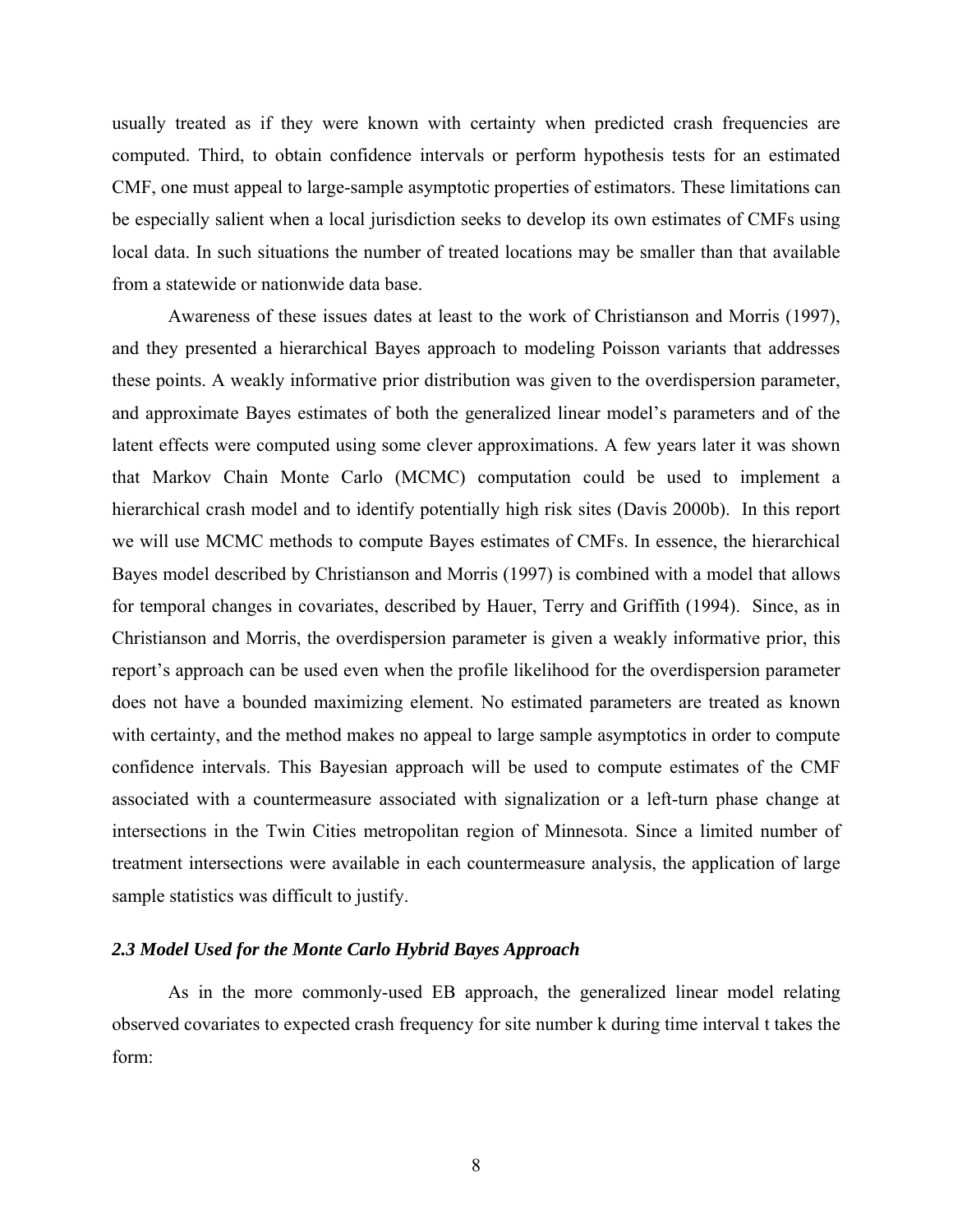usually treated as if they were known with certainty when predicted crash frequencies are computed. Third, to obtain confidence intervals or perform hypothesis tests for an estimated CMF, one must appeal to large-sample asymptotic properties of estimators. These limitations can be especially salient when a local jurisdiction seeks to develop its own estimates of CMFs using local data. In such situations the number of treated locations may be smaller than that available from a statewide or nationwide data base.

Awareness of these issues dates at least to the work of Christianson and Morris (1997), and they presented a hierarchical Bayes approach to modeling Poisson variants that addresses these points. A weakly informative prior distribution was given to the overdispersion parameter, and approximate Bayes estimates of both the generalized linear model's parameters and of the latent effects were computed using some clever approximations. A few years later it was shown that Markov Chain Monte Carlo (MCMC) computation could be used to implement a hierarchical crash model and to identify potentially high risk sites (Davis 2000b). In this report we will use MCMC methods to compute Bayes estimates of CMFs. In essence, the hierarchical Bayes model described by Christianson and Morris (1997) is combined with a model that allows for temporal changes in covariates, described by Hauer, Terry and Griffith (1994). Since, as in Christianson and Morris, the overdispersion parameter is given a weakly informative prior, this report's approach can be used even when the profile likelihood for the overdispersion parameter does not have a bounded maximizing element. No estimated parameters are treated as known with certainty, and the method makes no appeal to large sample asymptotics in order to compute confidence intervals. This Bayesian approach will be used to compute estimates of the CMF associated with a countermeasure associated with signalization or a left-turn phase change at intersections in the Twin Cities metropolitan region of Minnesota. Since a limited number of treatment intersections were available in each countermeasure analysis, the application of large sample statistics was difficult to justify.

### *2.3 Model Used for the Monte Carlo Hybrid Bayes Approach*

As in the more commonly-used EB approach, the generalized linear model relating observed covariates to expected crash frequency for site number k during time interval t takes the form: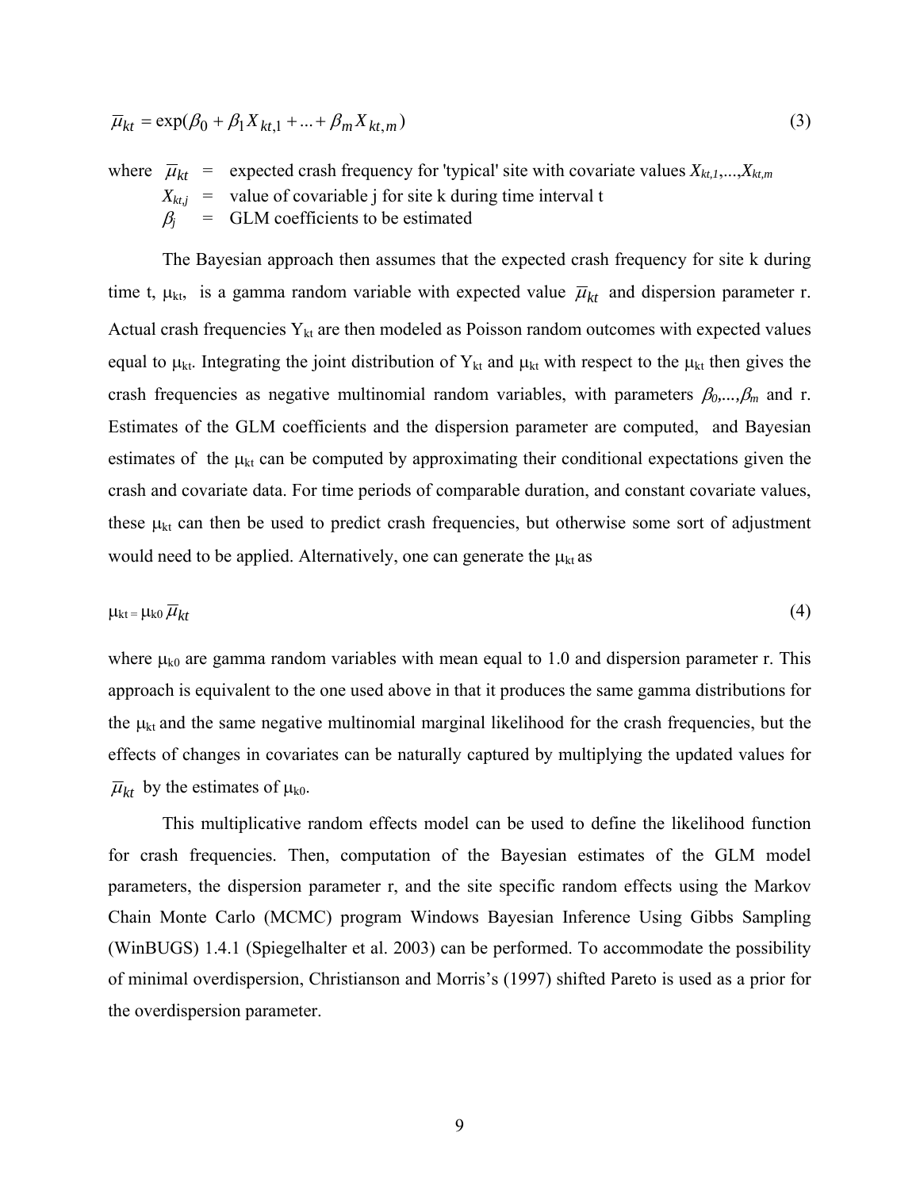$$\bar{\mu}_{kt} = \exp(\beta_0 + \beta_1 X_{kt,1} + ... + \beta_m X_{kt,m}) \tag{3}$$

where $\bar{\mu}_{kt}$ = expected crash frequency for 'typical' site with covariate values $X_{kt,1},...,X_{kt,m}$

$X_{kt,j}$ = value of covariable j for site k during time interval t

$\beta_j$ = GLM coefficients to be estimated

The Bayesian approach then assumes that the expected crash frequency for site k during time t, $\mu_{kt}$, is a gamma random variable with expected value $\bar{\mu}_{kt}$ and dispersion parameter r. Actual crash frequencies $Y_{kt}$ are then modeled as Poisson random outcomes with expected values equal to $\mu_{kt}$. Integrating the joint distribution of $Y_{kt}$ and $\mu_{kt}$ with respect to the $\mu_{kt}$ then gives the crash frequencies as negative multinomial random variables, with parameters $\beta_0,...,\beta_m$ and r. Estimates of the GLM coefficients and the dispersion parameter are computed, and Bayesian estimates of the $\mu_{kt}$ can be computed by approximating their conditional expectations given the crash and covariate data. For time periods of comparable duration, and constant covariate values, these $\mu_{kt}$ can then be used to predict crash frequencies, but otherwise some sort of adjustment would need to be applied. Alternatively, one can generate the $\mu_{kt}$ as

$$\mu_{kt} = \mu_{k0} \bar{\mu}_{kt} \tag{4}$$

where $\mu_{k0}$ are gamma random variables with mean equal to 1.0 and dispersion parameter r. This approach is equivalent to the one used above in that it produces the same gamma distributions for the $\mu_{kt}$ and the same negative multinomial marginal likelihood for the crash frequencies, but the effects of changes in covariates can be naturally captured by multiplying the updated values for $\bar{\mu}_{kt}$ by the estimates of $\mu_{k0}$.

This multiplicative random effects model can be used to define the likelihood function for crash frequencies. Then, computation of the Bayesian estimates of the GLM model parameters, the dispersion parameter r, and the site specific random effects using the Markov Chain Monte Carlo (MCMC) program Windows Bayesian Inference Using Gibbs Sampling (WinBUGS) 1.4.1 (Spiegelhalter et al. 2003) can be performed. To accommodate the possibility of minimal overdispersion, Christianson and Morris's (1997) shifted Pareto is used as a prior for the overdispersion parameter.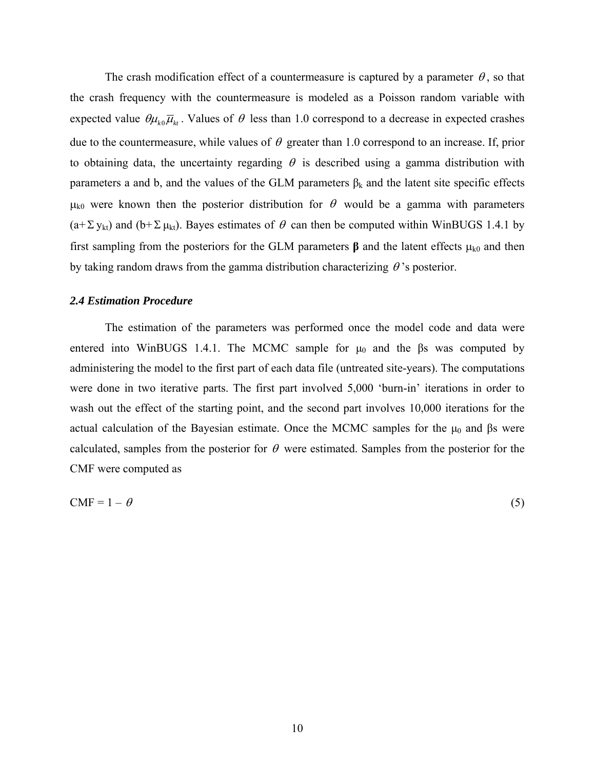The crash modification effect of a countermeasure is captured by a parameter $\theta$, so that the crash frequency with the countermeasure is modeled as a Poisson random variable with expected value $\theta\mu_{k0}\overline{\mu}_{kt}$. Values of $\theta$ less than 1.0 correspond to a decrease in expected crashes due to the countermeasure, while values of $\theta$ greater than 1.0 correspond to an increase. If, prior to obtaining data, the uncertainty regarding $\theta$ is described using a gamma distribution with parameters a and b, and the values of the GLM parameters $\beta_k$ and the latent site specific effects $\mu_{k0}$ were known then the posterior distribution for $\theta$ would be a gamma with parameters ($a+\Sigma\, y_{kt}$) and ($b+\Sigma\, \mu_{kt}$). Bayes estimates of $\theta$ can then be computed within WinBUGS 1.4.1 by first sampling from the posteriors for the GLM parameters $\boldsymbol{\beta}$ and the latent effects $\mu_{k0}$ and then by taking random draws from the gamma distribution characterizing $\theta$'s posterior.

### *2.4 Estimation Procedure*

The estimation of the parameters was performed once the model code and data were entered into WinBUGS 1.4.1. The MCMC sample for $\mu_0$ and the $\beta$s was computed by administering the model to the first part of each data file (untreated site-years). The computations were done in two iterative parts. The first part involved 5,000 'burn-in' iterations in order to wash out the effect of the starting point, and the second part involves 10,000 iterations for the actual calculation of the Bayesian estimate. Once the MCMC samples for the $\mu_0$ and $\beta$s were calculated, samples from the posterior for $\theta$ were estimated. Samples from the posterior for the CMF were computed as

$$\text{CMF} = 1 - \theta \tag{5}$$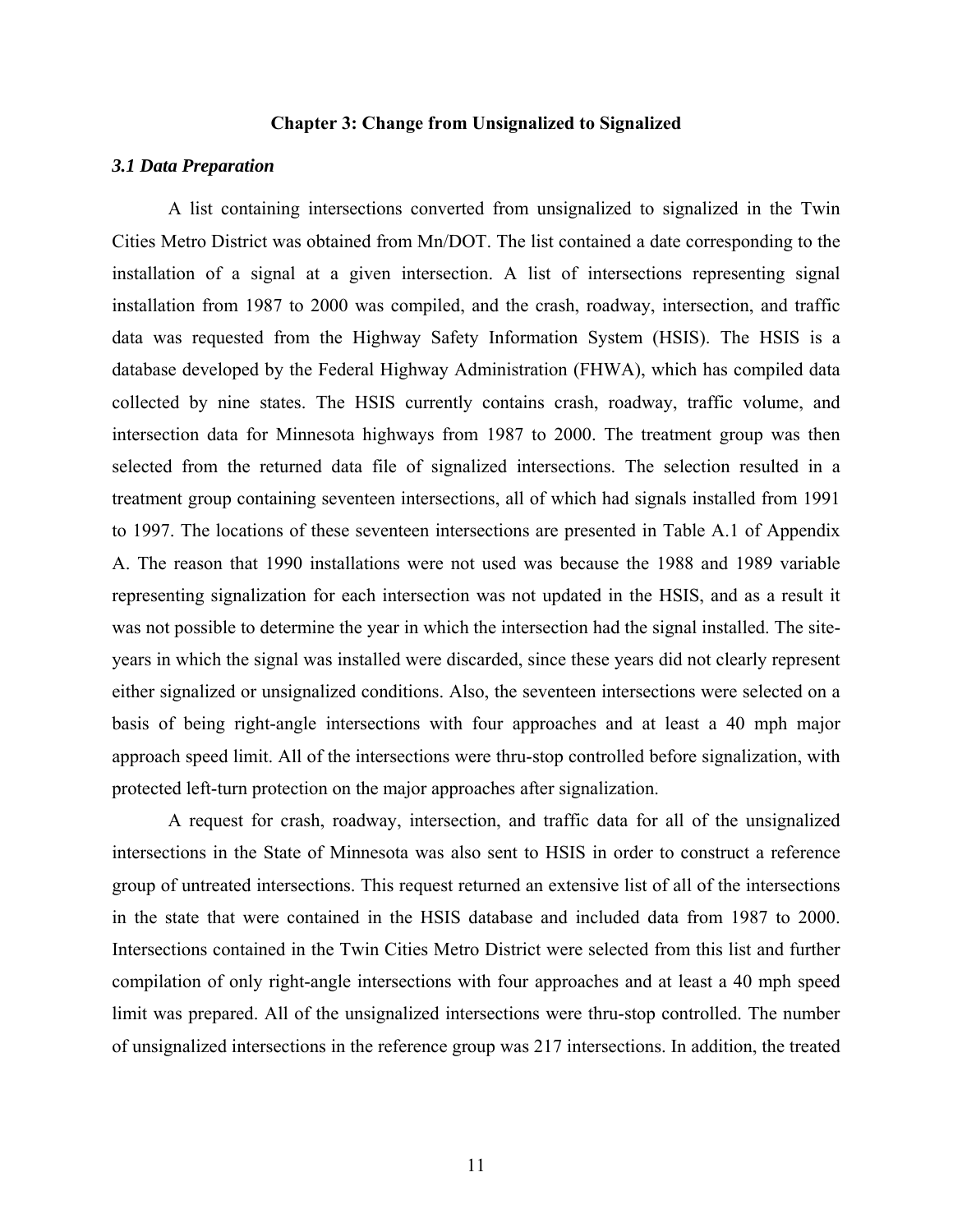# Chapter 3: Change from Unsignalized to Signalized

### *3.1 Data Preparation*

A list containing intersections converted from unsignalized to signalized in the Twin Cities Metro District was obtained from Mn/DOT. The list contained a date corresponding to the installation of a signal at a given intersection. A list of intersections representing signal installation from 1987 to 2000 was compiled, and the crash, roadway, intersection, and traffic data was requested from the Highway Safety Information System (HSIS). The HSIS is a database developed by the Federal Highway Administration (FHWA), which has compiled data collected by nine states. The HSIS currently contains crash, roadway, traffic volume, and intersection data for Minnesota highways from 1987 to 2000. The treatment group was then selected from the returned data file of signalized intersections. The selection resulted in a treatment group containing seventeen intersections, all of which had signals installed from 1991 to 1997. The locations of these seventeen intersections are presented in Table A.1 of Appendix A. The reason that 1990 installations were not used was because the 1988 and 1989 variable representing signalization for each intersection was not updated in the HSIS, and as a result it was not possible to determine the year in which the intersection had the signal installed. The site-years in which the signal was installed were discarded, since these years did not clearly represent either signalized or unsignalized conditions. Also, the seventeen intersections were selected on a basis of being right-angle intersections with four approaches and at least a 40 mph major approach speed limit. All of the intersections were thru-stop controlled before signalization, with protected left-turn protection on the major approaches after signalization.

A request for crash, roadway, intersection, and traffic data for all of the unsignalized intersections in the State of Minnesota was also sent to HSIS in order to construct a reference group of untreated intersections. This request returned an extensive list of all of the intersections in the state that were contained in the HSIS database and included data from 1987 to 2000. Intersections contained in the Twin Cities Metro District were selected from this list and further compilation of only right-angle intersections with four approaches and at least a 40 mph speed limit was prepared. All of the unsignalized intersections were thru-stop controlled. The number of unsignalized intersections in the reference group was 217 intersections. In addition, the treated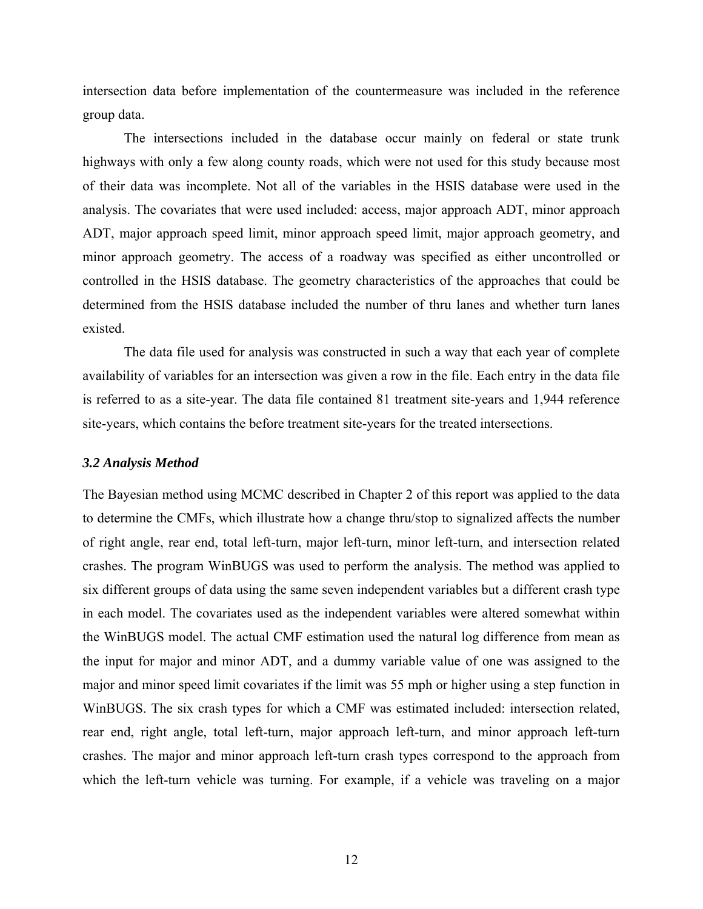intersection data before implementation of the countermeasure was included in the reference group data.

The intersections included in the database occur mainly on federal or state trunk highways with only a few along county roads, which were not used for this study because most of their data was incomplete. Not all of the variables in the HSIS database were used in the analysis. The covariates that were used included: access, major approach ADT, minor approach ADT, major approach speed limit, minor approach speed limit, major approach geometry, and minor approach geometry. The access of a roadway was specified as either uncontrolled or controlled in the HSIS database. The geometry characteristics of the approaches that could be determined from the HSIS database included the number of thru lanes and whether turn lanes existed.

The data file used for analysis was constructed in such a way that each year of complete availability of variables for an intersection was given a row in the file. Each entry in the data file is referred to as a site-year. The data file contained 81 treatment site-years and 1,944 reference site-years, which contains the before treatment site-years for the treated intersections.

### *3.2 Analysis Method*

The Bayesian method using MCMC described in Chapter 2 of this report was applied to the data to determine the CMFs, which illustrate how a change thru/stop to signalized affects the number of right angle, rear end, total left-turn, major left-turn, minor left-turn, and intersection related crashes. The program WinBUGS was used to perform the analysis. The method was applied to six different groups of data using the same seven independent variables but a different crash type in each model. The covariates used as the independent variables were altered somewhat within the WinBUGS model. The actual CMF estimation used the natural log difference from mean as the input for major and minor ADT, and a dummy variable value of one was assigned to the major and minor speed limit covariates if the limit was 55 mph or higher using a step function in WinBUGS. The six crash types for which a CMF was estimated included: intersection related, rear end, right angle, total left-turn, major approach left-turn, and minor approach left-turn crashes. The major and minor approach left-turn crash types correspond to the approach from which the left-turn vehicle was turning. For example, if a vehicle was traveling on a major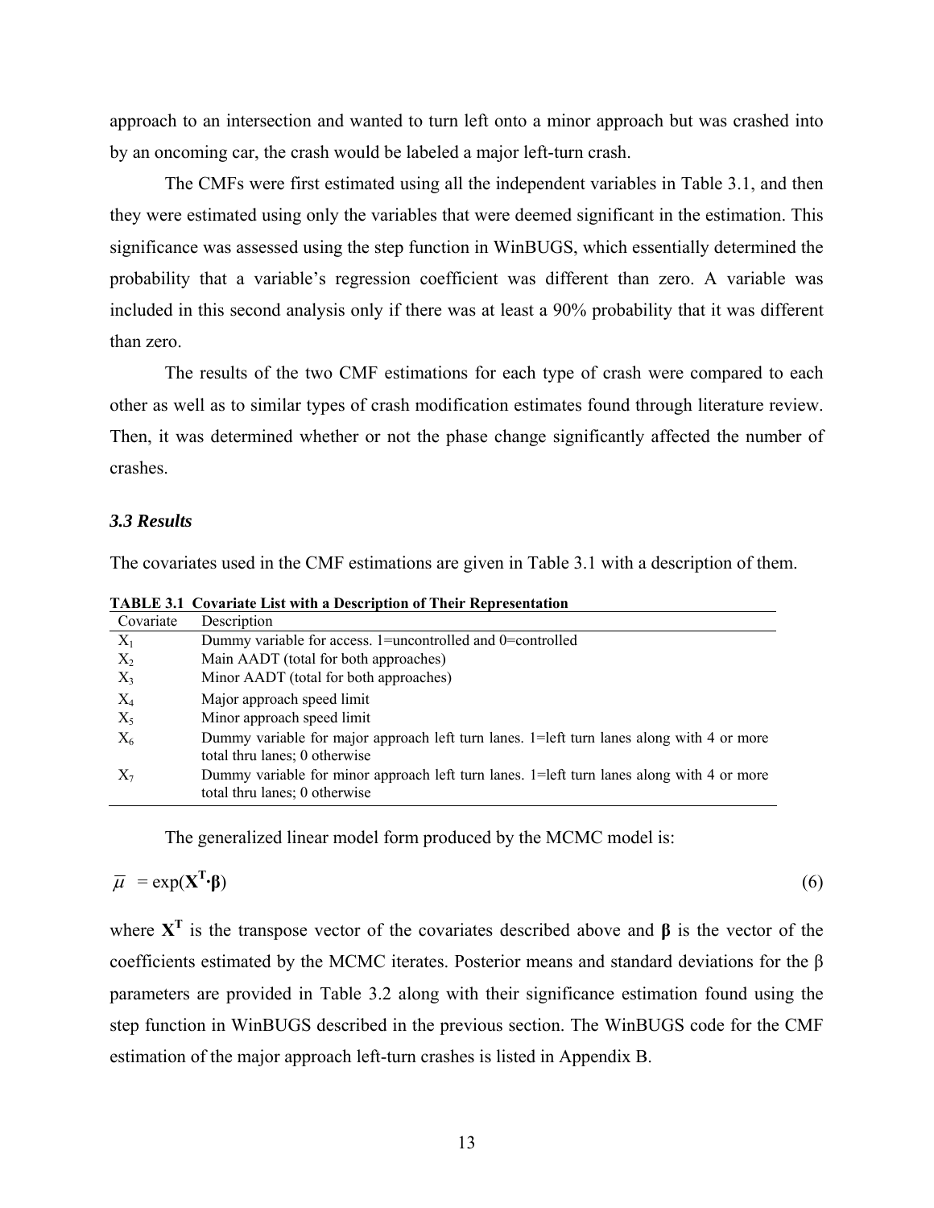approach to an intersection and wanted to turn left onto a minor approach but was crashed into by an oncoming car, the crash would be labeled a major left-turn crash.

The CMFs were first estimated using all the independent variables in Table 3.1, and then they were estimated using only the variables that were deemed significant in the estimation. This significance was assessed using the step function in WinBUGS, which essentially determined the probability that a variable's regression coefficient was different than zero. A variable was included in this second analysis only if there was at least a 90% probability that it was different than zero.

The results of the two CMF estimations for each type of crash were compared to each other as well as to similar types of crash modification estimates found through literature review. Then, it was determined whether or not the phase change significantly affected the number of crashes.

### *3.3 Results*

The covariates used in the CMF estimations are given in Table 3.1 with a description of them.

**TABLE 3.1 Covariate List with a Description of Their Representation**

| Covariate | Description |
|---|---|
| $X_1$ | Dummy variable for access. 1=uncontrolled and 0=controlled |
| $X_2$ | Main AADT (total for both approaches) |
| $X_3$ | Minor AADT (total for both approaches) |
| $X_4$ | Major approach speed limit |
| $X_5$ | Minor approach speed limit |
| $X_6$ | Dummy variable for major approach left turn lanes. 1=left turn lanes along with 4 or more total thru lanes; 0 otherwise |
| $X_7$ | Dummy variable for minor approach left turn lanes. 1=left turn lanes along with 4 or more total thru lanes; 0 otherwise |

The generalized linear model form produced by the MCMC model is:

$$\overline{\mu} = \exp(\mathbf{X^T} \cdot \boldsymbol{\beta}) \tag{6}$$

where $\mathbf{X^T}$ is the transpose vector of the covariates described above and $\boldsymbol{\beta}$ is the vector of the coefficients estimated by the MCMC iterates. Posterior means and standard deviations for the $\beta$ parameters are provided in Table 3.2 along with their significance estimation found using the step function in WinBUGS described in the previous section. The WinBUGS code for the CMF estimation of the major approach left-turn crashes is listed in Appendix B.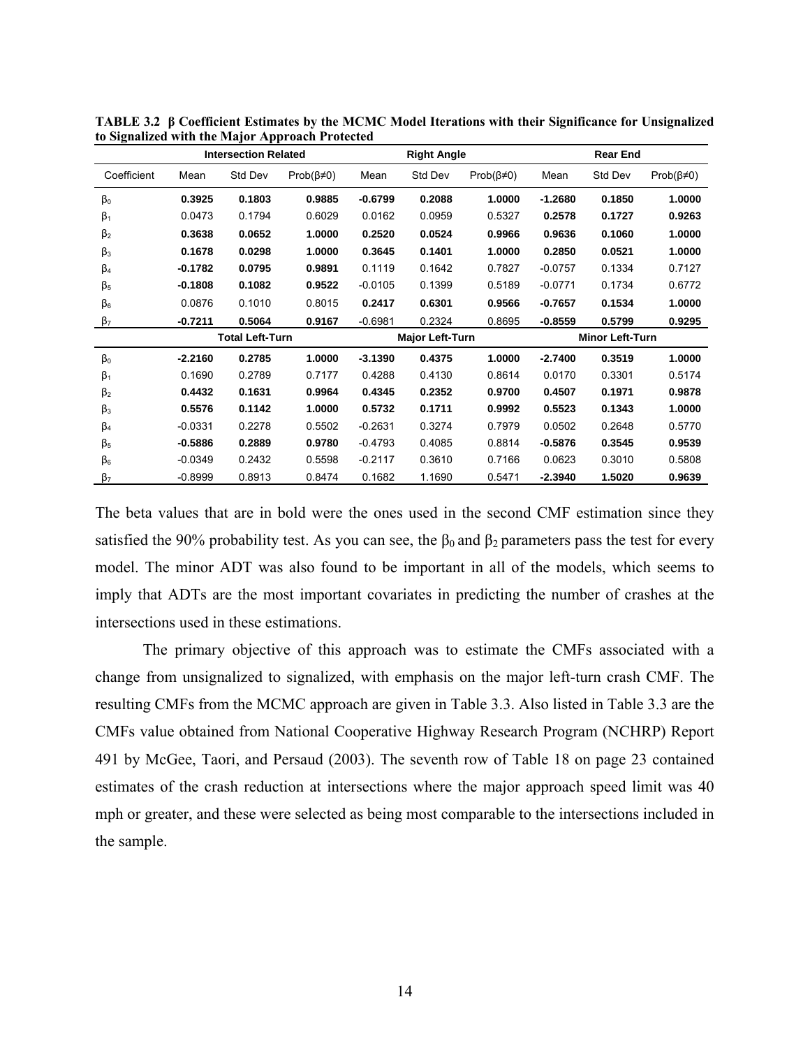**TABLE 3.2 β Coefficient Estimates by the MCMC Model Iterations with their Significance for Unsignalized to Signalized with the Major Approach Protected**

| | Intersection Related | | | Right Angle | | | Rear End | | |
|---|---|---|---|---|---|---|---|---|---|
| Coefficient | Mean | Std Dev | Prob(β≠0) | Mean | Std Dev | Prob(β≠0) | Mean | Std Dev | Prob(β≠0) |
| $\beta_0$ | **0.3925** | **0.1803** | **0.9885** | **-0.6799** | **0.2088** | **1.0000** | **-1.2680** | **0.1850** | **1.0000** |
| $\beta_1$ | 0.0473 | 0.1794 | 0.6029 | 0.0162 | 0.0959 | 0.5327 | **0.2578** | **0.1727** | **0.9263** |
| $\beta_2$ | **0.3638** | **0.0652** | **1.0000** | **0.2520** | **0.0524** | **0.9966** | **0.9636** | **0.1060** | **1.0000** |
| $\beta_3$ | **0.1678** | **0.0298** | **1.0000** | **0.3645** | **0.1401** | **1.0000** | **0.2850** | **0.0521** | **1.0000** |
| $\beta_4$ | **-0.1782** | **0.0795** | **0.9891** | 0.1119 | 0.1642 | 0.7827 | -0.0757 | 0.1334 | 0.7127 |
| $\beta_5$ | **-0.1808** | **0.1082** | **0.9522** | -0.0105 | 0.1399 | 0.5189 | -0.0771 | 0.1734 | 0.6772 |
| $\beta_6$ | 0.0876 | 0.1010 | 0.8015 | **0.2417** | **0.6301** | **0.9566** | **-0.7657** | **0.1534** | **1.0000** |
| $\beta_7$ | **-0.7211** | **0.5064** | **0.9167** | -0.6981 | 0.2324 | 0.8695 | **-0.8559** | **0.5799** | **0.9295** |
| | Total Left-Turn | | | Major Left-Turn | | | Minor Left-Turn | | |
| $\beta_0$ | **-2.2160** | **0.2785** | **1.0000** | **-3.1390** | **0.4375** | **1.0000** | **-2.7400** | **0.3519** | **1.0000** |
| $\beta_1$ | 0.1690 | 0.2789 | 0.7177 | 0.4288 | 0.4130 | 0.8614 | 0.0170 | 0.3301 | 0.5174 |
| $\beta_2$ | **0.4432** | **0.1631** | **0.9964** | **0.4345** | **0.2352** | **0.9700** | **0.4507** | **0.1971** | **0.9878** |
| $\beta_3$ | **0.5576** | **0.1142** | **1.0000** | **0.5732** | **0.1711** | **0.9992** | **0.5523** | **0.1343** | **1.0000** |
| $\beta_4$ | -0.0331 | 0.2278 | 0.5502 | -0.2631 | 0.3274 | 0.7979 | 0.0502 | 0.2648 | 0.5770 |
| $\beta_5$ | **-0.5886** | **0.2889** | **0.9780** | -0.4793 | 0.4085 | 0.8814 | **-0.5876** | **0.3545** | **0.9539** |
| $\beta_6$ | -0.0349 | 0.2432 | 0.5598 | -0.2117 | 0.3610 | 0.7166 | 0.0623 | 0.3010 | 0.5808 |
| $\beta_7$ | -0.8999 | 0.8913 | 0.8474 | 0.1682 | 1.1690 | 0.5471 | **-2.3940** | **1.5020** | **0.9639** |

The beta values that are in bold were the ones used in the second CMF estimation since they satisfied the 90% probability test. As you can see, the $\beta_0$ and $\beta_2$ parameters pass the test for every model. The minor ADT was also found to be important in all of the models, which seems to imply that ADTs are the most important covariates in predicting the number of crashes at the intersections used in these estimations.

The primary objective of this approach was to estimate the CMFs associated with a change from unsignalized to signalized, with emphasis on the major left-turn crash CMF. The resulting CMFs from the MCMC approach are given in Table 3.3. Also listed in Table 3.3 are the CMFs value obtained from National Cooperative Highway Research Program (NCHRP) Report 491 by McGee, Taori, and Persaud (2003). The seventh row of Table 18 on page 23 contained estimates of the crash reduction at intersections where the major approach speed limit was 40 mph or greater, and these were selected as being most comparable to the intersections included in the sample.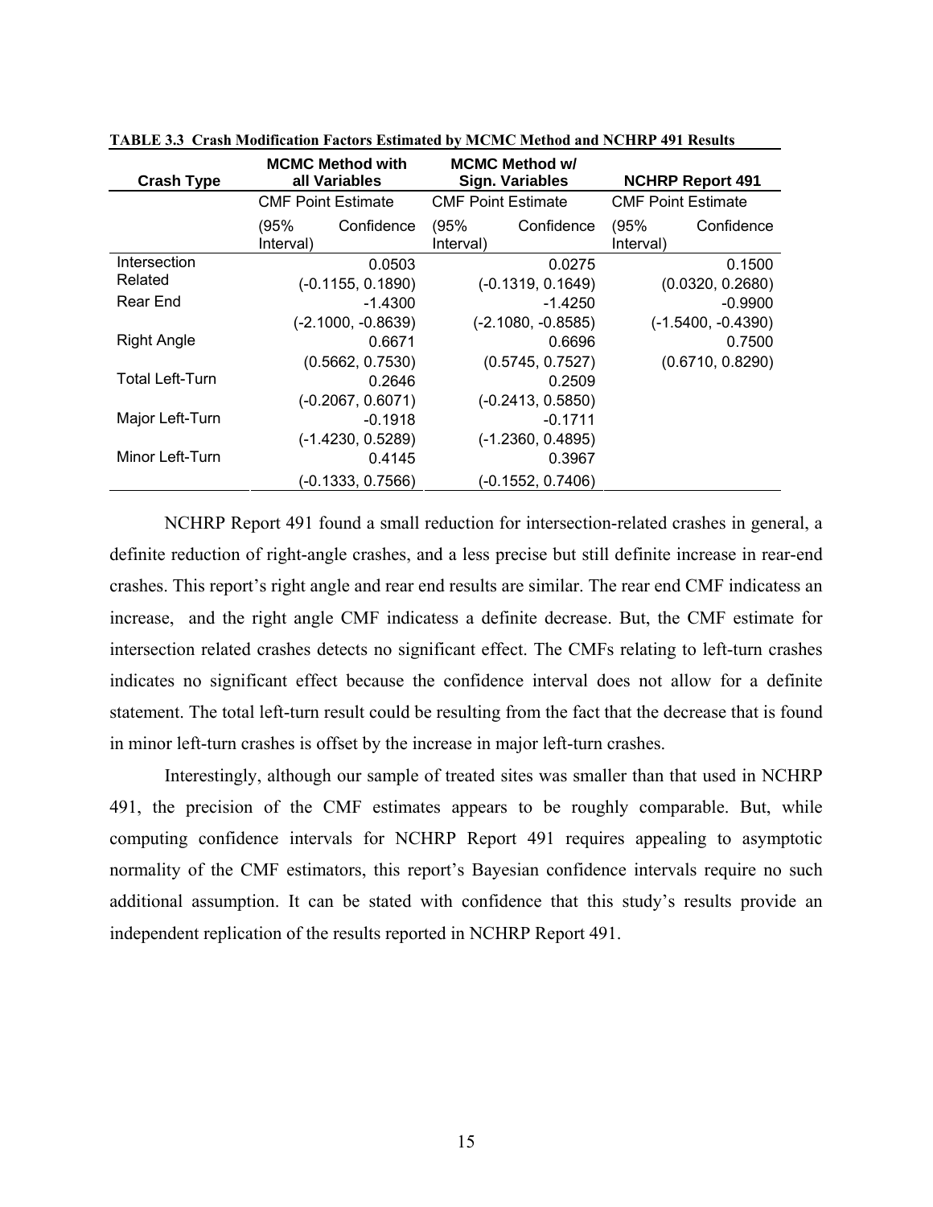**TABLE 3.3 Crash Modification Factors Estimated by MCMC Method and NCHRP 491 Results**

| Crash Type | MCMC Method with all Variables | MCMC Method w/ Sign. Variables | NCHRP Report 491 |
|---|---|---|---|
| | CMF Point Estimate | CMF Point Estimate | CMF Point Estimate |
| | (95% Confidence Interval) | (95% Confidence Interval) | (95% Confidence Interval) |
| Intersection Related | 0.0503 | 0.0275 | 0.1500 |
| | (-0.1155, 0.1890) | (-0.1319, 0.1649) | (0.0320, 0.2680) |
| Rear End | -1.4300 | -1.4250 | -0.9900 |
| | (-2.1000, -0.8639) | (-2.1080, -0.8585) | (-1.5400, -0.4390) |
| Right Angle | 0.6671 | 0.6696 | 0.7500 |
| | (0.5662, 0.7530) | (0.5745, 0.7527) | (0.6710, 0.8290) |
| Total Left-Turn | 0.2646 | 0.2509 | |
| | (-0.2067, 0.6071) | (-0.2413, 0.5850) | |
| Major Left-Turn | -0.1918 | -0.1711 | |
| | (-1.4230, 0.5289) | (-1.2360, 0.4895) | |
| Minor Left-Turn | 0.4145 | 0.3967 | |
| | (-0.1333, 0.7566) | (-0.1552, 0.7406) | |

NCHRP Report 491 found a small reduction for intersection-related crashes in general, a definite reduction of right-angle crashes, and a less precise but still definite increase in rear-end crashes. This report's right angle and rear end results are similar. The rear end CMF indicatess an increase, and the right angle CMF indicatess a definite decrease. But, the CMF estimate for intersection related crashes detects no significant effect. The CMFs relating to left-turn crashes indicates no significant effect because the confidence interval does not allow for a definite statement. The total left-turn result could be resulting from the fact that the decrease that is found in minor left-turn crashes is offset by the increase in major left-turn crashes.

Interestingly, although our sample of treated sites was smaller than that used in NCHRP 491, the precision of the CMF estimates appears to be roughly comparable. But, while computing confidence intervals for NCHRP Report 491 requires appealing to asymptotic normality of the CMF estimators, this report's Bayesian confidence intervals require no such additional assumption. It can be stated with confidence that this study's results provide an independent replication of the results reported in NCHRP Report 491.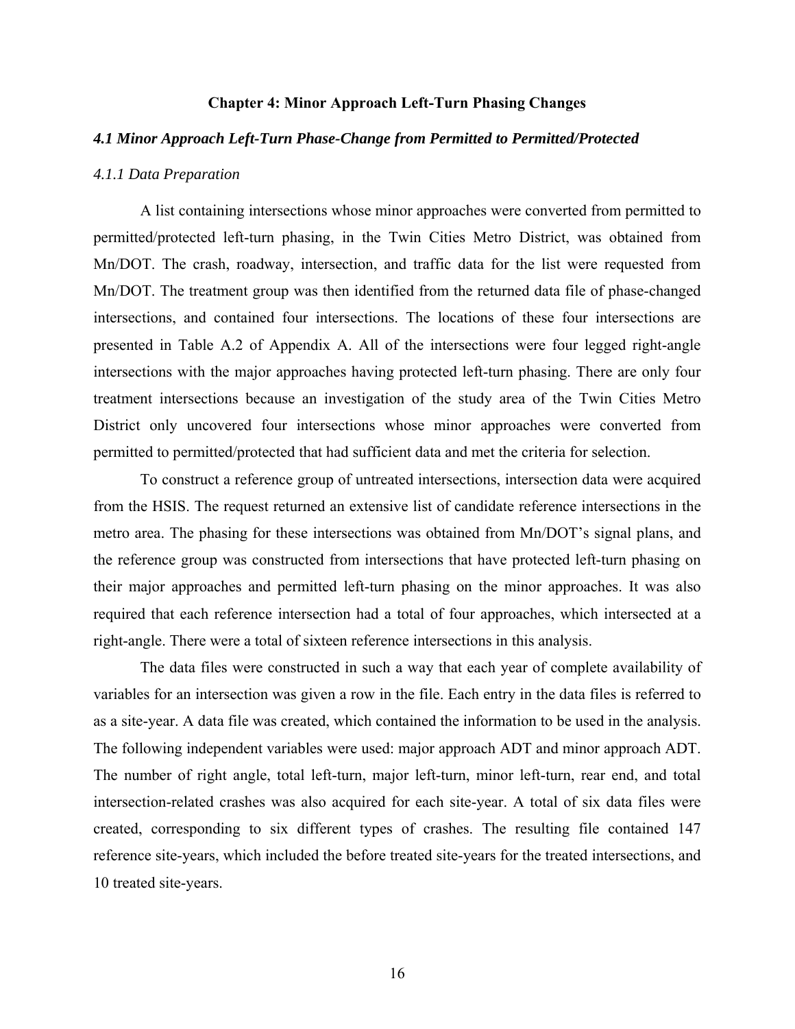# Chapter 4: Minor Approach Left-Turn Phasing Changes

## *4.1 Minor Approach Left-Turn Phase-Change from Permitted to Permitted/Protected*

### *4.1.1 Data Preparation*

A list containing intersections whose minor approaches were converted from permitted to permitted/protected left-turn phasing, in the Twin Cities Metro District, was obtained from Mn/DOT. The crash, roadway, intersection, and traffic data for the list were requested from Mn/DOT. The treatment group was then identified from the returned data file of phase-changed intersections, and contained four intersections. The locations of these four intersections are presented in Table A.2 of Appendix A. All of the intersections were four legged right-angle intersections with the major approaches having protected left-turn phasing. There are only four treatment intersections because an investigation of the study area of the Twin Cities Metro District only uncovered four intersections whose minor approaches were converted from permitted to permitted/protected that had sufficient data and met the criteria for selection.

To construct a reference group of untreated intersections, intersection data were acquired from the HSIS. The request returned an extensive list of candidate reference intersections in the metro area. The phasing for these intersections was obtained from Mn/DOT's signal plans, and the reference group was constructed from intersections that have protected left-turn phasing on their major approaches and permitted left-turn phasing on the minor approaches. It was also required that each reference intersection had a total of four approaches, which intersected at a right-angle. There were a total of sixteen reference intersections in this analysis.

The data files were constructed in such a way that each year of complete availability of variables for an intersection was given a row in the file. Each entry in the data files is referred to as a site-year. A data file was created, which contained the information to be used in the analysis. The following independent variables were used: major approach ADT and minor approach ADT. The number of right angle, total left-turn, major left-turn, minor left-turn, rear end, and total intersection-related crashes was also acquired for each site-year. A total of six data files were created, corresponding to six different types of crashes. The resulting file contained 147 reference site-years, which included the before treated site-years for the treated intersections, and 10 treated site-years.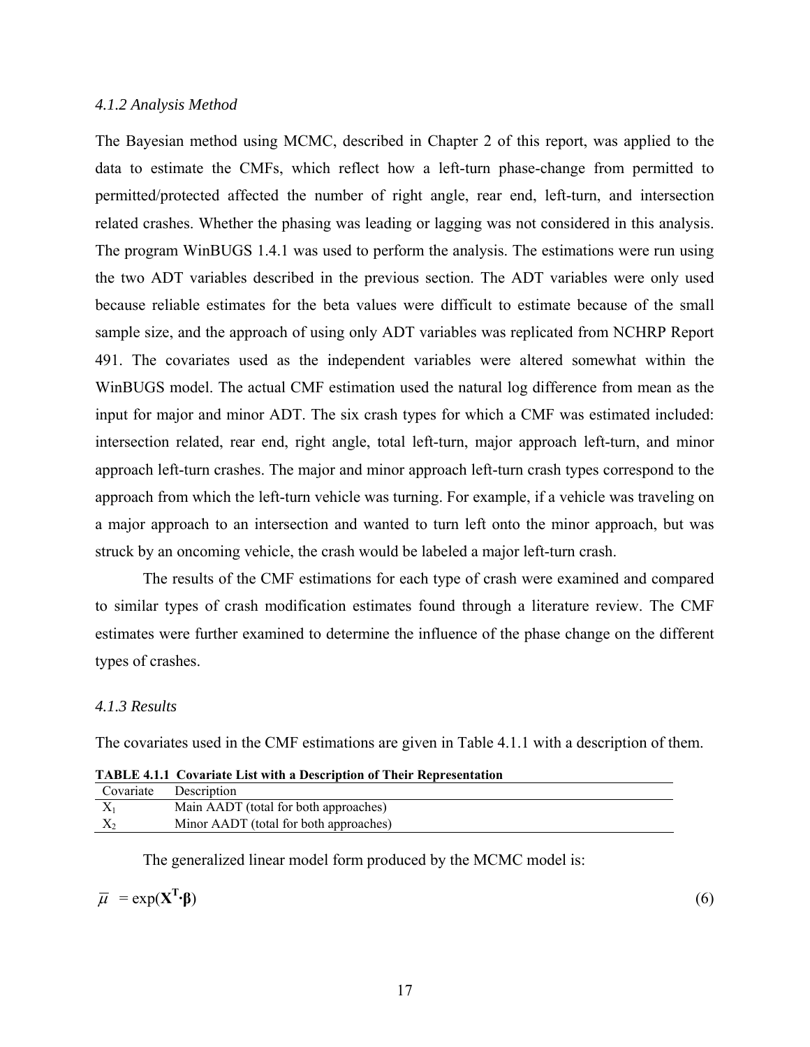#### *4.1.2 Analysis Method*

The Bayesian method using MCMC, described in Chapter 2 of this report, was applied to the data to estimate the CMFs, which reflect how a left-turn phase-change from permitted to permitted/protected affected the number of right angle, rear end, left-turn, and intersection related crashes. Whether the phasing was leading or lagging was not considered in this analysis. The program WinBUGS 1.4.1 was used to perform the analysis. The estimations were run using the two ADT variables described in the previous section. The ADT variables were only used because reliable estimates for the beta values were difficult to estimate because of the small sample size, and the approach of using only ADT variables was replicated from NCHRP Report 491. The covariates used as the independent variables were altered somewhat within the WinBUGS model. The actual CMF estimation used the natural log difference from mean as the input for major and minor ADT. The six crash types for which a CMF was estimated included: intersection related, rear end, right angle, total left-turn, major approach left-turn, and minor approach left-turn crashes. The major and minor approach left-turn crash types correspond to the approach from which the left-turn vehicle was turning. For example, if a vehicle was traveling on a major approach to an intersection and wanted to turn left onto the minor approach, but was struck by an oncoming vehicle, the crash would be labeled a major left-turn crash.

The results of the CMF estimations for each type of crash were examined and compared to similar types of crash modification estimates found through a literature review. The CMF estimates were further examined to determine the influence of the phase change on the different types of crashes.

#### *4.1.3 Results*

The covariates used in the CMF estimations are given in Table 4.1.1 with a description of them.

**TABLE 4.1.1 Covariate List with a Description of Their Representation**

| Covariate | Description |
|---|---|
| $X_1$ | Main AADT (total for both approaches) |
| $X_2$ | Minor AADT (total for both approaches) |

The generalized linear model form produced by the MCMC model is:

$$\bar{\mu} = \exp(\mathbf{X}^{\mathbf{T}} \cdot \boldsymbol{\beta}) \tag{6}$$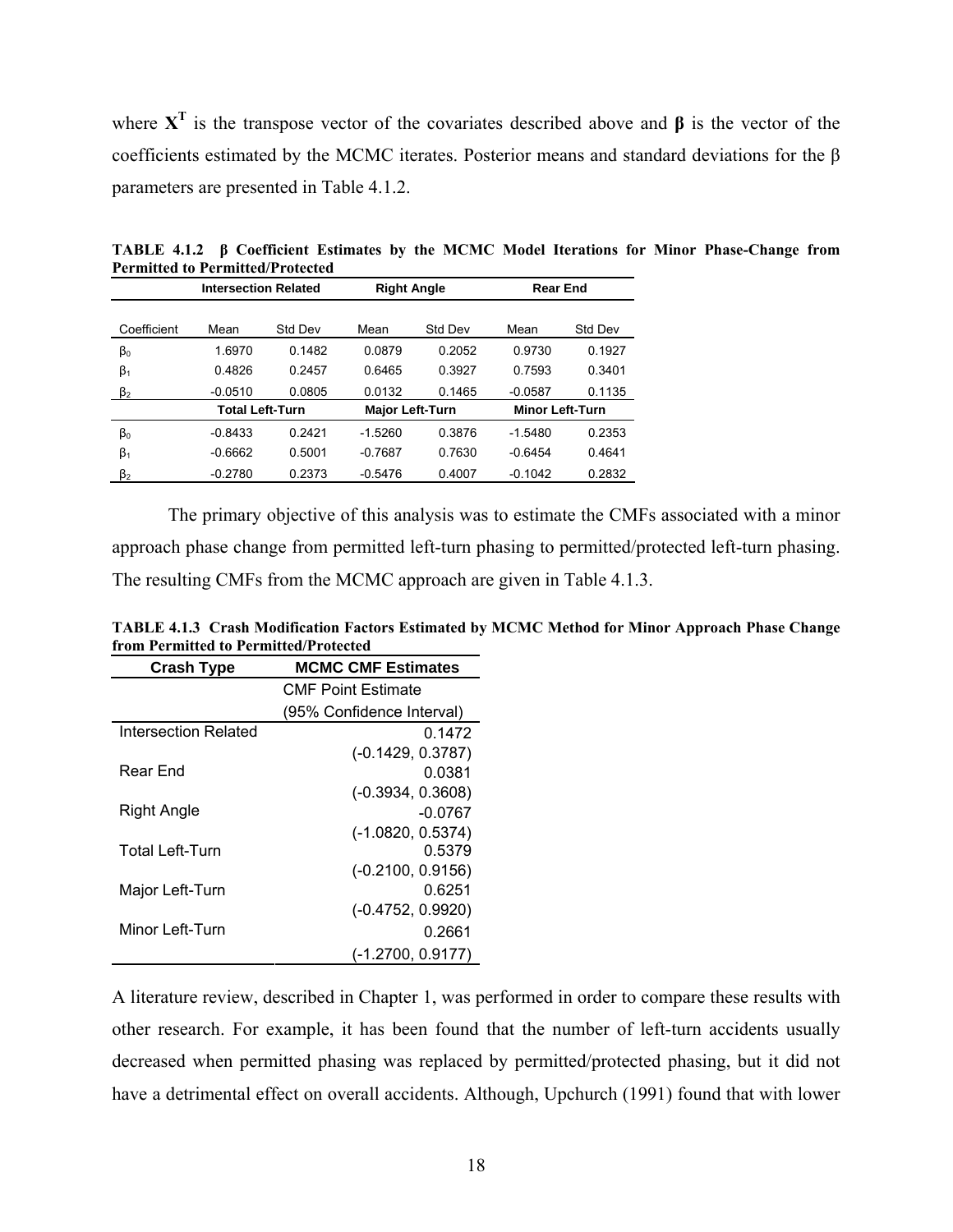where $\mathbf{X^T}$ is the transpose vector of the covariates described above and $\boldsymbol{\beta}$ is the vector of the coefficients estimated by the MCMC iterates. Posterior means and standard deviations for the β parameters are presented in Table 4.1.2.

**TABLE 4.1.2 β Coefficient Estimates by the MCMC Model Iterations for Minor Phase-Change from Permitted to Permitted/Protected**

| | Intersection Related | | Right Angle | | Rear End | |
|---|---|---|---|---|---|---|
| Coefficient | Mean | Std Dev | Mean | Std Dev | Mean | Std Dev |
| $\beta_0$ | 1.6970 | 0.1482 | 0.0879 | 0.2052 | 0.9730 | 0.1927 |
| $\beta_1$ | 0.4826 | 0.2457 | 0.6465 | 0.3927 | 0.7593 | 0.3401 |
| $\beta_2$ | -0.0510 | 0.0805 | 0.0132 | 0.1465 | -0.0587 | 0.1135 |
| | **Total Left-Turn** | | **Major Left-Turn** | | **Minor Left-Turn** | |
| $\beta_0$ | -0.8433 | 0.2421 | -1.5260 | 0.3876 | -1.5480 | 0.2353 |
| $\beta_1$ | -0.6662 | 0.5001 | -0.7687 | 0.7630 | -0.6454 | 0.4641 |
| $\beta_2$ | -0.2780 | 0.2373 | -0.5476 | 0.4007 | -0.1042 | 0.2832 |

The primary objective of this analysis was to estimate the CMFs associated with a minor approach phase change from permitted left-turn phasing to permitted/protected left-turn phasing. The resulting CMFs from the MCMC approach are given in Table 4.1.3.

**TABLE 4.1.3 Crash Modification Factors Estimated by MCMC Method for Minor Approach Phase Change from Permitted to Permitted/Protected**

| Crash Type | MCMC CMF Estimates |
|---|---|
| | CMF Point Estimate (95% Confidence Interval) |
| Intersection Related | 0.1472 (-0.1429, 0.3787) |
| Rear End | 0.0381 (-0.3934, 0.3608) |
| Right Angle | -0.0767 (-1.0820, 0.5374) |
| Total Left-Turn | 0.5379 (-0.2100, 0.9156) |
| Major Left-Turn | 0.6251 (-0.4752, 0.9920) |
| Minor Left-Turn | 0.2661 (-1.2700, 0.9177) |

A literature review, described in Chapter 1, was performed in order to compare these results with other research. For example, it has been found that the number of left-turn accidents usually decreased when permitted phasing was replaced by permitted/protected phasing, but it did not have a detrimental effect on overall accidents. Although, Upchurch (1991) found that with lower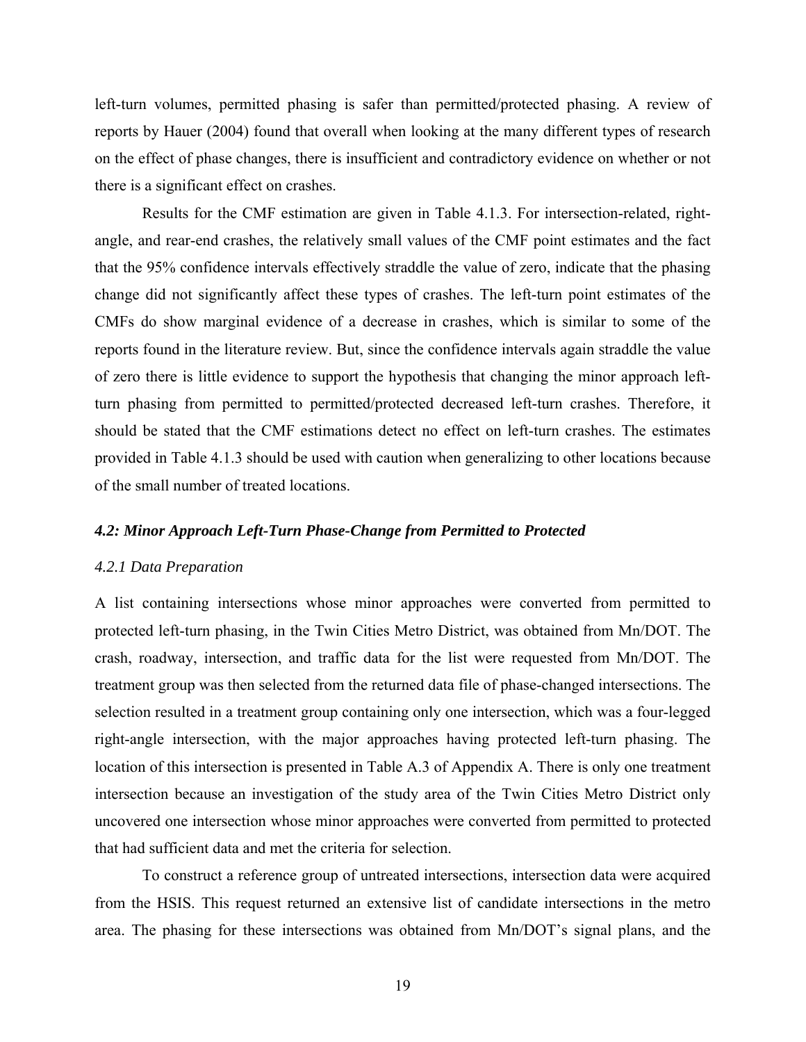left-turn volumes, permitted phasing is safer than permitted/protected phasing. A review of reports by Hauer (2004) found that overall when looking at the many different types of research on the effect of phase changes, there is insufficient and contradictory evidence on whether or not there is a significant effect on crashes.

Results for the CMF estimation are given in Table 4.1.3. For intersection-related, right-angle, and rear-end crashes, the relatively small values of the CMF point estimates and the fact that the 95% confidence intervals effectively straddle the value of zero, indicate that the phasing change did not significantly affect these types of crashes. The left-turn point estimates of the CMFs do show marginal evidence of a decrease in crashes, which is similar to some of the reports found in the literature review. But, since the confidence intervals again straddle the value of zero there is little evidence to support the hypothesis that changing the minor approach left-turn phasing from permitted to permitted/protected decreased left-turn crashes. Therefore, it should be stated that the CMF estimations detect no effect on left-turn crashes. The estimates provided in Table 4.1.3 should be used with caution when generalizing to other locations because of the small number of treated locations.

### *4.2: Minor Approach Left-Turn Phase-Change from Permitted to Protected*

#### *4.2.1 Data Preparation*

A list containing intersections whose minor approaches were converted from permitted to protected left-turn phasing, in the Twin Cities Metro District, was obtained from Mn/DOT. The crash, roadway, intersection, and traffic data for the list were requested from Mn/DOT. The treatment group was then selected from the returned data file of phase-changed intersections. The selection resulted in a treatment group containing only one intersection, which was a four-legged right-angle intersection, with the major approaches having protected left-turn phasing. The location of this intersection is presented in Table A.3 of Appendix A. There is only one treatment intersection because an investigation of the study area of the Twin Cities Metro District only uncovered one intersection whose minor approaches were converted from permitted to protected that had sufficient data and met the criteria for selection.

To construct a reference group of untreated intersections, intersection data were acquired from the HSIS. This request returned an extensive list of candidate intersections in the metro area. The phasing for these intersections was obtained from Mn/DOT's signal plans, and the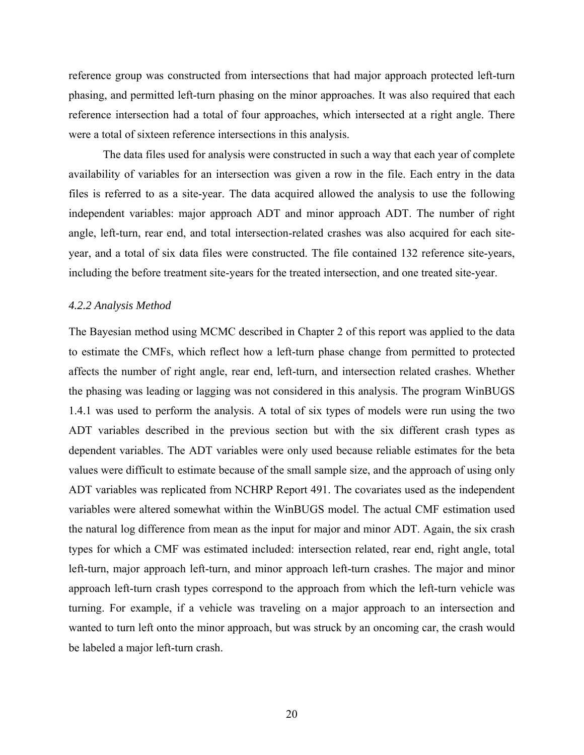reference group was constructed from intersections that had major approach protected left-turn phasing, and permitted left-turn phasing on the minor approaches. It was also required that each reference intersection had a total of four approaches, which intersected at a right angle. There were a total of sixteen reference intersections in this analysis.

The data files used for analysis were constructed in such a way that each year of complete availability of variables for an intersection was given a row in the file. Each entry in the data files is referred to as a site-year. The data acquired allowed the analysis to use the following independent variables: major approach ADT and minor approach ADT. The number of right angle, left-turn, rear end, and total intersection-related crashes was also acquired for each site-year, and a total of six data files were constructed. The file contained 132 reference site-years, including the before treatment site-years for the treated intersection, and one treated site-year.

### *4.2.2 Analysis Method*

The Bayesian method using MCMC described in Chapter 2 of this report was applied to the data to estimate the CMFs, which reflect how a left-turn phase change from permitted to protected affects the number of right angle, rear end, left-turn, and intersection related crashes. Whether the phasing was leading or lagging was not considered in this analysis. The program WinBUGS 1.4.1 was used to perform the analysis. A total of six types of models were run using the two ADT variables described in the previous section but with the six different crash types as dependent variables. The ADT variables were only used because reliable estimates for the beta values were difficult to estimate because of the small sample size, and the approach of using only ADT variables was replicated from NCHRP Report 491. The covariates used as the independent variables were altered somewhat within the WinBUGS model. The actual CMF estimation used the natural log difference from mean as the input for major and minor ADT. Again, the six crash types for which a CMF was estimated included: intersection related, rear end, right angle, total left-turn, major approach left-turn, and minor approach left-turn crashes. The major and minor approach left-turn crash types correspond to the approach from which the left-turn vehicle was turning. For example, if a vehicle was traveling on a major approach to an intersection and wanted to turn left onto the minor approach, but was struck by an oncoming car, the crash would be labeled a major left-turn crash.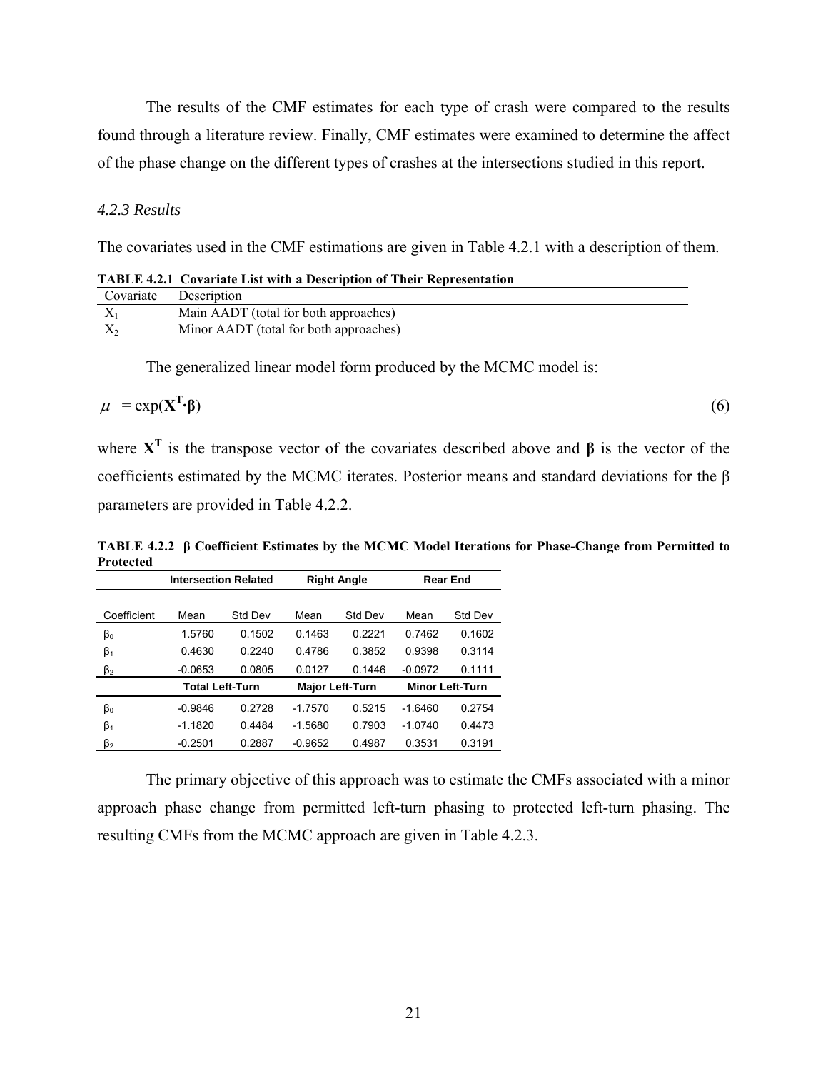The results of the CMF estimates for each type of crash were compared to the results found through a literature review. Finally, CMF estimates were examined to determine the affect of the phase change on the different types of crashes at the intersections studied in this report.

### *4.2.3 Results*

The covariates used in the CMF estimations are given in Table 4.2.1 with a description of them.

**TABLE 4.2.1 Covariate List with a Description of Their Representation**

| Covariate | Description |
|---|---|
| $X_1$ | Main AADT (total for both approaches) |
| $X_2$ | Minor AADT (total for both approaches) |

The generalized linear model form produced by the MCMC model is:

$$\bar{\mu} = \exp(\mathbf{X}^{\mathbf{T}} \cdot \boldsymbol{\beta}) \tag{6}$$

where $\mathbf{X}^{\mathbf{T}}$ is the transpose vector of the covariates described above and $\boldsymbol{\beta}$ is the vector of the coefficients estimated by the MCMC iterates. Posterior means and standard deviations for the $\beta$ parameters are provided in Table 4.2.2.

**TABLE 4.2.2 β Coefficient Estimates by the MCMC Model Iterations for Phase-Change from Permitted to Protected**

| | **Intersection Related** | | **Right Angle** | | **Rear End** | |
|---|---|---|---|---|---|---|
| Coefficient | Mean | Std Dev | Mean | Std Dev | Mean | Std Dev |
| $\beta_0$ | 1.5760 | 0.1502 | 0.1463 | 0.2221 | 0.7462 | 0.1602 |
| $\beta_1$ | 0.4630 | 0.2240 | 0.4786 | 0.3852 | 0.9398 | 0.3114 |
| $\beta_2$ | -0.0653 | 0.0805 | 0.0127 | 0.1446 | -0.0972 | 0.1111 |
| | **Total Left-Turn** | | **Major Left-Turn** | | **Minor Left-Turn** | |
| $\beta_0$ | -0.9846 | 0.2728 | -1.7570 | 0.5215 | -1.6460 | 0.2754 |
| $\beta_1$ | -1.1820 | 0.4484 | -1.5680 | 0.7903 | -1.0740 | 0.4473 |
| $\beta_2$ | -0.2501 | 0.2887 | -0.9652 | 0.4987 | 0.3531 | 0.3191 |

The primary objective of this approach was to estimate the CMFs associated with a minor approach phase change from permitted left-turn phasing to protected left-turn phasing. The resulting CMFs from the MCMC approach are given in Table 4.2.3.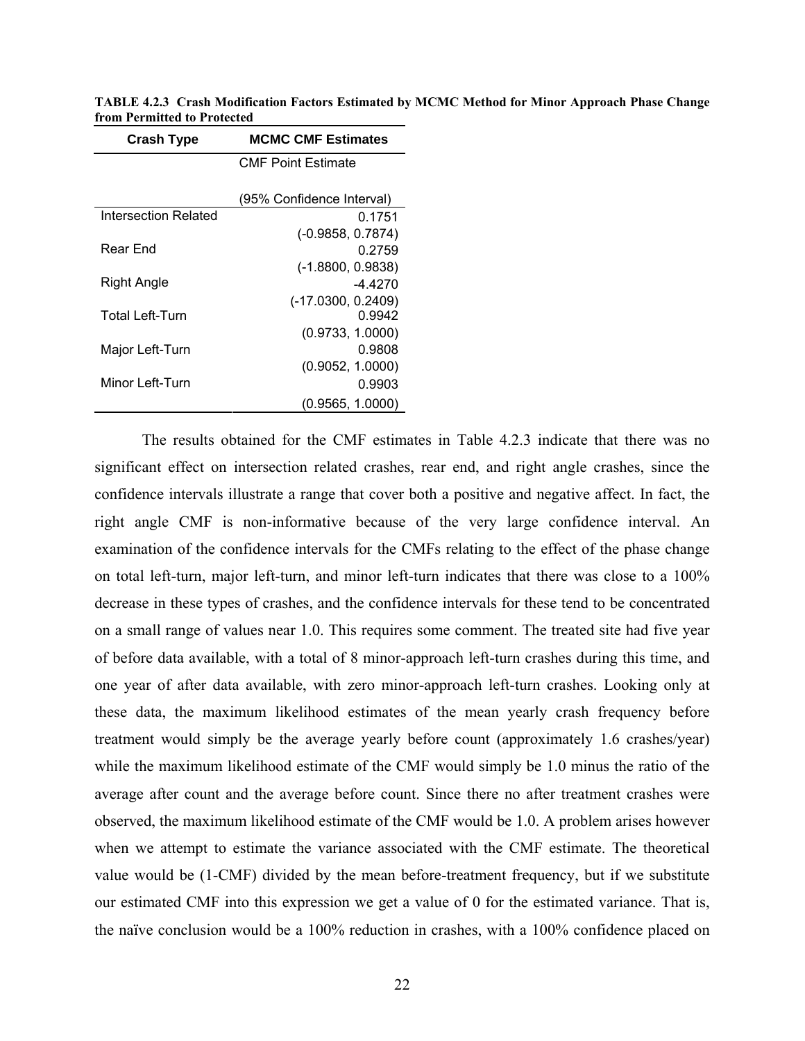**TABLE 4.2.3 Crash Modification Factors Estimated by MCMC Method for Minor Approach Phase Change from Permitted to Protected**

| Crash Type | MCMC CMF Estimates |
|---|---|
| | CMF Point Estimate<br><br>(95% Confidence Interval) |
| Intersection Related | 0.1751<br>(-0.9858, 0.7874) |
| Rear End | 0.2759<br>(-1.8800, 0.9838) |
| Right Angle | -4.4270<br>(-17.0300, 0.2409) |
| Total Left-Turn | 0.9942<br>(0.9733, 1.0000) |
| Major Left-Turn | 0.9808<br>(0.9052, 1.0000) |
| Minor Left-Turn | 0.9903<br>(0.9565, 1.0000) |

The results obtained for the CMF estimates in Table 4.2.3 indicate that there was no significant effect on intersection related crashes, rear end, and right angle crashes, since the confidence intervals illustrate a range that cover both a positive and negative affect. In fact, the right angle CMF is non-informative because of the very large confidence interval. An examination of the confidence intervals for the CMFs relating to the effect of the phase change on total left-turn, major left-turn, and minor left-turn indicates that there was close to a 100% decrease in these types of crashes, and the confidence intervals for these tend to be concentrated on a small range of values near 1.0. This requires some comment. The treated site had five year of before data available, with a total of 8 minor-approach left-turn crashes during this time, and one year of after data available, with zero minor-approach left-turn crashes. Looking only at these data, the maximum likelihood estimates of the mean yearly crash frequency before treatment would simply be the average yearly before count (approximately 1.6 crashes/year) while the maximum likelihood estimate of the CMF would simply be 1.0 minus the ratio of the average after count and the average before count. Since there no after treatment crashes were observed, the maximum likelihood estimate of the CMF would be 1.0. A problem arises however when we attempt to estimate the variance associated with the CMF estimate. The theoretical value would be (1-CMF) divided by the mean before-treatment frequency, but if we substitute our estimated CMF into this expression we get a value of 0 for the estimated variance. That is, the naïve conclusion would be a 100% reduction in crashes, with a 100% confidence placed on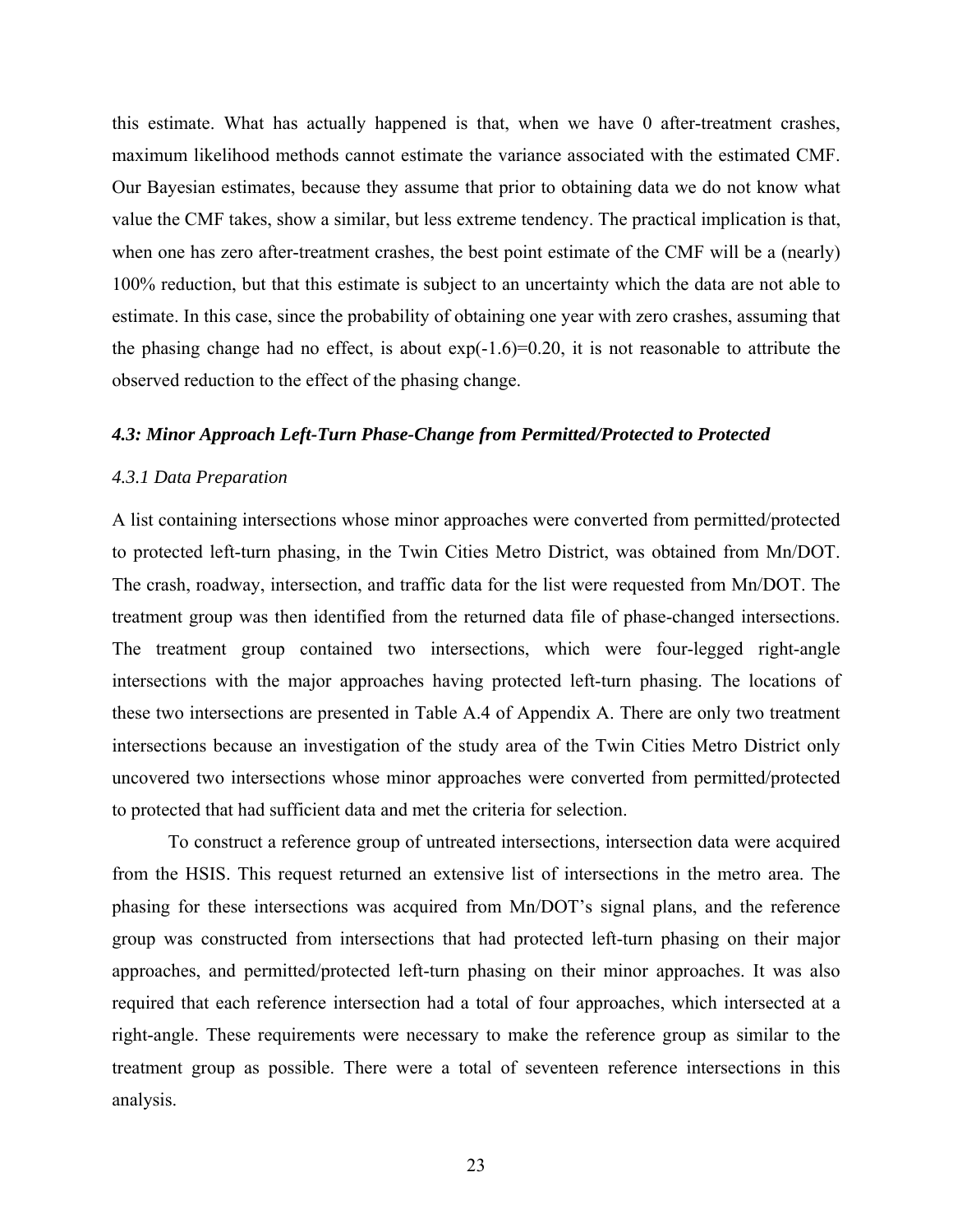this estimate. What has actually happened is that, when we have 0 after-treatment crashes, maximum likelihood methods cannot estimate the variance associated with the estimated CMF. Our Bayesian estimates, because they assume that prior to obtaining data we do not know what value the CMF takes, show a similar, but less extreme tendency. The practical implication is that, when one has zero after-treatment crashes, the best point estimate of the CMF will be a (nearly) 100% reduction, but that this estimate is subject to an uncertainty which the data are not able to estimate. In this case, since the probability of obtaining one year with zero crashes, assuming that the phasing change had no effect, is about $\exp(-1.6)=0.20$, it is not reasonable to attribute the observed reduction to the effect of the phasing change.

### *4.3: Minor Approach Left-Turn Phase-Change from Permitted/Protected to Protected*

#### *4.3.1 Data Preparation*

A list containing intersections whose minor approaches were converted from permitted/protected to protected left-turn phasing, in the Twin Cities Metro District, was obtained from Mn/DOT. The crash, roadway, intersection, and traffic data for the list were requested from Mn/DOT. The treatment group was then identified from the returned data file of phase-changed intersections. The treatment group contained two intersections, which were four-legged right-angle intersections with the major approaches having protected left-turn phasing. The locations of these two intersections are presented in Table A.4 of Appendix A. There are only two treatment intersections because an investigation of the study area of the Twin Cities Metro District only uncovered two intersections whose minor approaches were converted from permitted/protected to protected that had sufficient data and met the criteria for selection.

To construct a reference group of untreated intersections, intersection data were acquired from the HSIS. This request returned an extensive list of intersections in the metro area. The phasing for these intersections was acquired from Mn/DOT's signal plans, and the reference group was constructed from intersections that had protected left-turn phasing on their major approaches, and permitted/protected left-turn phasing on their minor approaches. It was also required that each reference intersection had a total of four approaches, which intersected at a right-angle. These requirements were necessary to make the reference group as similar to the treatment group as possible. There were a total of seventeen reference intersections in this analysis.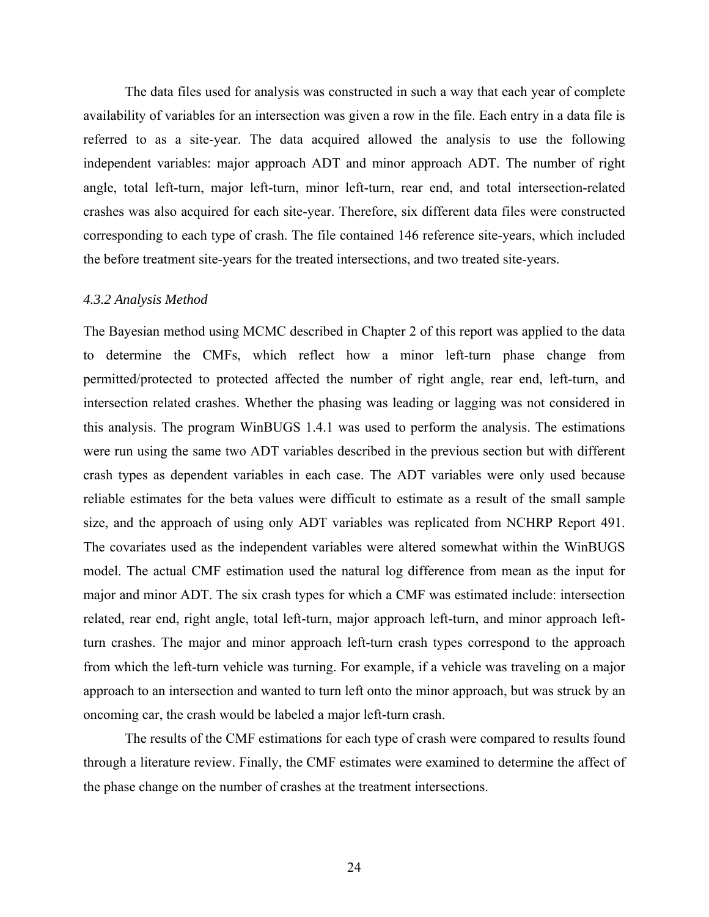The data files used for analysis was constructed in such a way that each year of complete availability of variables for an intersection was given a row in the file. Each entry in a data file is referred to as a site-year. The data acquired allowed the analysis to use the following independent variables: major approach ADT and minor approach ADT. The number of right angle, total left-turn, major left-turn, minor left-turn, rear end, and total intersection-related crashes was also acquired for each site-year. Therefore, six different data files were constructed corresponding to each type of crash. The file contained 146 reference site-years, which included the before treatment site-years for the treated intersections, and two treated site-years.

*4.3.2 Analysis Method*

The Bayesian method using MCMC described in Chapter 2 of this report was applied to the data to determine the CMFs, which reflect how a minor left-turn phase change from permitted/protected to protected affected the number of right angle, rear end, left-turn, and intersection related crashes. Whether the phasing was leading or lagging was not considered in this analysis. The program WinBUGS 1.4.1 was used to perform the analysis. The estimations were run using the same two ADT variables described in the previous section but with different crash types as dependent variables in each case. The ADT variables were only used because reliable estimates for the beta values were difficult to estimate as a result of the small sample size, and the approach of using only ADT variables was replicated from NCHRP Report 491. The covariates used as the independent variables were altered somewhat within the WinBUGS model. The actual CMF estimation used the natural log difference from mean as the input for major and minor ADT. The six crash types for which a CMF was estimated include: intersection related, rear end, right angle, total left-turn, major approach left-turn, and minor approach left-turn crashes. The major and minor approach left-turn crash types correspond to the approach from which the left-turn vehicle was turning. For example, if a vehicle was traveling on a major approach to an intersection and wanted to turn left onto the minor approach, but was struck by an oncoming car, the crash would be labeled a major left-turn crash.

The results of the CMF estimations for each type of crash were compared to results found through a literature review. Finally, the CMF estimates were examined to determine the affect of the phase change on the number of crashes at the treatment intersections.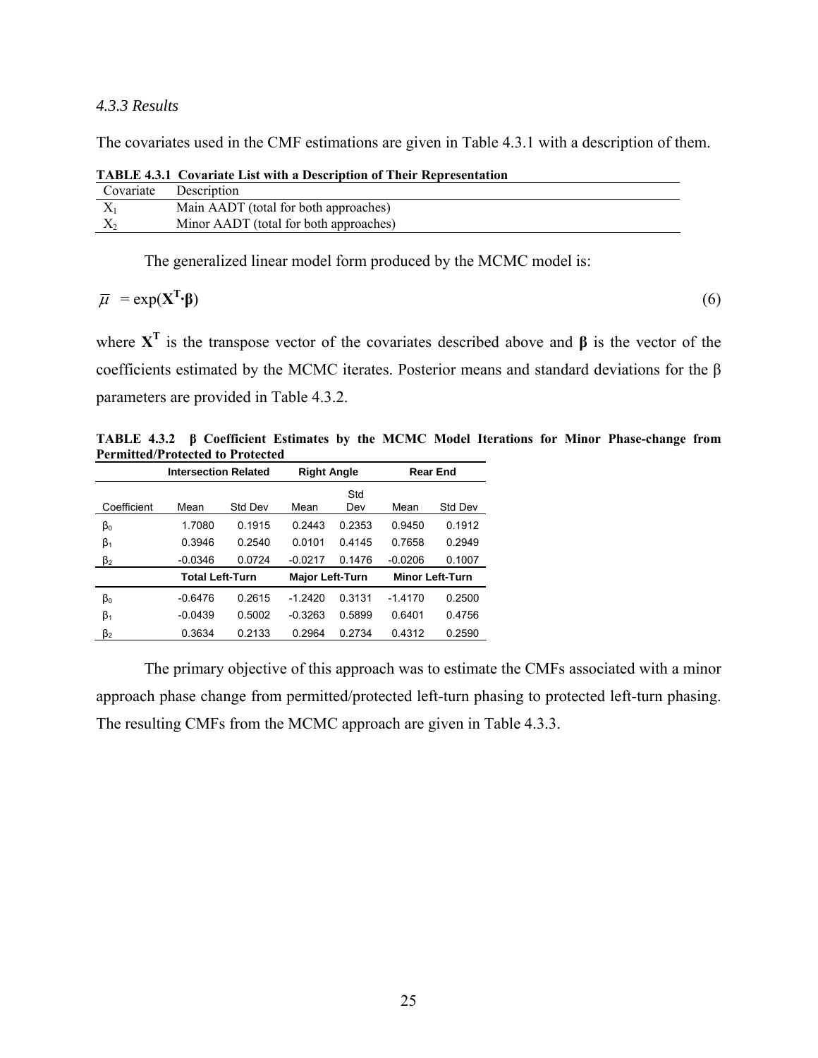### *4.3.3 Results*

The covariates used in the CMF estimations are given in Table 4.3.1 with a description of them.

**TABLE 4.3.1 Covariate List with a Description of Their Representation**

| Covariate | Description |
|---|---|
| $X_1$ | Main AADT (total for both approaches) |
| $X_2$ | Minor AADT (total for both approaches) |

The generalized linear model form produced by the MCMC model is:

$$\bar{\mu} = \exp(\mathbf{X}^{\mathbf{T}} \cdot \boldsymbol{\beta}) \tag{6}$$

where $\mathbf{X}^{\mathbf{T}}$ is the transpose vector of the covariates described above and $\boldsymbol{\beta}$ is the vector of the coefficients estimated by the MCMC iterates. Posterior means and standard deviations for the β parameters are provided in Table 4.3.2.

**TABLE 4.3.2 β Coefficient Estimates by the MCMC Model Iterations for Minor Phase-change from Permitted/Protected to Protected**

| | Intersection Related | | Right Angle | | Rear End | |
|---|---|---|---|---|---|---|
| Coefficient | Mean | Std Dev | Mean | Std Dev | Mean | Std Dev |
| $\beta_0$ | 1.7080 | 0.1915 | 0.2443 | 0.2353 | 0.9450 | 0.1912 |
| $\beta_1$ | 0.3946 | 0.2540 | 0.0101 | 0.4145 | 0.7658 | 0.2949 |
| $\beta_2$ | -0.0346 | 0.0724 | -0.0217 | 0.1476 | -0.0206 | 0.1007 |
| | **Total Left-Turn** | | **Major Left-Turn** | | **Minor Left-Turn** | |
| $\beta_0$ | -0.6476 | 0.2615 | -1.2420 | 0.3131 | -1.4170 | 0.2500 |
| $\beta_1$ | -0.0439 | 0.5002 | -0.3263 | 0.5899 | 0.6401 | 0.4756 |
| $\beta_2$ | 0.3634 | 0.2133 | 0.2964 | 0.2734 | 0.4312 | 0.2590 |

The primary objective of this approach was to estimate the CMFs associated with a minor approach phase change from permitted/protected left-turn phasing to protected left-turn phasing. The resulting CMFs from the MCMC approach are given in Table 4.3.3.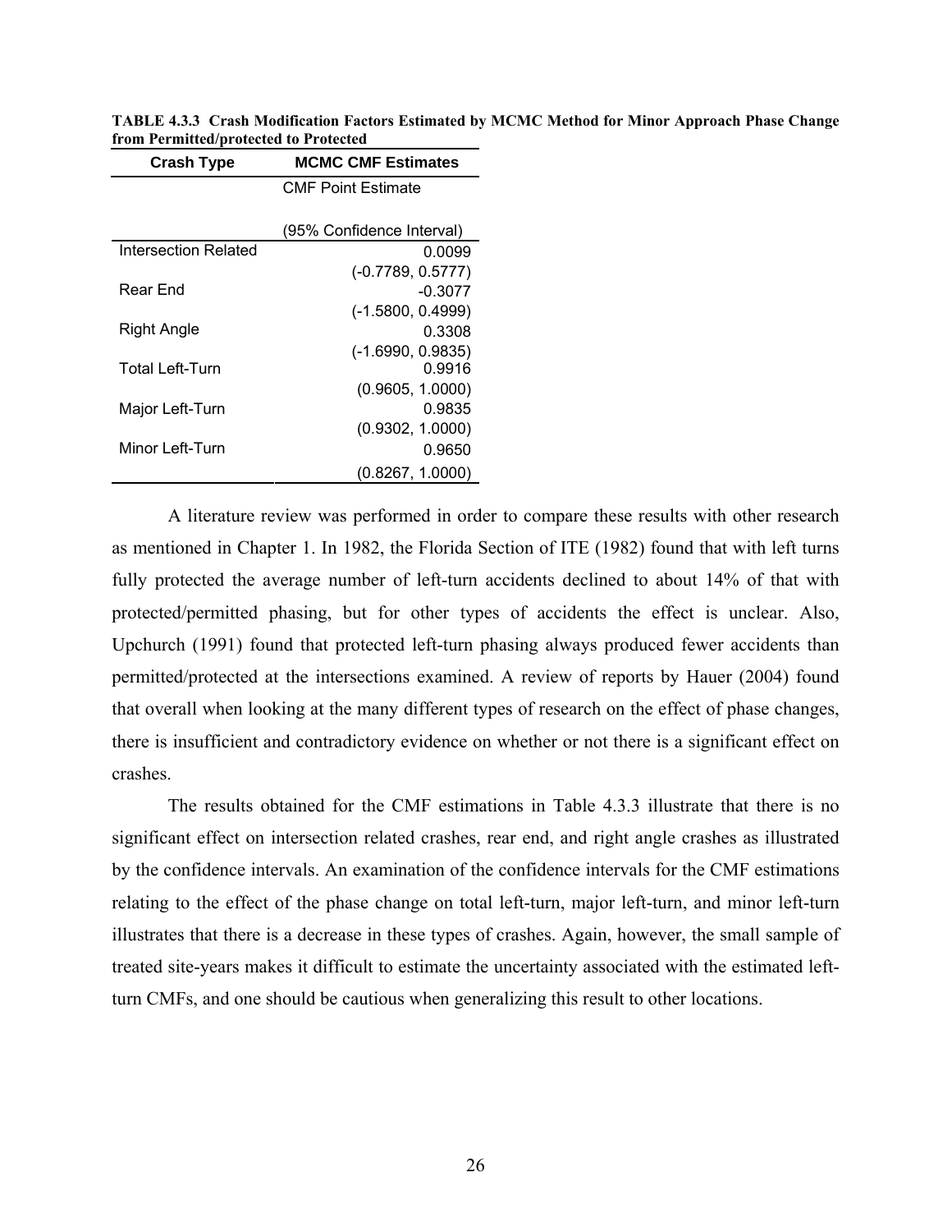**TABLE 4.3.3 Crash Modification Factors Estimated by MCMC Method for Minor Approach Phase Change from Permitted/protected to Protected**

| Crash Type | MCMC CMF Estimates |
|---|---|
| | CMF Point Estimate (95% Confidence Interval) |
| Intersection Related | 0.0099 (-0.7789, 0.5777) |
| Rear End | -0.3077 (-1.5800, 0.4999) |
| Right Angle | 0.3308 (-1.6990, 0.9835) |
| Total Left-Turn | 0.9916 (0.9605, 1.0000) |
| Major Left-Turn | 0.9835 (0.9302, 1.0000) |
| Minor Left-Turn | 0.9650 (0.8267, 1.0000) |

A literature review was performed in order to compare these results with other research as mentioned in Chapter 1. In 1982, the Florida Section of ITE (1982) found that with left turns fully protected the average number of left-turn accidents declined to about 14% of that with protected/permitted phasing, but for other types of accidents the effect is unclear. Also, Upchurch (1991) found that protected left-turn phasing always produced fewer accidents than permitted/protected at the intersections examined. A review of reports by Hauer (2004) found that overall when looking at the many different types of research on the effect of phase changes, there is insufficient and contradictory evidence on whether or not there is a significant effect on crashes.

The results obtained for the CMF estimations in Table 4.3.3 illustrate that there is no significant effect on intersection related crashes, rear end, and right angle crashes as illustrated by the confidence intervals. An examination of the confidence intervals for the CMF estimations relating to the effect of the phase change on total left-turn, major left-turn, and minor left-turn illustrates that there is a decrease in these types of crashes. Again, however, the small sample of treated site-years makes it difficult to estimate the uncertainty associated with the estimated left-turn CMFs, and one should be cautious when generalizing this result to other locations.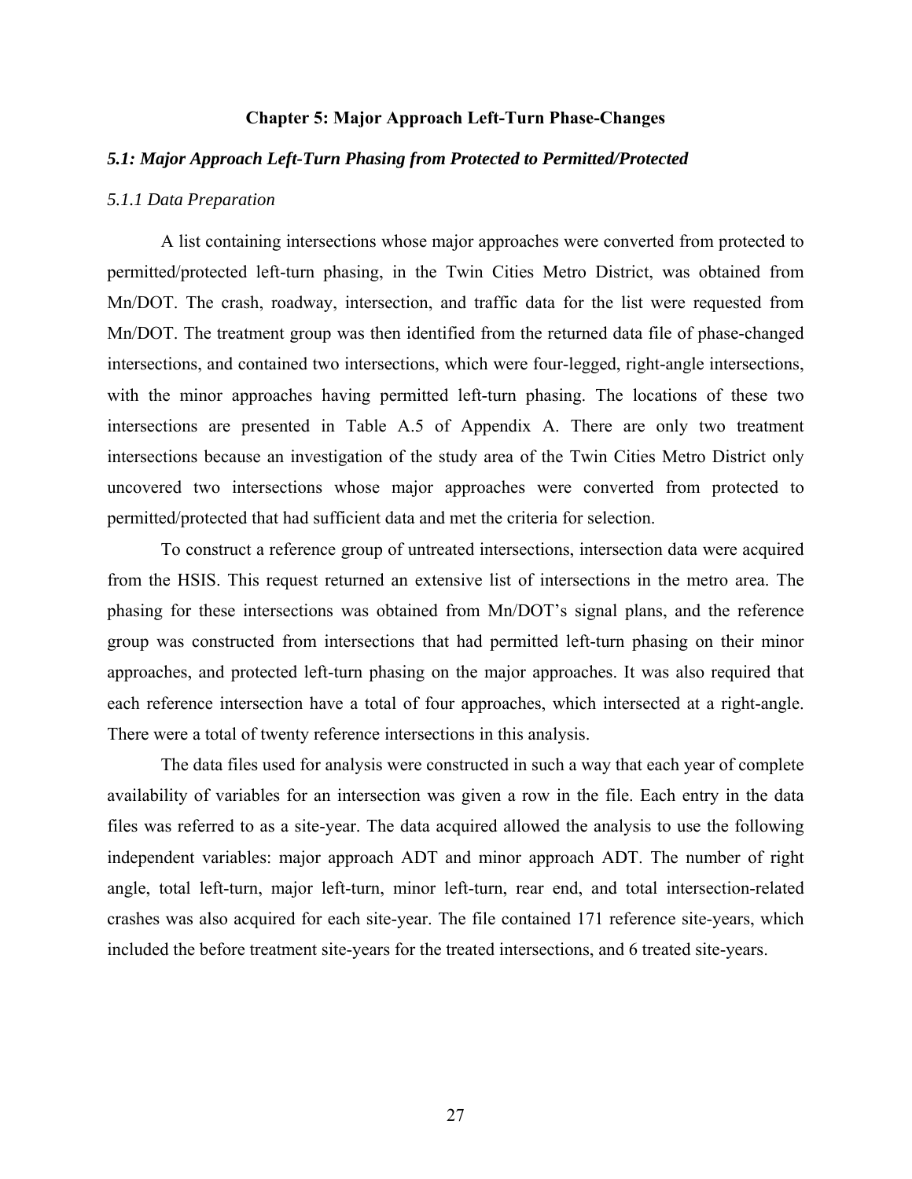# Chapter 5: Major Approach Left-Turn Phase-Changes

## *5.1: Major Approach Left-Turn Phasing from Protected to Permitted/Protected*

### *5.1.1 Data Preparation*

A list containing intersections whose major approaches were converted from protected to permitted/protected left-turn phasing, in the Twin Cities Metro District, was obtained from Mn/DOT. The crash, roadway, intersection, and traffic data for the list were requested from Mn/DOT. The treatment group was then identified from the returned data file of phase-changed intersections, and contained two intersections, which were four-legged, right-angle intersections, with the minor approaches having permitted left-turn phasing. The locations of these two intersections are presented in Table A.5 of Appendix A. There are only two treatment intersections because an investigation of the study area of the Twin Cities Metro District only uncovered two intersections whose major approaches were converted from protected to permitted/protected that had sufficient data and met the criteria for selection.

To construct a reference group of untreated intersections, intersection data were acquired from the HSIS. This request returned an extensive list of intersections in the metro area. The phasing for these intersections was obtained from Mn/DOT's signal plans, and the reference group was constructed from intersections that had permitted left-turn phasing on their minor approaches, and protected left-turn phasing on the major approaches. It was also required that each reference intersection have a total of four approaches, which intersected at a right-angle. There were a total of twenty reference intersections in this analysis.

The data files used for analysis were constructed in such a way that each year of complete availability of variables for an intersection was given a row in the file. Each entry in the data files was referred to as a site-year. The data acquired allowed the analysis to use the following independent variables: major approach ADT and minor approach ADT. The number of right angle, total left-turn, major left-turn, minor left-turn, rear end, and total intersection-related crashes was also acquired for each site-year. The file contained 171 reference site-years, which included the before treatment site-years for the treated intersections, and 6 treated site-years.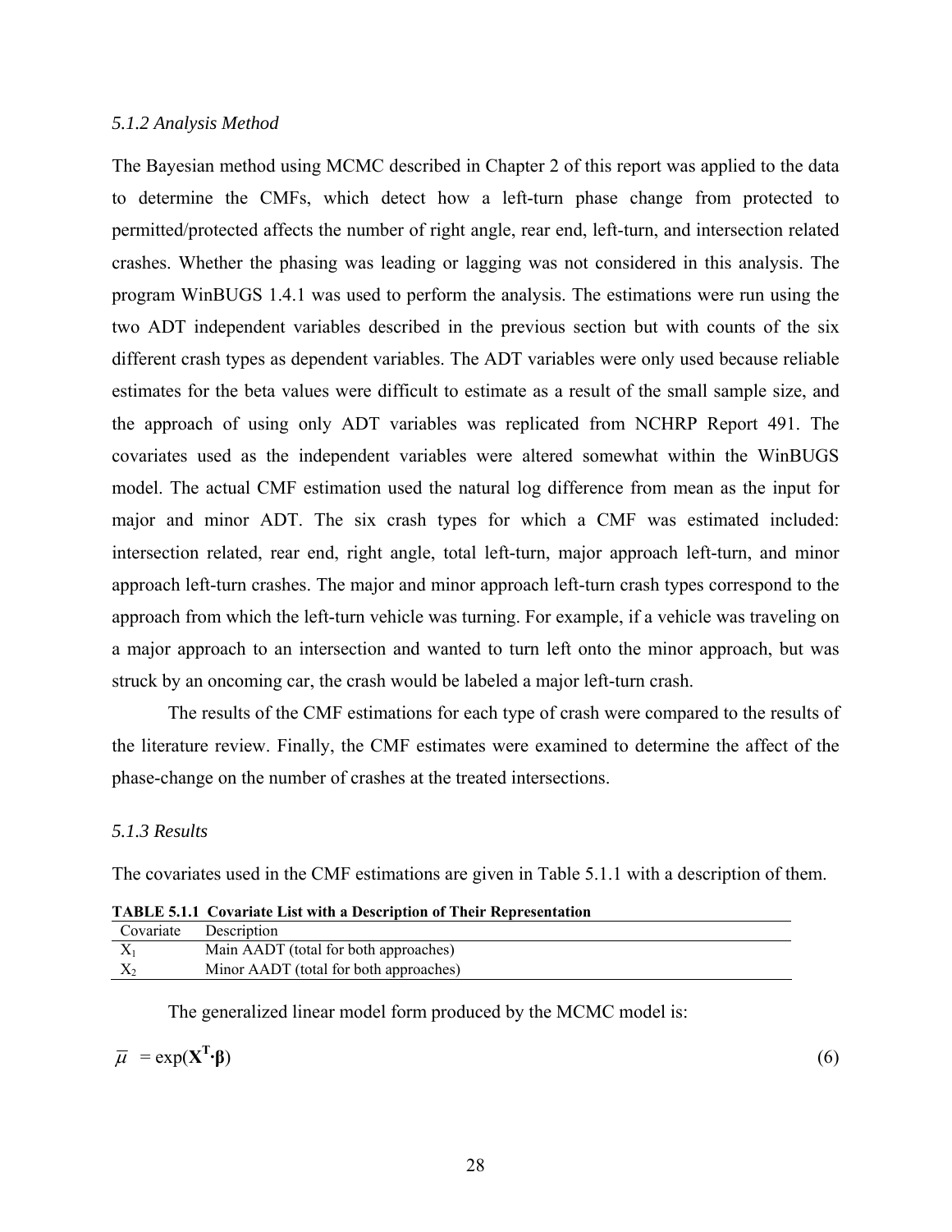*5.1.2 Analysis Method*

The Bayesian method using MCMC described in Chapter 2 of this report was applied to the data to determine the CMFs, which detect how a left-turn phase change from protected to permitted/protected affects the number of right angle, rear end, left-turn, and intersection related crashes. Whether the phasing was leading or lagging was not considered in this analysis. The program WinBUGS 1.4.1 was used to perform the analysis. The estimations were run using the two ADT independent variables described in the previous section but with counts of the six different crash types as dependent variables. The ADT variables were only used because reliable estimates for the beta values were difficult to estimate as a result of the small sample size, and the approach of using only ADT variables was replicated from NCHRP Report 491. The covariates used as the independent variables were altered somewhat within the WinBUGS model. The actual CMF estimation used the natural log difference from mean as the input for major and minor ADT. The six crash types for which a CMF was estimated included: intersection related, rear end, right angle, total left-turn, major approach left-turn, and minor approach left-turn crashes. The major and minor approach left-turn crash types correspond to the approach from which the left-turn vehicle was turning. For example, if a vehicle was traveling on a major approach to an intersection and wanted to turn left onto the minor approach, but was struck by an oncoming car, the crash would be labeled a major left-turn crash.

The results of the CMF estimations for each type of crash were compared to the results of the literature review. Finally, the CMF estimates were examined to determine the affect of the phase-change on the number of crashes at the treated intersections.

*5.1.3 Results*

The covariates used in the CMF estimations are given in Table 5.1.1 with a description of them.

**TABLE 5.1.1 Covariate List with a Description of Their Representation**

| Covariate | Description |
|---|---|
| $X_1$ | Main AADT (total for both approaches) |
| $X_2$ | Minor AADT (total for both approaches) |

The generalized linear model form produced by the MCMC model is:

$$\overline{\mu} = \exp(\mathbf{X}^{\mathbf{T}} \cdot \boldsymbol{\beta}) \tag{6}$$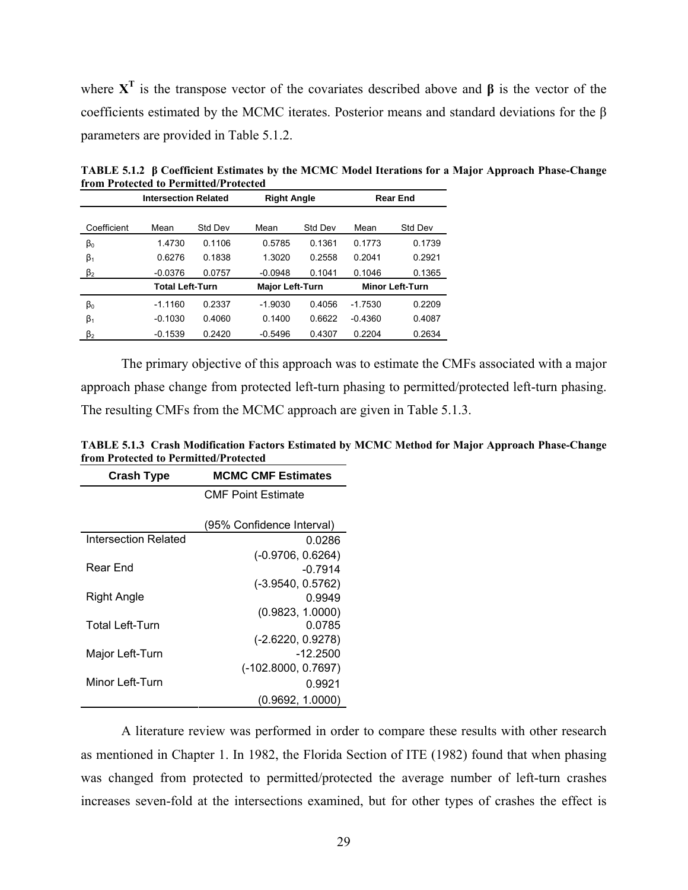where $\mathbf{X}^T$ is the transpose vector of the covariates described above and $\boldsymbol{\beta}$ is the vector of the coefficients estimated by the MCMC iterates. Posterior means and standard deviations for the β parameters are provided in Table 5.1.2.

**TABLE 5.1.2 β Coefficient Estimates by the MCMC Model Iterations for a Major Approach Phase-Change from Protected to Permitted/Protected**

| | Intersection Related | | Right Angle | | Rear End | |
|---|---|---|---|---|---|---|
| Coefficient | Mean | Std Dev | Mean | Std Dev | Mean | Std Dev |
| $\beta_0$ | 1.4730 | 0.1106 | 0.5785 | 0.1361 | 0.1773 | 0.1739 |
| $\beta_1$ | 0.6276 | 0.1838 | 1.3020 | 0.2558 | 0.2041 | 0.2921 |
| $\beta_2$ | -0.0376 | 0.0757 | -0.0948 | 0.1041 | 0.1046 | 0.1365 |
| | **Total Left-Turn** | | **Major Left-Turn** | | **Minor Left-Turn** | |
| $\beta_0$ | -1.1160 | 0.2337 | -1.9030 | 0.4056 | -1.7530 | 0.2209 |
| $\beta_1$ | -0.1030 | 0.4060 | 0.1400 | 0.6622 | -0.4360 | 0.4087 |
| $\beta_2$ | -0.1539 | 0.2420 | -0.5496 | 0.4307 | 0.2204 | 0.2634 |

The primary objective of this approach was to estimate the CMFs associated with a major approach phase change from protected left-turn phasing to permitted/protected left-turn phasing. The resulting CMFs from the MCMC approach are given in Table 5.1.3.

**TABLE 5.1.3 Crash Modification Factors Estimated by MCMC Method for Major Approach Phase-Change from Protected to Permitted/Protected**

| Crash Type | MCMC CMF Estimates CMF Point Estimate (95% Confidence Interval) |
|---|---|
| Intersection Related | 0.0286 (-0.9706, 0.6264) |
| Rear End | -0.7914 (-3.9540, 0.5762) |
| Right Angle | 0.9949 (0.9823, 1.0000) |
| Total Left-Turn | 0.0785 (-2.6220, 0.9278) |
| Major Left-Turn | -12.2500 (-102.8000, 0.7697) |
| Minor Left-Turn | 0.9921 (0.9692, 1.0000) |

A literature review was performed in order to compare these results with other research as mentioned in Chapter 1. In 1982, the Florida Section of ITE (1982) found that when phasing was changed from protected to permitted/protected the average number of left-turn crashes increases seven-fold at the intersections examined, but for other types of crashes the effect is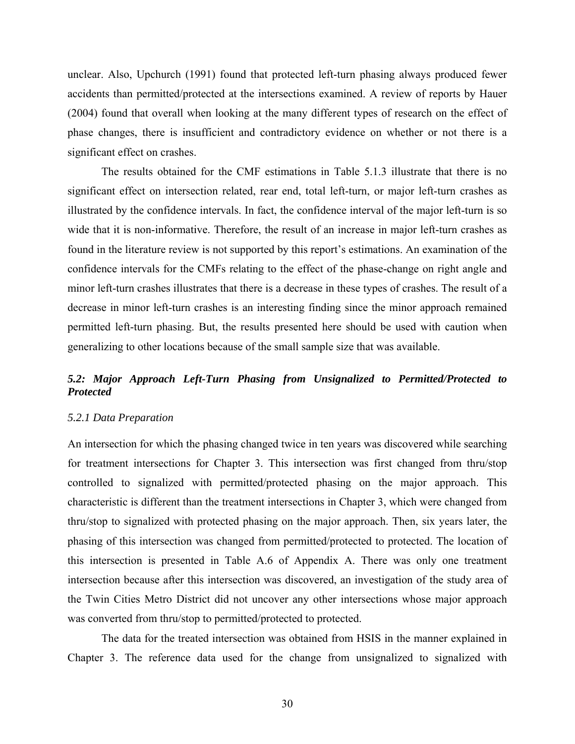unclear. Also, Upchurch (1991) found that protected left-turn phasing always produced fewer accidents than permitted/protected at the intersections examined. A review of reports by Hauer (2004) found that overall when looking at the many different types of research on the effect of phase changes, there is insufficient and contradictory evidence on whether or not there is a significant effect on crashes.

The results obtained for the CMF estimations in Table 5.1.3 illustrate that there is no significant effect on intersection related, rear end, total left-turn, or major left-turn crashes as illustrated by the confidence intervals. In fact, the confidence interval of the major left-turn is so wide that it is non-informative. Therefore, the result of an increase in major left-turn crashes as found in the literature review is not supported by this report's estimations. An examination of the confidence intervals for the CMFs relating to the effect of the phase-change on right angle and minor left-turn crashes illustrates that there is a decrease in these types of crashes. The result of a decrease in minor left-turn crashes is an interesting finding since the minor approach remained permitted left-turn phasing. But, the results presented here should be used with caution when generalizing to other locations because of the small sample size that was available.

## *5.2: Major Approach Left-Turn Phasing from Unsignalized to Permitted/Protected to Protected*

### *5.2.1 Data Preparation*

An intersection for which the phasing changed twice in ten years was discovered while searching for treatment intersections for Chapter 3. This intersection was first changed from thru/stop controlled to signalized with permitted/protected phasing on the major approach. This characteristic is different than the treatment intersections in Chapter 3, which were changed from thru/stop to signalized with protected phasing on the major approach. Then, six years later, the phasing of this intersection was changed from permitted/protected to protected. The location of this intersection is presented in Table A.6 of Appendix A. There was only one treatment intersection because after this intersection was discovered, an investigation of the study area of the Twin Cities Metro District did not uncover any other intersections whose major approach was converted from thru/stop to permitted/protected to protected.

The data for the treated intersection was obtained from HSIS in the manner explained in Chapter 3. The reference data used for the change from unsignalized to signalized with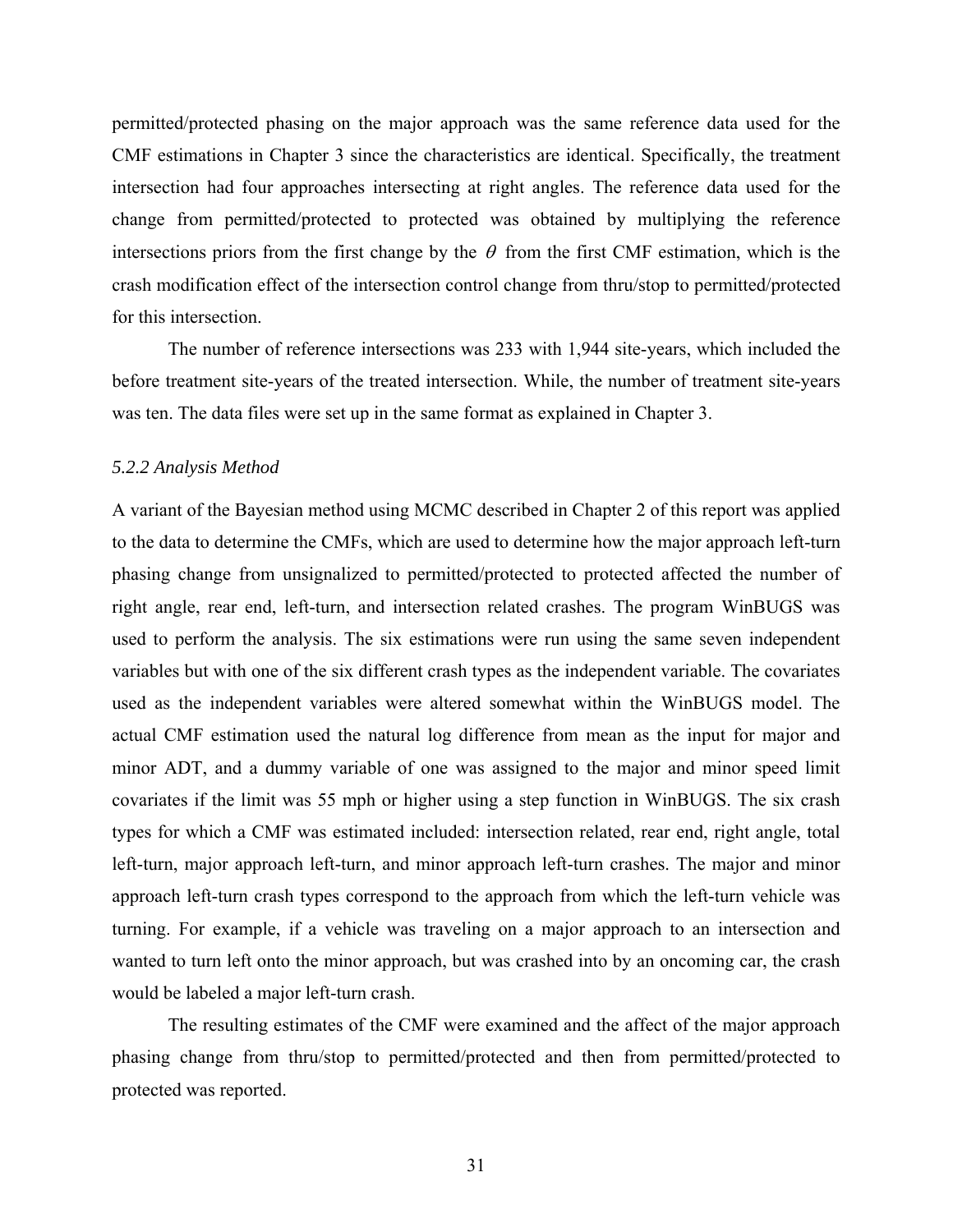permitted/protected phasing on the major approach was the same reference data used for the CMF estimations in Chapter 3 since the characteristics are identical. Specifically, the treatment intersection had four approaches intersecting at right angles. The reference data used for the change from permitted/protected to protected was obtained by multiplying the reference intersections priors from the first change by the $\theta$ from the first CMF estimation, which is the crash modification effect of the intersection control change from thru/stop to permitted/protected for this intersection.

The number of reference intersections was 233 with 1,944 site-years, which included the before treatment site-years of the treated intersection. While, the number of treatment site-years was ten. The data files were set up in the same format as explained in Chapter 3.

### *5.2.2 Analysis Method*

A variant of the Bayesian method using MCMC described in Chapter 2 of this report was applied to the data to determine the CMFs, which are used to determine how the major approach left-turn phasing change from unsignalized to permitted/protected to protected affected the number of right angle, rear end, left-turn, and intersection related crashes. The program WinBUGS was used to perform the analysis. The six estimations were run using the same seven independent variables but with one of the six different crash types as the independent variable. The covariates used as the independent variables were altered somewhat within the WinBUGS model. The actual CMF estimation used the natural log difference from mean as the input for major and minor ADT, and a dummy variable of one was assigned to the major and minor speed limit covariates if the limit was 55 mph or higher using a step function in WinBUGS. The six crash types for which a CMF was estimated included: intersection related, rear end, right angle, total left-turn, major approach left-turn, and minor approach left-turn crashes. The major and minor approach left-turn crash types correspond to the approach from which the left-turn vehicle was turning. For example, if a vehicle was traveling on a major approach to an intersection and wanted to turn left onto the minor approach, but was crashed into by an oncoming car, the crash would be labeled a major left-turn crash.

The resulting estimates of the CMF were examined and the affect of the major approach phasing change from thru/stop to permitted/protected and then from permitted/protected to protected was reported.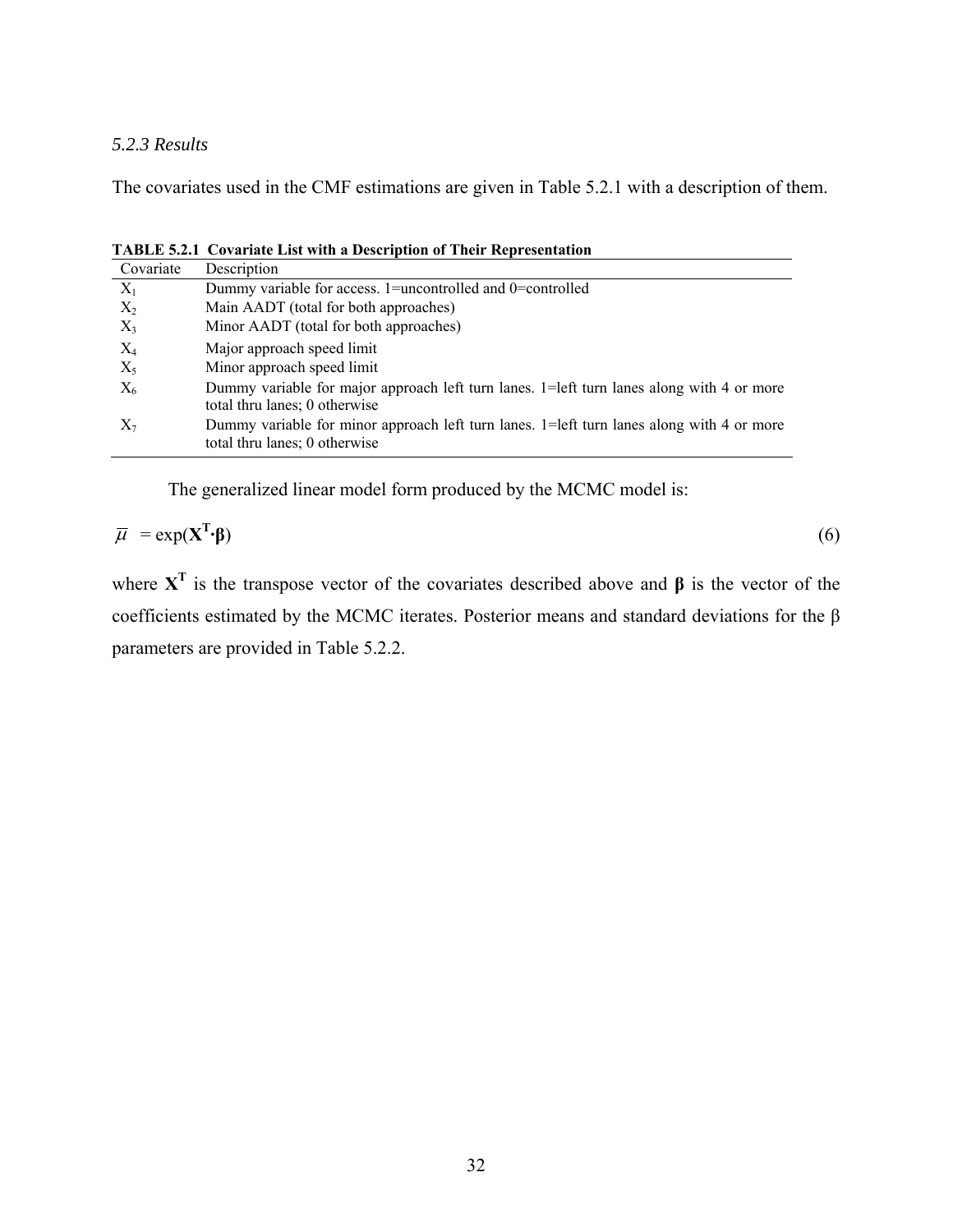### *5.2.3 Results*

The covariates used in the CMF estimations are given in Table 5.2.1 with a description of them.

**TABLE 5.2.1 Covariate List with a Description of Their Representation**

| Covariate | Description |
|---|---|
| $X_1$ | Dummy variable for access. 1=uncontrolled and 0=controlled |
| $X_2$ | Main AADT (total for both approaches) |
| $X_3$ | Minor AADT (total for both approaches) |
| $X_4$ | Major approach speed limit |
| $X_5$ | Minor approach speed limit |
| $X_6$ | Dummy variable for major approach left turn lanes. 1=left turn lanes along with 4 or more total thru lanes; 0 otherwise |
| $X_7$ | Dummy variable for minor approach left turn lanes. 1=left turn lanes along with 4 or more total thru lanes; 0 otherwise |

The generalized linear model form produced by the MCMC model is:

$$\bar{\mu} = \exp(\mathbf{X}^{\mathbf{T}} \cdot \boldsymbol{\beta}) \tag{6}$$

where $\mathbf{X}^{\mathbf{T}}$ is the transpose vector of the covariates described above and $\boldsymbol{\beta}$ is the vector of the coefficients estimated by the MCMC iterates. Posterior means and standard deviations for the $\beta$ parameters are provided in Table 5.2.2.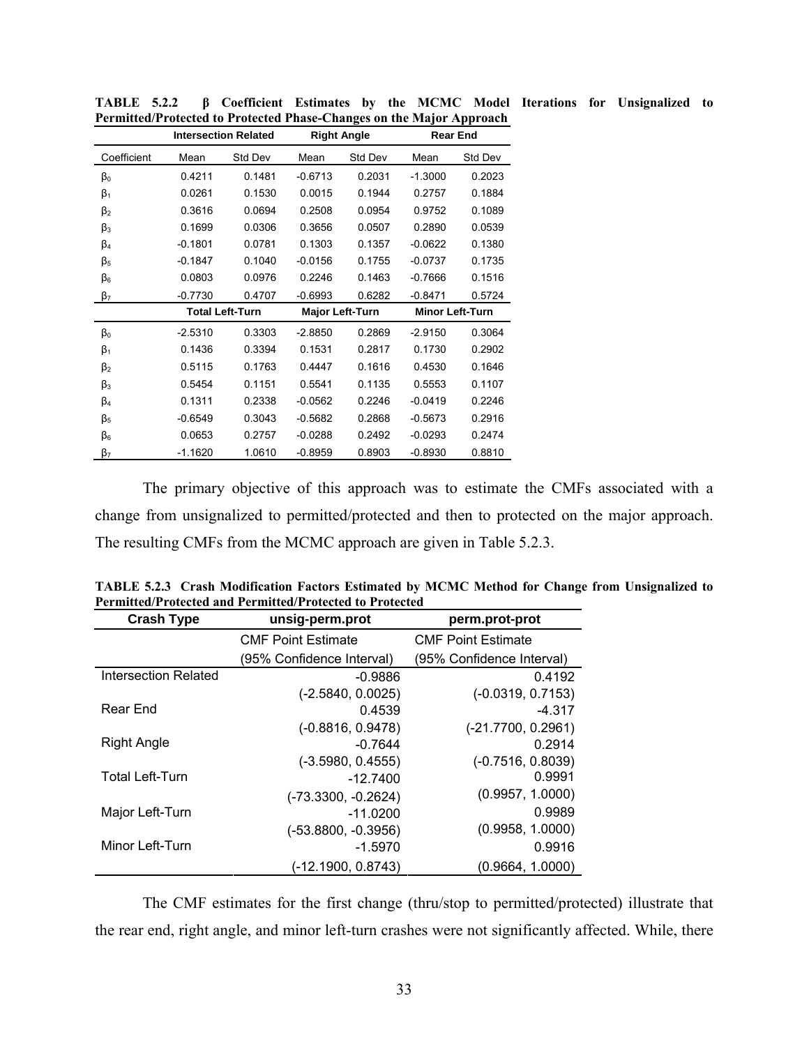**TABLE 5.2.2 β Coefficient Estimates by the MCMC Model Iterations for Unsignalized to Permitted/Protected to Protected Phase-Changes on the Major Approach**

| | Intersection Related | | Right Angle | | Rear End | |
|---|---|---|---|---|---|---|
| Coefficient | Mean | Std Dev | Mean | Std Dev | Mean | Std Dev |
| $\beta_0$ | 0.4211 | 0.1481 | -0.6713 | 0.2031 | -1.3000 | 0.2023 |
| $\beta_1$ | 0.0261 | 0.1530 | 0.0015 | 0.1944 | 0.2757 | 0.1884 |
| $\beta_2$ | 0.3616 | 0.0694 | 0.2508 | 0.0954 | 0.9752 | 0.1089 |
| $\beta_3$ | 0.1699 | 0.0306 | 0.3656 | 0.0507 | 0.2890 | 0.0539 |
| $\beta_4$ | -0.1801 | 0.0781 | 0.1303 | 0.1357 | -0.0622 | 0.1380 |
| $\beta_5$ | -0.1847 | 0.1040 | -0.0156 | 0.1755 | -0.0737 | 0.1735 |
| $\beta_6$ | 0.0803 | 0.0976 | 0.2246 | 0.1463 | -0.7666 | 0.1516 |
| $\beta_7$ | -0.7730 | 0.4707 | -0.6993 | 0.6282 | -0.8471 | 0.5724 |
| | **Total Left-Turn** | | **Major Left-Turn** | | **Minor Left-Turn** | |
| $\beta_0$ | -2.5310 | 0.3303 | -2.8850 | 0.2869 | -2.9150 | 0.3064 |
| $\beta_1$ | 0.1436 | 0.3394 | 0.1531 | 0.2817 | 0.1730 | 0.2902 |
| $\beta_2$ | 0.5115 | 0.1763 | 0.4447 | 0.1616 | 0.4530 | 0.1646 |
| $\beta_3$ | 0.5454 | 0.1151 | 0.5541 | 0.1135 | 0.5553 | 0.1107 |
| $\beta_4$ | 0.1311 | 0.2338 | -0.0562 | 0.2246 | -0.0419 | 0.2246 |
| $\beta_5$ | -0.6549 | 0.3043 | -0.5682 | 0.2868 | -0.5673 | 0.2916 |
| $\beta_6$ | 0.0653 | 0.2757 | -0.0288 | 0.2492 | -0.0293 | 0.2474 |
| $\beta_7$ | -1.1620 | 1.0610 | -0.8959 | 0.8903 | -0.8930 | 0.8810 |

The primary objective of this approach was to estimate the CMFs associated with a change from unsignalized to permitted/protected and then to protected on the major approach. The resulting CMFs from the MCMC approach are given in Table 5.2.3.

**TABLE 5.2.3 Crash Modification Factors Estimated by MCMC Method for Change from Unsignalized to Permitted/Protected and Permitted/Protected to Protected**

| Crash Type | unsig-perm.prot | perm.prot-prot |
|---|---|---|
| | CMF Point Estimate (95% Confidence Interval) | CMF Point Estimate (95% Confidence Interval) |
| Intersection Related | -0.9886 (-2.5840, 0.0025) | 0.4192 (-0.0319, 0.7153) |
| Rear End | 0.4539 (-0.8816, 0.9478) | -4.317 (-21.7700, 0.2961) |
| Right Angle | -0.7644 (-3.5980, 0.4555) | 0.2914 (-0.7516, 0.8039) |
| Total Left-Turn | -12.7400 (-73.3300, -0.2624) | 0.9991 (0.9957, 1.0000) |
| Major Left-Turn | -11.0200 (-53.8800, -0.3956) | 0.9989 (0.9958, 1.0000) |
| Minor Left-Turn | -1.5970 (-12.1900, 0.8743) | 0.9916 (0.9664, 1.0000) |

The CMF estimates for the first change (thru/stop to permitted/protected) illustrate that the rear end, right angle, and minor left-turn crashes were not significantly affected. While, there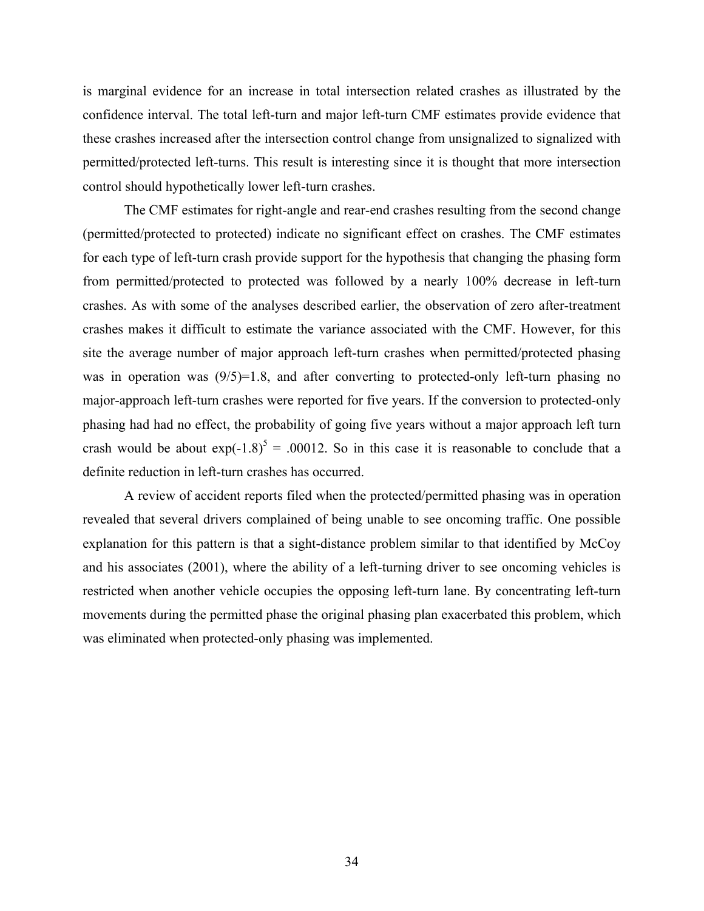is marginal evidence for an increase in total intersection related crashes as illustrated by the confidence interval. The total left-turn and major left-turn CMF estimates provide evidence that these crashes increased after the intersection control change from unsignalized to signalized with permitted/protected left-turns. This result is interesting since it is thought that more intersection control should hypothetically lower left-turn crashes.

The CMF estimates for right-angle and rear-end crashes resulting from the second change (permitted/protected to protected) indicate no significant effect on crashes. The CMF estimates for each type of left-turn crash provide support for the hypothesis that changing the phasing form from permitted/protected to protected was followed by a nearly 100% decrease in left-turn crashes. As with some of the analyses described earlier, the observation of zero after-treatment crashes makes it difficult to estimate the variance associated with the CMF. However, for this site the average number of major approach left-turn crashes when permitted/protected phasing was in operation was $(9/5)=1.8$, and after converting to protected-only left-turn phasing no major-approach left-turn crashes were reported for five years. If the conversion to protected-only phasing had had no effect, the probability of going five years without a major approach left turn crash would be about $\exp(-1.8)^5 = .00012$. So in this case it is reasonable to conclude that a definite reduction in left-turn crashes has occurred.

A review of accident reports filed when the protected/permitted phasing was in operation revealed that several drivers complained of being unable to see oncoming traffic. One possible explanation for this pattern is that a sight-distance problem similar to that identified by McCoy and his associates (2001), where the ability of a left-turning driver to see oncoming vehicles is restricted when another vehicle occupies the opposing left-turn lane. By concentrating left-turn movements during the permitted phase the original phasing plan exacerbated this problem, which was eliminated when protected-only phasing was implemented.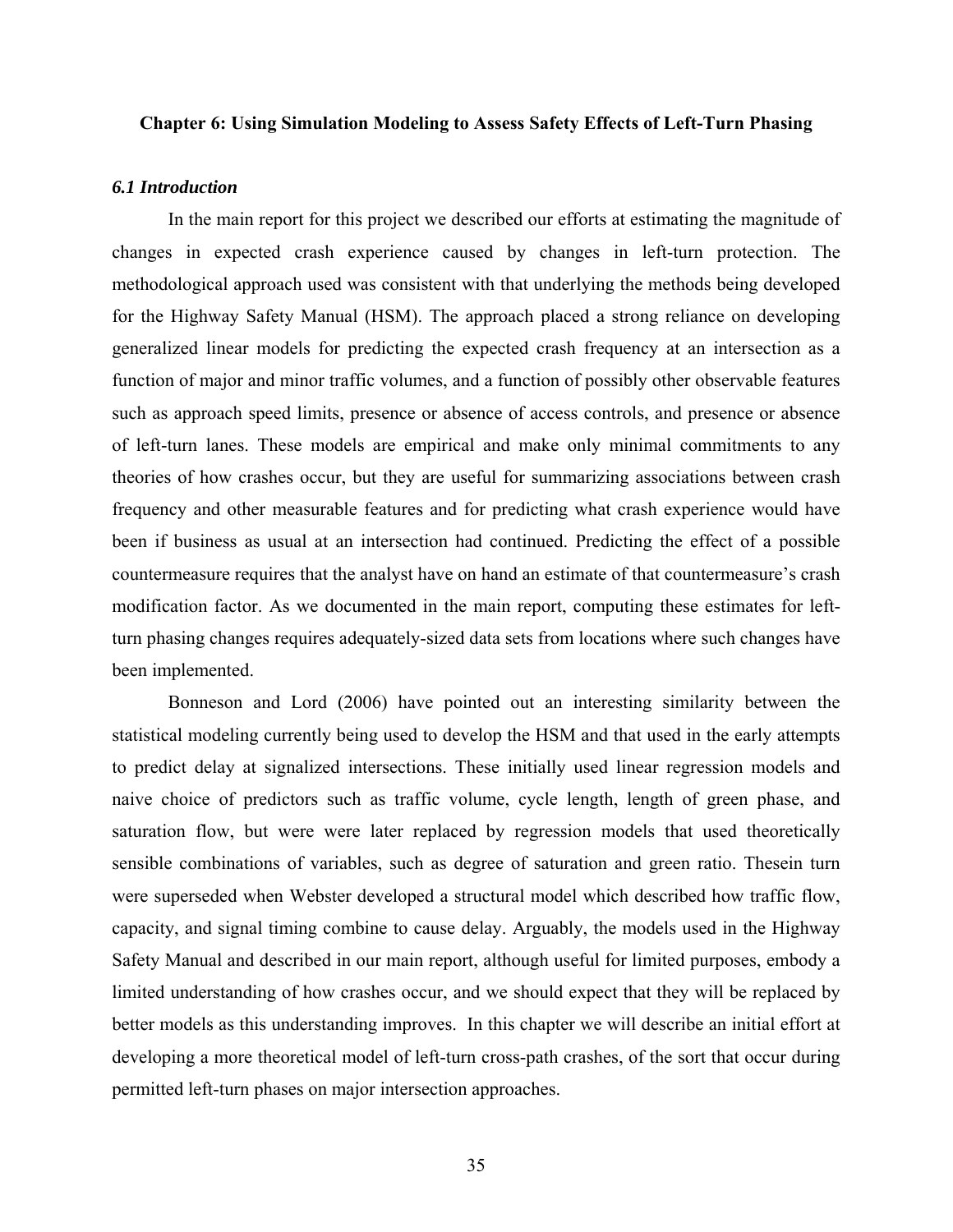**Chapter 6: Using Simulation Modeling to Assess Safety Effects of Left-Turn Phasing**

### *6.1 Introduction*

In the main report for this project we described our efforts at estimating the magnitude of changes in expected crash experience caused by changes in left-turn protection. The methodological approach used was consistent with that underlying the methods being developed for the Highway Safety Manual (HSM). The approach placed a strong reliance on developing generalized linear models for predicting the expected crash frequency at an intersection as a function of major and minor traffic volumes, and a function of possibly other observable features such as approach speed limits, presence or absence of access controls, and presence or absence of left-turn lanes. These models are empirical and make only minimal commitments to any theories of how crashes occur, but they are useful for summarizing associations between crash frequency and other measurable features and for predicting what crash experience would have been if business as usual at an intersection had continued. Predicting the effect of a possible countermeasure requires that the analyst have on hand an estimate of that countermeasure's crash modification factor. As we documented in the main report, computing these estimates for left-turn phasing changes requires adequately-sized data sets from locations where such changes have been implemented.

Bonneson and Lord (2006) have pointed out an interesting similarity between the statistical modeling currently being used to develop the HSM and that used in the early attempts to predict delay at signalized intersections. These initially used linear regression models and naive choice of predictors such as traffic volume, cycle length, length of green phase, and saturation flow, but were were later replaced by regression models that used theoretically sensible combinations of variables, such as degree of saturation and green ratio. Thesein turn were superseded when Webster developed a structural model which described how traffic flow, capacity, and signal timing combine to cause delay. Arguably, the models used in the Highway Safety Manual and described in our main report, although useful for limited purposes, embody a limited understanding of how crashes occur, and we should expect that they will be replaced by better models as this understanding improves. In this chapter we will describe an initial effort at developing a more theoretical model of left-turn cross-path crashes, of the sort that occur during permitted left-turn phases on major intersection approaches.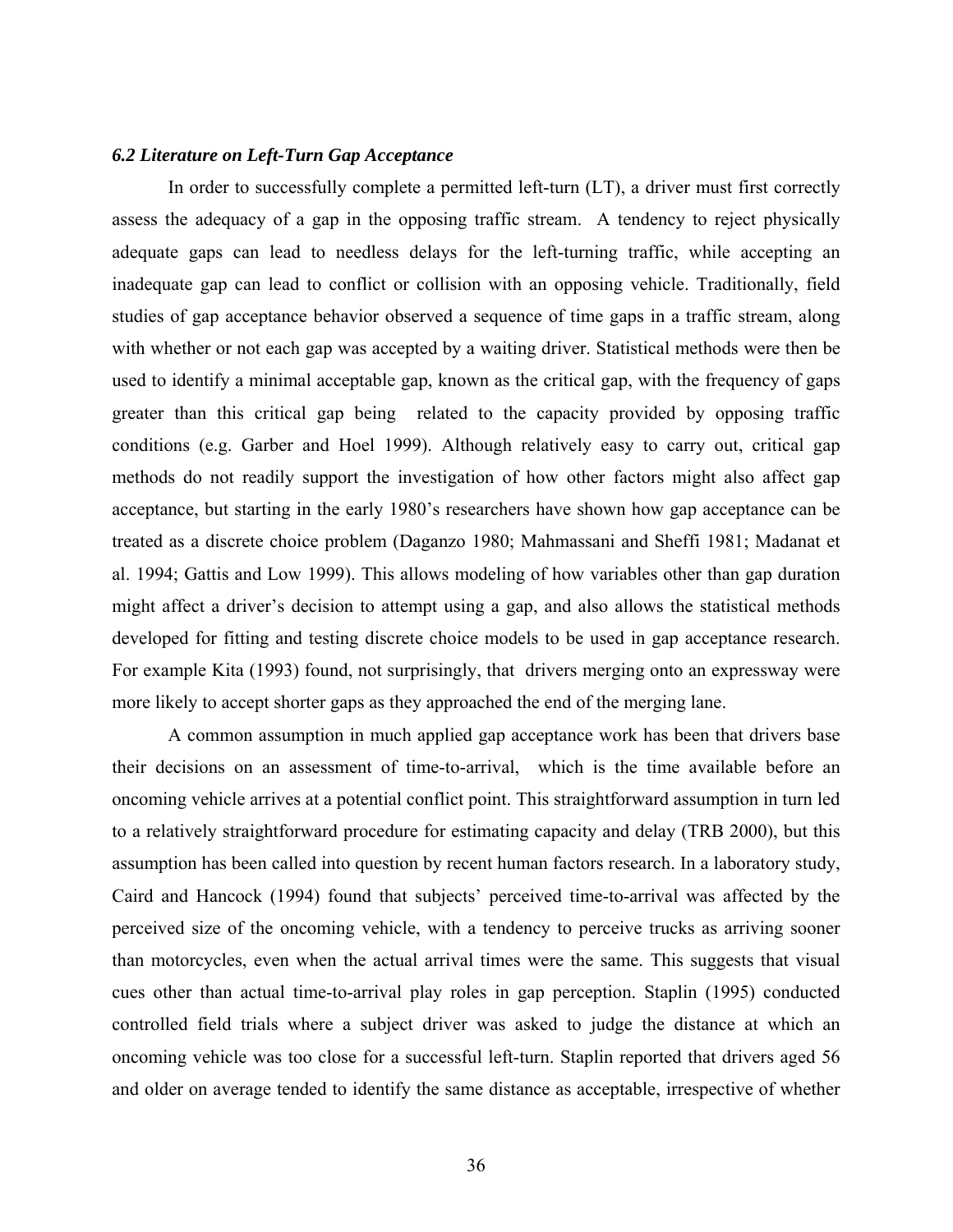### *6.2 Literature on Left-Turn Gap Acceptance*

In order to successfully complete a permitted left-turn (LT), a driver must first correctly assess the adequacy of a gap in the opposing traffic stream. A tendency to reject physically adequate gaps can lead to needless delays for the left-turning traffic, while accepting an inadequate gap can lead to conflict or collision with an opposing vehicle. Traditionally, field studies of gap acceptance behavior observed a sequence of time gaps in a traffic stream, along with whether or not each gap was accepted by a waiting driver. Statistical methods were then be used to identify a minimal acceptable gap, known as the critical gap, with the frequency of gaps greater than this critical gap being related to the capacity provided by opposing traffic conditions (e.g. Garber and Hoel 1999). Although relatively easy to carry out, critical gap methods do not readily support the investigation of how other factors might also affect gap acceptance, but starting in the early 1980's researchers have shown how gap acceptance can be treated as a discrete choice problem (Daganzo 1980; Mahmassani and Sheffi 1981; Madanat et al. 1994; Gattis and Low 1999). This allows modeling of how variables other than gap duration might affect a driver's decision to attempt using a gap, and also allows the statistical methods developed for fitting and testing discrete choice models to be used in gap acceptance research. For example Kita (1993) found, not surprisingly, that drivers merging onto an expressway were more likely to accept shorter gaps as they approached the end of the merging lane.

A common assumption in much applied gap acceptance work has been that drivers base their decisions on an assessment of time-to-arrival, which is the time available before an oncoming vehicle arrives at a potential conflict point. This straightforward assumption in turn led to a relatively straightforward procedure for estimating capacity and delay (TRB 2000), but this assumption has been called into question by recent human factors research. In a laboratory study, Caird and Hancock (1994) found that subjects' perceived time-to-arrival was affected by the perceived size of the oncoming vehicle, with a tendency to perceive trucks as arriving sooner than motorcycles, even when the actual arrival times were the same. This suggests that visual cues other than actual time-to-arrival play roles in gap perception. Staplin (1995) conducted controlled field trials where a subject driver was asked to judge the distance at which an oncoming vehicle was too close for a successful left-turn. Staplin reported that drivers aged 56 and older on average tended to identify the same distance as acceptable, irrespective of whether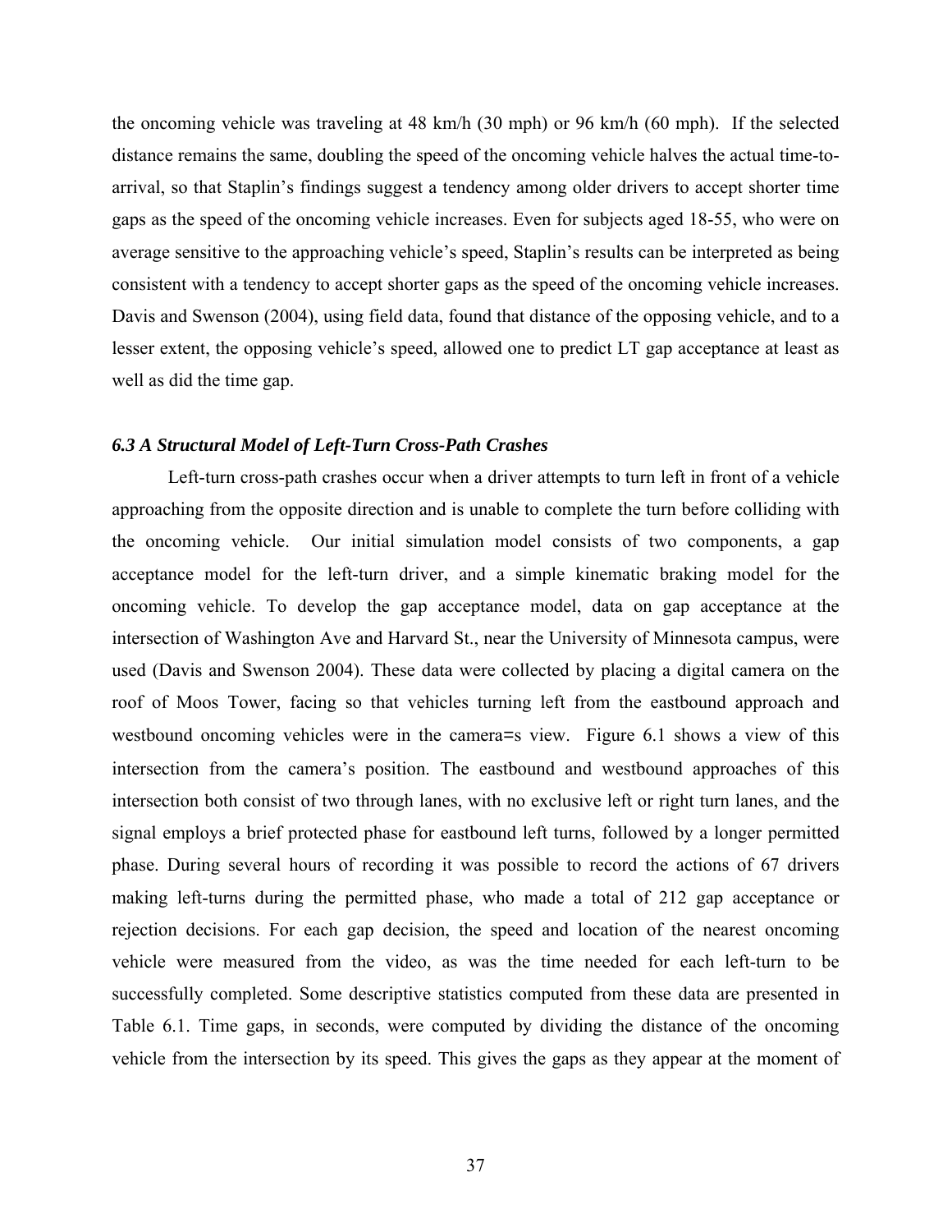the oncoming vehicle was traveling at 48 km/h (30 mph) or 96 km/h (60 mph). If the selected distance remains the same, doubling the speed of the oncoming vehicle halves the actual time-to-arrival, so that Staplin's findings suggest a tendency among older drivers to accept shorter time gaps as the speed of the oncoming vehicle increases. Even for subjects aged 18-55, who were on average sensitive to the approaching vehicle's speed, Staplin's results can be interpreted as being consistent with a tendency to accept shorter gaps as the speed of the oncoming vehicle increases. Davis and Swenson (2004), using field data, found that distance of the opposing vehicle, and to a lesser extent, the opposing vehicle's speed, allowed one to predict LT gap acceptance at least as well as did the time gap.

### *6.3 A Structural Model of Left-Turn Cross-Path Crashes*

Left-turn cross-path crashes occur when a driver attempts to turn left in front of a vehicle approaching from the opposite direction and is unable to complete the turn before colliding with the oncoming vehicle. Our initial simulation model consists of two components, a gap acceptance model for the left-turn driver, and a simple kinematic braking model for the oncoming vehicle. To develop the gap acceptance model, data on gap acceptance at the intersection of Washington Ave and Harvard St., near the University of Minnesota campus, were used (Davis and Swenson 2004). These data were collected by placing a digital camera on the roof of Moos Tower, facing so that vehicles turning left from the eastbound approach and westbound oncoming vehicles were in the camera=s view. Figure 6.1 shows a view of this intersection from the camera's position. The eastbound and westbound approaches of this intersection both consist of two through lanes, with no exclusive left or right turn lanes, and the signal employs a brief protected phase for eastbound left turns, followed by a longer permitted phase. During several hours of recording it was possible to record the actions of 67 drivers making left-turns during the permitted phase, who made a total of 212 gap acceptance or rejection decisions. For each gap decision, the speed and location of the nearest oncoming vehicle were measured from the video, as was the time needed for each left-turn to be successfully completed. Some descriptive statistics computed from these data are presented in Table 6.1. Time gaps, in seconds, were computed by dividing the distance of the oncoming vehicle from the intersection by its speed. This gives the gaps as they appear at the moment of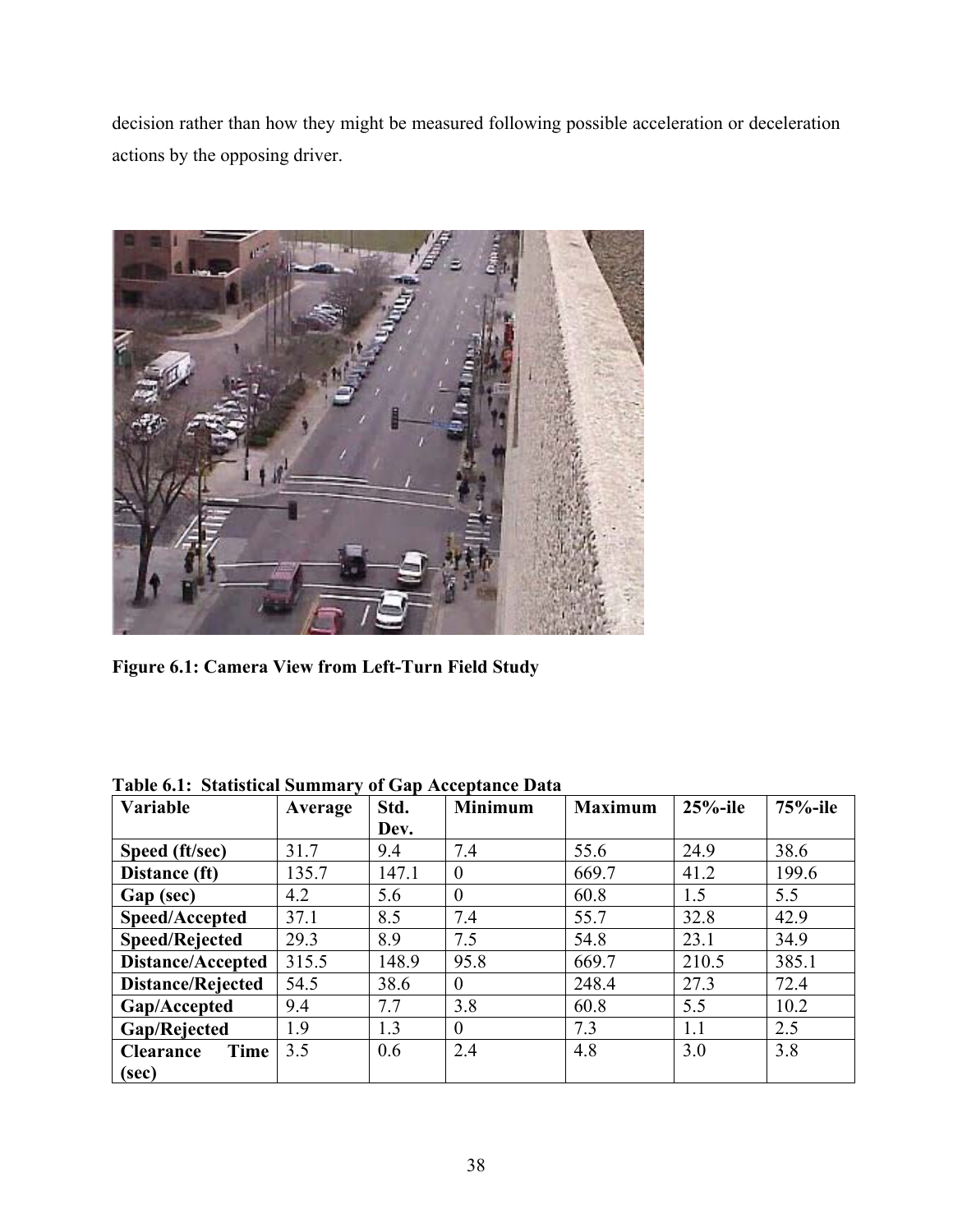decision rather than how they might be measured following possible acceleration or deceleration actions by the opposing driver.

**Figure 6.1: Camera View from Left-Turn Field Study**

**Table 6.1: Statistical Summary of Gap Acceptance Data**

| Variable | Average | Std. Dev. | Minimum | Maximum | 25%-ile | 75%-ile |
|---|---|---|---|---|---|---|
| **Speed (ft/sec)** | 31.7 | 9.4 | 7.4 | 55.6 | 24.9 | 38.6 |
| **Distance (ft)** | 135.7 | 147.1 | 0 | 669.7 | 41.2 | 199.6 |
| **Gap (sec)** | 4.2 | 5.6 | 0 | 60.8 | 1.5 | 5.5 |
| **Speed/Accepted** | 37.1 | 8.5 | 7.4 | 55.7 | 32.8 | 42.9 |
| **Speed/Rejected** | 29.3 | 8.9 | 7.5 | 54.8 | 23.1 | 34.9 |
| **Distance/Accepted** | 315.5 | 148.9 | 95.8 | 669.7 | 210.5 | 385.1 |
| **Distance/Rejected** | 54.5 | 38.6 | 0 | 248.4 | 27.3 | 72.4 |
| **Gap/Accepted** | 9.4 | 7.7 | 3.8 | 60.8 | 5.5 | 10.2 |
| **Gap/Rejected** | 1.9 | 1.3 | 0 | 7.3 | 1.1 | 2.5 |
| **Clearance Time (sec)** | 3.5 | 0.6 | 2.4 | 4.8 | 3.0 | 3.8 |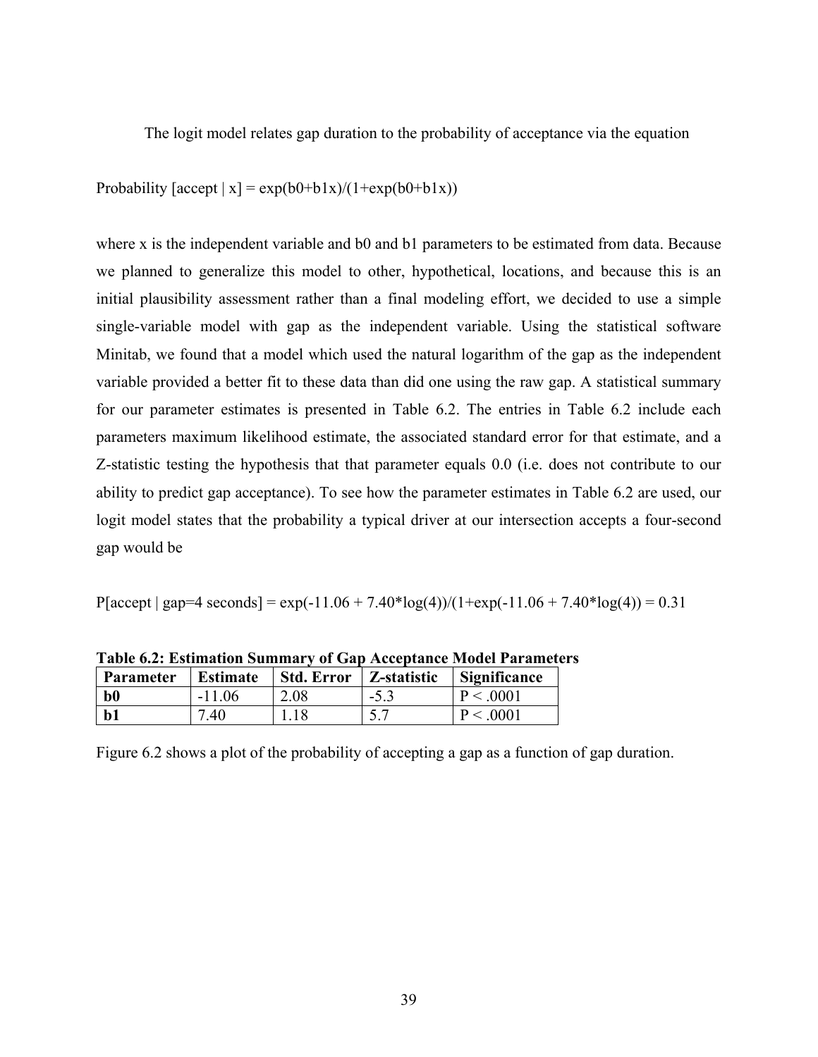The logit model relates gap duration to the probability of acceptance via the equation

$$\text{Probability [accept} \mid x] = \exp(b0+b1x)/(1+\exp(b0+b1x))$$

where x is the independent variable and b0 and b1 parameters to be estimated from data. Because we planned to generalize this model to other, hypothetical, locations, and because this is an initial plausibility assessment rather than a final modeling effort, we decided to use a simple single-variable model with gap as the independent variable. Using the statistical software Minitab, we found that a model which used the natural logarithm of the gap as the independent variable provided a better fit to these data than did one using the raw gap. A statistical summary for our parameter estimates is presented in Table 6.2. The entries in Table 6.2 include each parameters maximum likelihood estimate, the associated standard error for that estimate, and a Z-statistic testing the hypothesis that that parameter equals 0.0 (i.e. does not contribute to our ability to predict gap acceptance). To see how the parameter estimates in Table 6.2 are used, our logit model states that the probability a typical driver at our intersection accepts a four-second gap would be

$$P[\text{accept} \mid \text{gap=4 seconds}] = \exp(-11.06 + 7.40*\log(4))/(1+\exp(-11.06 + 7.40*\log(4)) = 0.31$$

**Table 6.2: Estimation Summary of Gap Acceptance Model Parameters**

| Parameter | Estimate | Std. Error | Z-statistic | Significance |
|---|---|---|---|---|
| **b0** | -11.06 | 2.08 | -5.3 | P < .0001 |
| **b1** | 7.40 | 1.18 | 5.7 | P < .0001 |

Figure 6.2 shows a plot of the probability of accepting a gap as a function of gap duration.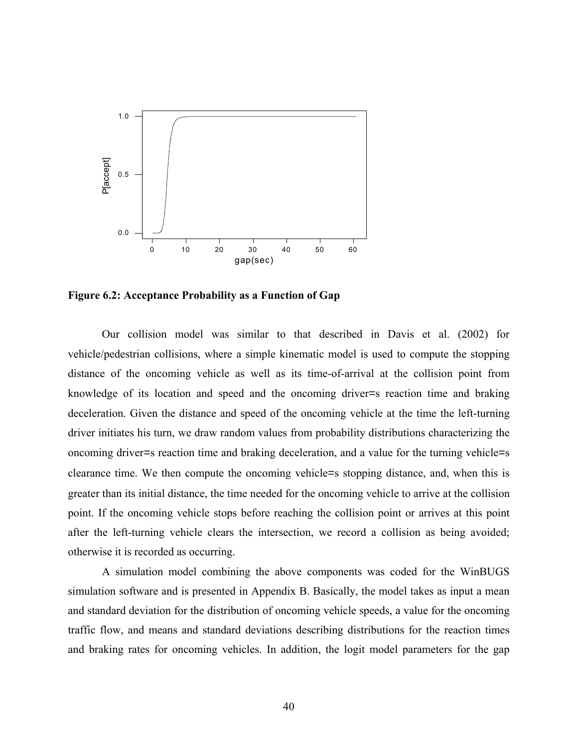**Figure 6.2: Acceptance Probability as a Function of Gap**

Our collision model was similar to that described in Davis et al. (2002) for vehicle/pedestrian collisions, where a simple kinematic model is used to compute the stopping distance of the oncoming vehicle as well as its time-of-arrival at the collision point from knowledge of its location and speed and the oncoming driver=s reaction time and braking deceleration. Given the distance and speed of the oncoming vehicle at the time the left-turning driver initiates his turn, we draw random values from probability distributions characterizing the oncoming driver=s reaction time and braking deceleration, and a value for the turning vehicle=s clearance time. We then compute the oncoming vehicle=s stopping distance, and, when this is greater than its initial distance, the time needed for the oncoming vehicle to arrive at the collision point. If the oncoming vehicle stops before reaching the collision point or arrives at this point after the left-turning vehicle clears the intersection, we record a collision as being avoided; otherwise it is recorded as occurring.

A simulation model combining the above components was coded for the WinBUGS simulation software and is presented in Appendix B. Basically, the model takes as input a mean and standard deviation for the distribution of oncoming vehicle speeds, a value for the oncoming traffic flow, and means and standard deviations describing distributions for the reaction times and braking rates for oncoming vehicles. In addition, the logit model parameters for the gap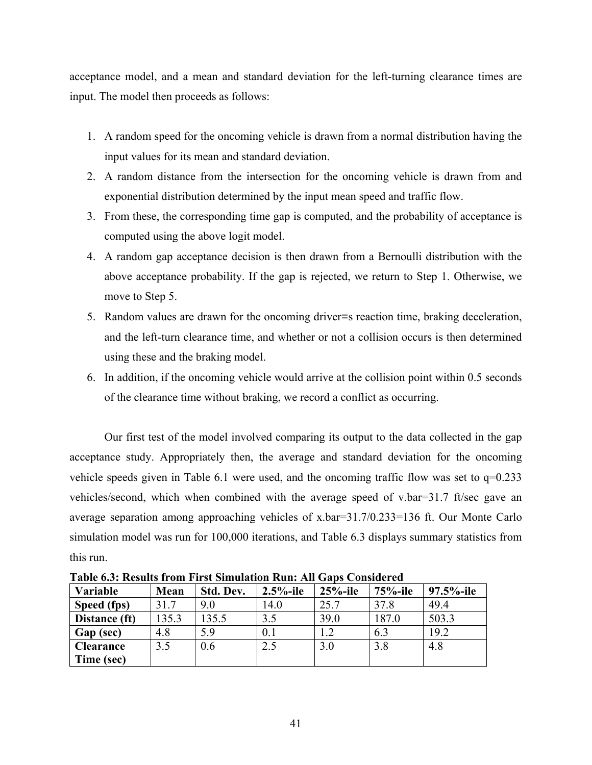acceptance model, and a mean and standard deviation for the left-turning clearance times are input. The model then proceeds as follows:

1. A random speed for the oncoming vehicle is drawn from a normal distribution having the input values for its mean and standard deviation.
2. A random distance from the intersection for the oncoming vehicle is drawn from and exponential distribution determined by the input mean speed and traffic flow.
3. From these, the corresponding time gap is computed, and the probability of acceptance is computed using the above logit model.
4. A random gap acceptance decision is then drawn from a Bernoulli distribution with the above acceptance probability. If the gap is rejected, we return to Step 1. Otherwise, we move to Step 5.
5. Random values are drawn for the oncoming driver=s reaction time, braking deceleration, and the left-turn clearance time, and whether or not a collision occurs is then determined using these and the braking model.
6. In addition, if the oncoming vehicle would arrive at the collision point within 0.5 seconds of the clearance time without braking, we record a conflict as occurring.

Our first test of the model involved comparing its output to the data collected in the gap acceptance study. Appropriately then, the average and standard deviation for the oncoming vehicle speeds given in Table 6.1 were used, and the oncoming traffic flow was set to q=0.233 vehicles/second, which when combined with the average speed of v.bar=31.7 ft/sec gave an average separation among approaching vehicles of x.bar=31.7/0.233=136 ft. Our Monte Carlo simulation model was run for 100,000 iterations, and Table 6.3 displays summary statistics from this run.

**Table 6.3: Results from First Simulation Run: All Gaps Considered**

| Variable | Mean | Std. Dev. | 2.5%-ile | 25%-ile | 75%-ile | 97.5%-ile |
|---|---|---|---|---|---|---|
| **Speed (fps)** | 31.7 | 9.0 | 14.0 | 25.7 | 37.8 | 49.4 |
| **Distance (ft)** | 135.3 | 135.5 | 3.5 | 39.0 | 187.0 | 503.3 |
| **Gap (sec)** | 4.8 | 5.9 | 0.1 | 1.2 | 6.3 | 19.2 |
| **Clearance Time (sec)** | 3.5 | 0.6 | 2.5 | 3.0 | 3.8 | 4.8 |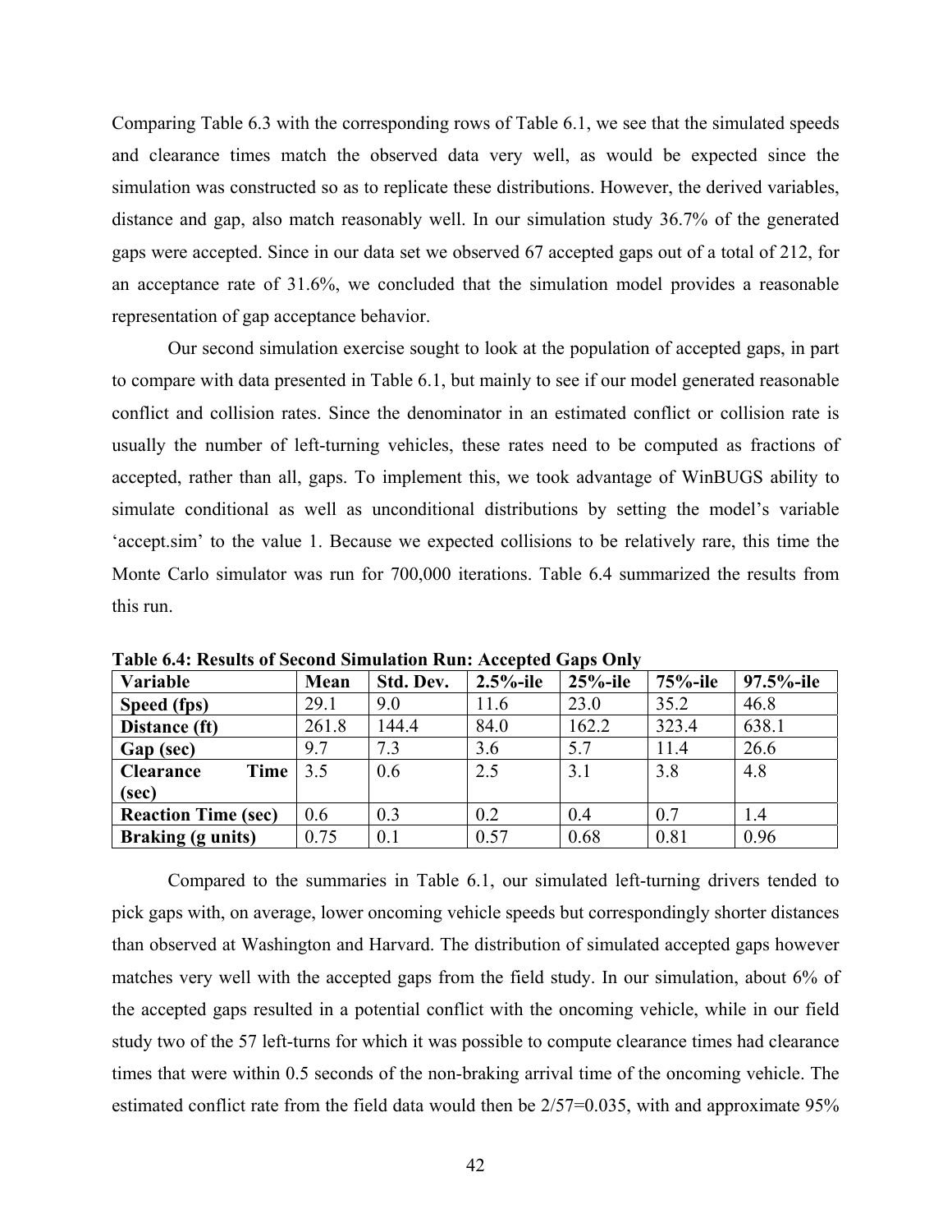Comparing Table 6.3 with the corresponding rows of Table 6.1, we see that the simulated speeds and clearance times match the observed data very well, as would be expected since the simulation was constructed so as to replicate these distributions. However, the derived variables, distance and gap, also match reasonably well. In our simulation study 36.7% of the generated gaps were accepted. Since in our data set we observed 67 accepted gaps out of a total of 212, for an acceptance rate of 31.6%, we concluded that the simulation model provides a reasonable representation of gap acceptance behavior.

Our second simulation exercise sought to look at the population of accepted gaps, in part to compare with data presented in Table 6.1, but mainly to see if our model generated reasonable conflict and collision rates. Since the denominator in an estimated conflict or collision rate is usually the number of left-turning vehicles, these rates need to be computed as fractions of accepted, rather than all, gaps. To implement this, we took advantage of WinBUGS ability to simulate conditional as well as unconditional distributions by setting the model's variable 'accept.sim' to the value 1. Because we expected collisions to be relatively rare, this time the Monte Carlo simulator was run for 700,000 iterations. Table 6.4 summarized the results from this run.

**Table 6.4: Results of Second Simulation Run: Accepted Gaps Only**

| Variable | Mean | Std. Dev. | 2.5%-ile | 25%-ile | 75%-ile | 97.5%-ile |
|---|---|---|---|---|---|---|
| **Speed (fps)** | 29.1 | 9.0 | 11.6 | 23.0 | 35.2 | 46.8 |
| **Distance (ft)** | 261.8 | 144.4 | 84.0 | 162.2 | 323.4 | 638.1 |
| **Gap (sec)** | 9.7 | 7.3 | 3.6 | 5.7 | 11.4 | 26.6 |
| **Clearance Time (sec)** | 3.5 | 0.6 | 2.5 | 3.1 | 3.8 | 4.8 |
| **Reaction Time (sec)** | 0.6 | 0.3 | 0.2 | 0.4 | 0.7 | 1.4 |
| **Braking (g units)** | 0.75 | 0.1 | 0.57 | 0.68 | 0.81 | 0.96 |

Compared to the summaries in Table 6.1, our simulated left-turning drivers tended to pick gaps with, on average, lower oncoming vehicle speeds but correspondingly shorter distances than observed at Washington and Harvard. The distribution of simulated accepted gaps however matches very well with the accepted gaps from the field study. In our simulation, about 6% of the accepted gaps resulted in a potential conflict with the oncoming vehicle, while in our field study two of the 57 left-turns for which it was possible to compute clearance times had clearance times that were within 0.5 seconds of the non-braking arrival time of the oncoming vehicle. The estimated conflict rate from the field data would then be 2/57=0.035, with and approximate 95%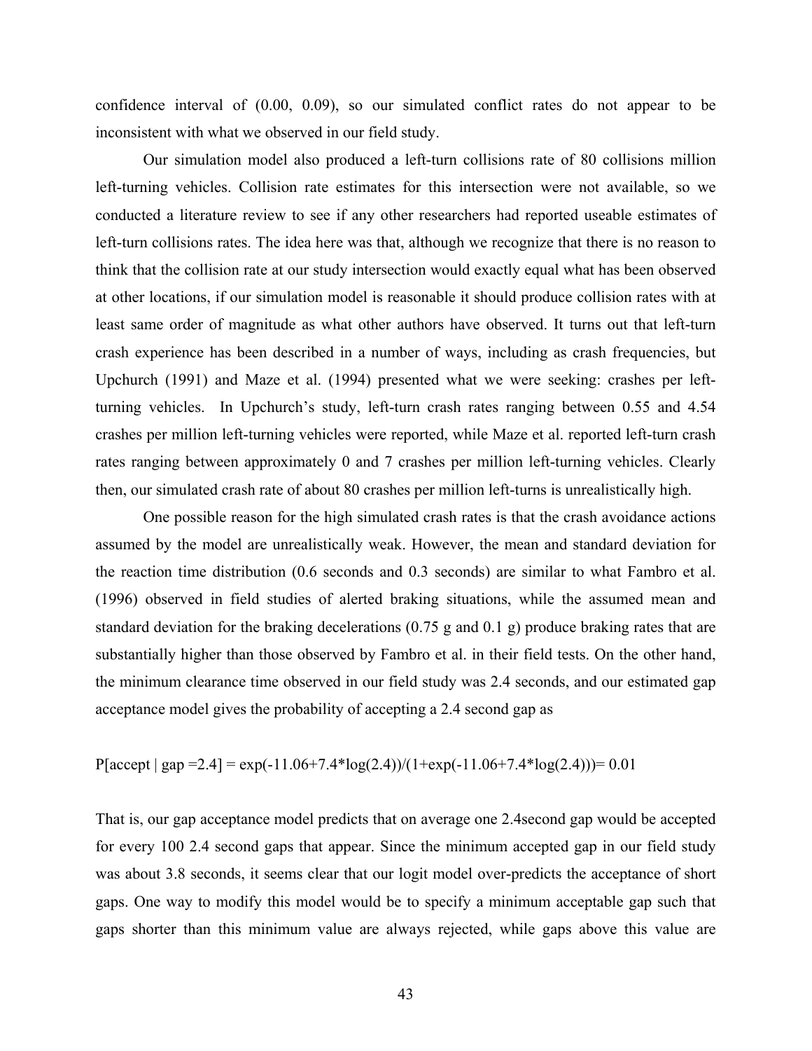confidence interval of (0.00, 0.09), so our simulated conflict rates do not appear to be inconsistent with what we observed in our field study.

Our simulation model also produced a left-turn collisions rate of 80 collisions million left-turning vehicles. Collision rate estimates for this intersection were not available, so we conducted a literature review to see if any other researchers had reported useable estimates of left-turn collisions rates. The idea here was that, although we recognize that there is no reason to think that the collision rate at our study intersection would exactly equal what has been observed at other locations, if our simulation model is reasonable it should produce collision rates with at least same order of magnitude as what other authors have observed. It turns out that left-turn crash experience has been described in a number of ways, including as crash frequencies, but Upchurch (1991) and Maze et al. (1994) presented what we were seeking: crashes per left-turning vehicles. In Upchurch's study, left-turn crash rates ranging between 0.55 and 4.54 crashes per million left-turning vehicles were reported, while Maze et al. reported left-turn crash rates ranging between approximately 0 and 7 crashes per million left-turning vehicles. Clearly then, our simulated crash rate of about 80 crashes per million left-turns is unrealistically high.

One possible reason for the high simulated crash rates is that the crash avoidance actions assumed by the model are unrealistically weak. However, the mean and standard deviation for the reaction time distribution (0.6 seconds and 0.3 seconds) are similar to what Fambro et al. (1996) observed in field studies of alerted braking situations, while the assumed mean and standard deviation for the braking decelerations (0.75 g and 0.1 g) produce braking rates that are substantially higher than those observed by Fambro et al. in their field tests. On the other hand, the minimum clearance time observed in our field study was 2.4 seconds, and our estimated gap acceptance model gives the probability of accepting a 2.4 second gap as

$$P[\text{accept} \mid \text{gap} = 2.4] = \exp(-11.06+7.4*\log(2.4))/(1+\exp(-11.06+7.4*\log(2.4))) = 0.01$$

That is, our gap acceptance model predicts that on average one 2.4second gap would be accepted for every 100 2.4 second gaps that appear. Since the minimum accepted gap in our field study was about 3.8 seconds, it seems clear that our logit model over-predicts the acceptance of short gaps. One way to modify this model would be to specify a minimum acceptable gap such that gaps shorter than this minimum value are always rejected, while gaps above this value are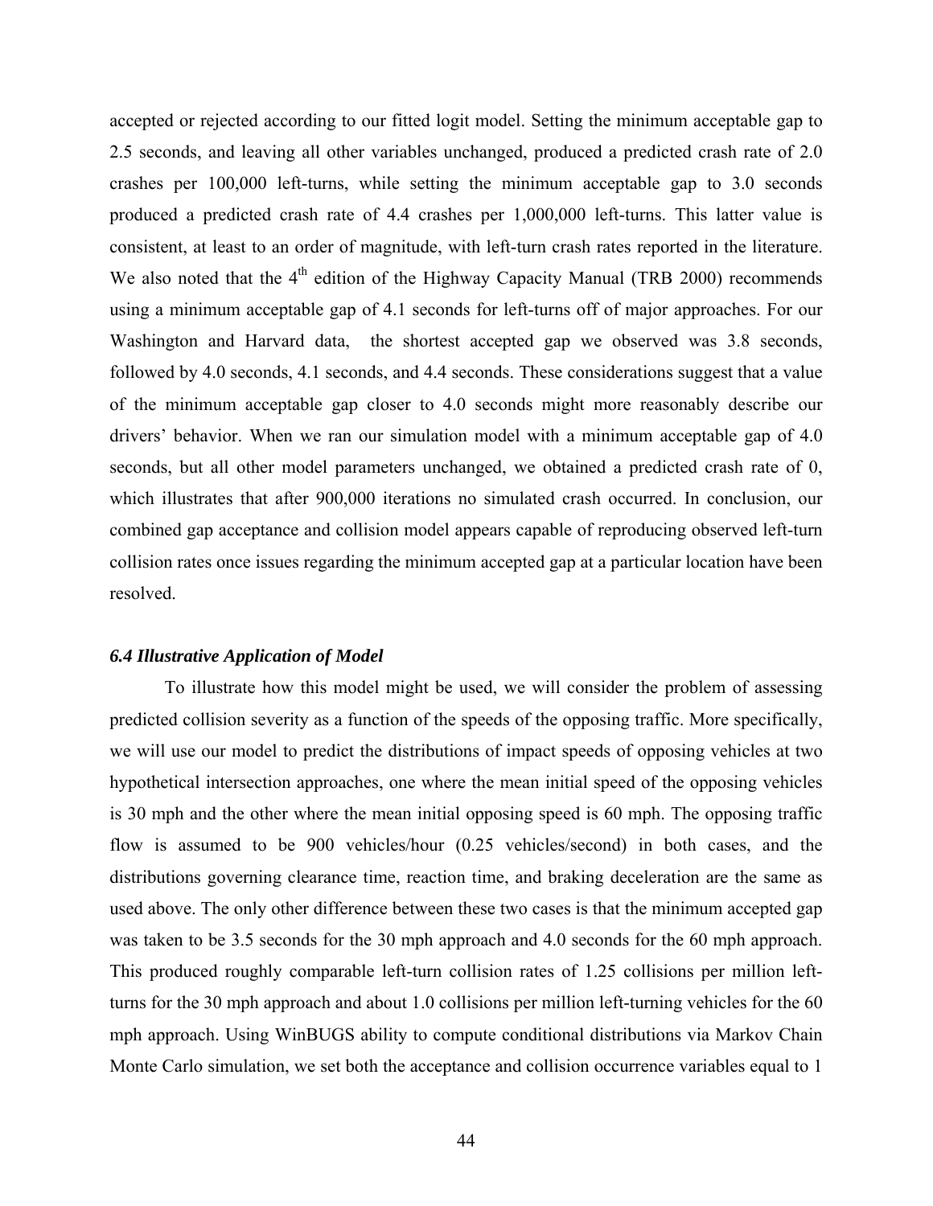accepted or rejected according to our fitted logit model. Setting the minimum acceptable gap to 2.5 seconds, and leaving all other variables unchanged, produced a predicted crash rate of 2.0 crashes per 100,000 left-turns, while setting the minimum acceptable gap to 3.0 seconds produced a predicted crash rate of 4.4 crashes per 1,000,000 left-turns. This latter value is consistent, at least to an order of magnitude, with left-turn crash rates reported in the literature. We also noted that the 4th edition of the Highway Capacity Manual (TRB 2000) recommends using a minimum acceptable gap of 4.1 seconds for left-turns off of major approaches. For our Washington and Harvard data, the shortest accepted gap we observed was 3.8 seconds, followed by 4.0 seconds, 4.1 seconds, and 4.4 seconds. These considerations suggest that a value of the minimum acceptable gap closer to 4.0 seconds might more reasonably describe our drivers' behavior. When we ran our simulation model with a minimum acceptable gap of 4.0 seconds, but all other model parameters unchanged, we obtained a predicted crash rate of 0, which illustrates that after 900,000 iterations no simulated crash occurred. In conclusion, our combined gap acceptance and collision model appears capable of reproducing observed left-turn collision rates once issues regarding the minimum accepted gap at a particular location have been resolved.

### *6.4 Illustrative Application of Model*

To illustrate how this model might be used, we will consider the problem of assessing predicted collision severity as a function of the speeds of the opposing traffic. More specifically, we will use our model to predict the distributions of impact speeds of opposing vehicles at two hypothetical intersection approaches, one where the mean initial speed of the opposing vehicles is 30 mph and the other where the mean initial opposing speed is 60 mph. The opposing traffic flow is assumed to be 900 vehicles/hour (0.25 vehicles/second) in both cases, and the distributions governing clearance time, reaction time, and braking deceleration are the same as used above. The only other difference between these two cases is that the minimum accepted gap was taken to be 3.5 seconds for the 30 mph approach and 4.0 seconds for the 60 mph approach. This produced roughly comparable left-turn collision rates of 1.25 collisions per million left-turns for the 30 mph approach and about 1.0 collisions per million left-turning vehicles for the 60 mph approach. Using WinBUGS ability to compute conditional distributions via Markov Chain Monte Carlo simulation, we set both the acceptance and collision occurrence variables equal to 1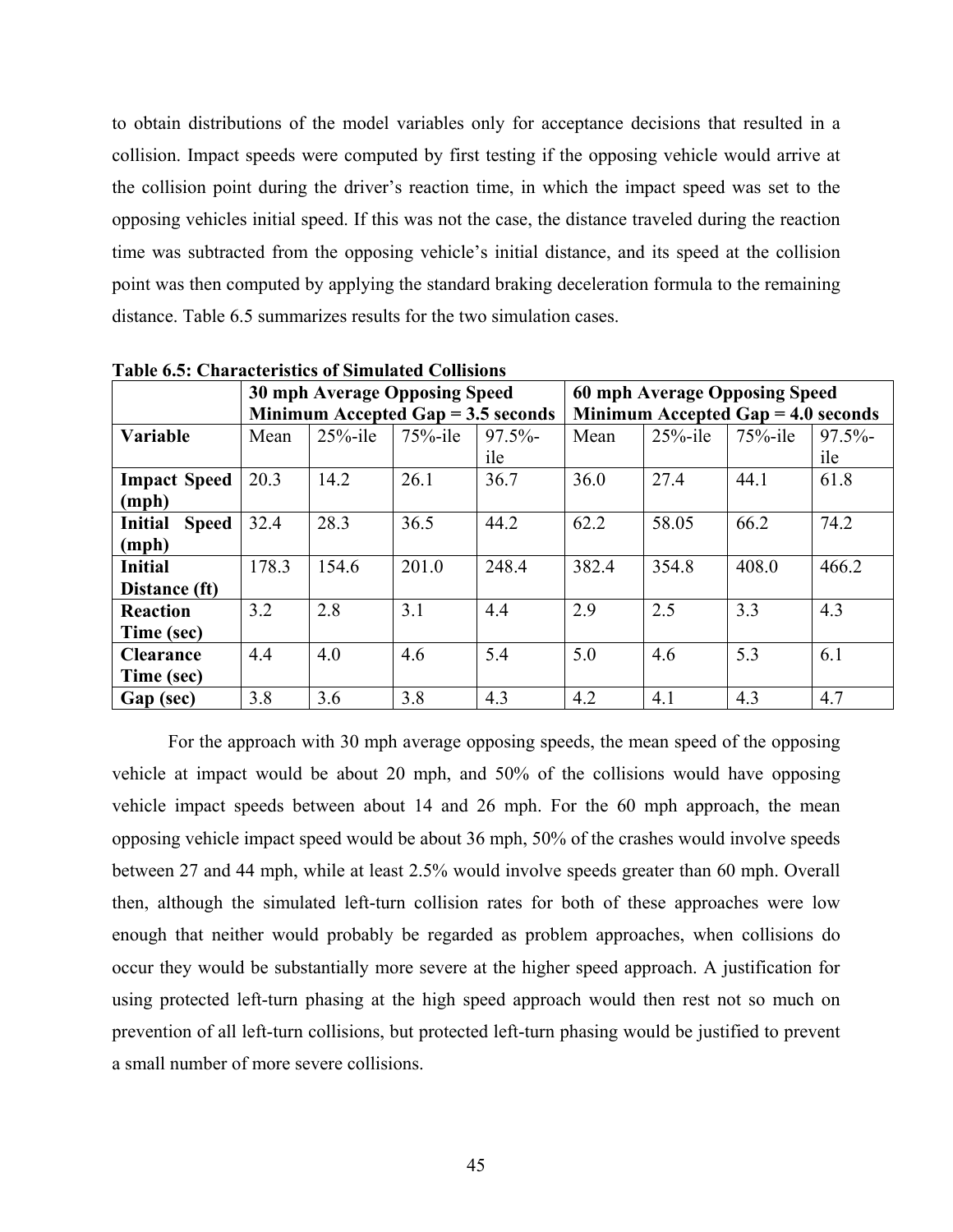to obtain distributions of the model variables only for acceptance decisions that resulted in a collision. Impact speeds were computed by first testing if the opposing vehicle would arrive at the collision point during the driver's reaction time, in which the impact speed was set to the opposing vehicles initial speed. If this was not the case, the distance traveled during the reaction time was subtracted from the opposing vehicle's initial distance, and its speed at the collision point was then computed by applying the standard braking deceleration formula to the remaining distance. Table 6.5 summarizes results for the two simulation cases.

**Table 6.5: Characteristics of Simulated Collisions**

| | **30 mph Average Opposing Speed Minimum Accepted Gap = 3.5 seconds** | | | | **60 mph Average Opposing Speed Minimum Accepted Gap = 4.0 seconds** | | | |
|---|---|---|---|---|---|---|---|---|
| **Variable** | Mean | 25%-ile | 75%-ile | 97.5%-ile | Mean | 25%-ile | 75%-ile | 97.5%-ile |
| **Impact Speed (mph)** | 20.3 | 14.2 | 26.1 | 36.7 | 36.0 | 27.4 | 44.1 | 61.8 |
| **Initial Speed (mph)** | 32.4 | 28.3 | 36.5 | 44.2 | 62.2 | 58.05 | 66.2 | 74.2 |
| **Initial Distance (ft)** | 178.3 | 154.6 | 201.0 | 248.4 | 382.4 | 354.8 | 408.0 | 466.2 |
| **Reaction Time (sec)** | 3.2 | 2.8 | 3.1 | 4.4 | 2.9 | 2.5 | 3.3 | 4.3 |
| **Clearance Time (sec)** | 4.4 | 4.0 | 4.6 | 5.4 | 5.0 | 4.6 | 5.3 | 6.1 |
| **Gap (sec)** | 3.8 | 3.6 | 3.8 | 4.3 | 4.2 | 4.1 | 4.3 | 4.7 |

For the approach with 30 mph average opposing speeds, the mean speed of the opposing vehicle at impact would be about 20 mph, and 50% of the collisions would have opposing vehicle impact speeds between about 14 and 26 mph. For the 60 mph approach, the mean opposing vehicle impact speed would be about 36 mph, 50% of the crashes would involve speeds between 27 and 44 mph, while at least 2.5% would involve speeds greater than 60 mph. Overall then, although the simulated left-turn collision rates for both of these approaches were low enough that neither would probably be regarded as problem approaches, when collisions do occur they would be substantially more severe at the higher speed approach. A justification for using protected left-turn phasing at the high speed approach would then rest not so much on prevention of all left-turn collisions, but protected left-turn phasing would be justified to prevent a small number of more severe collisions.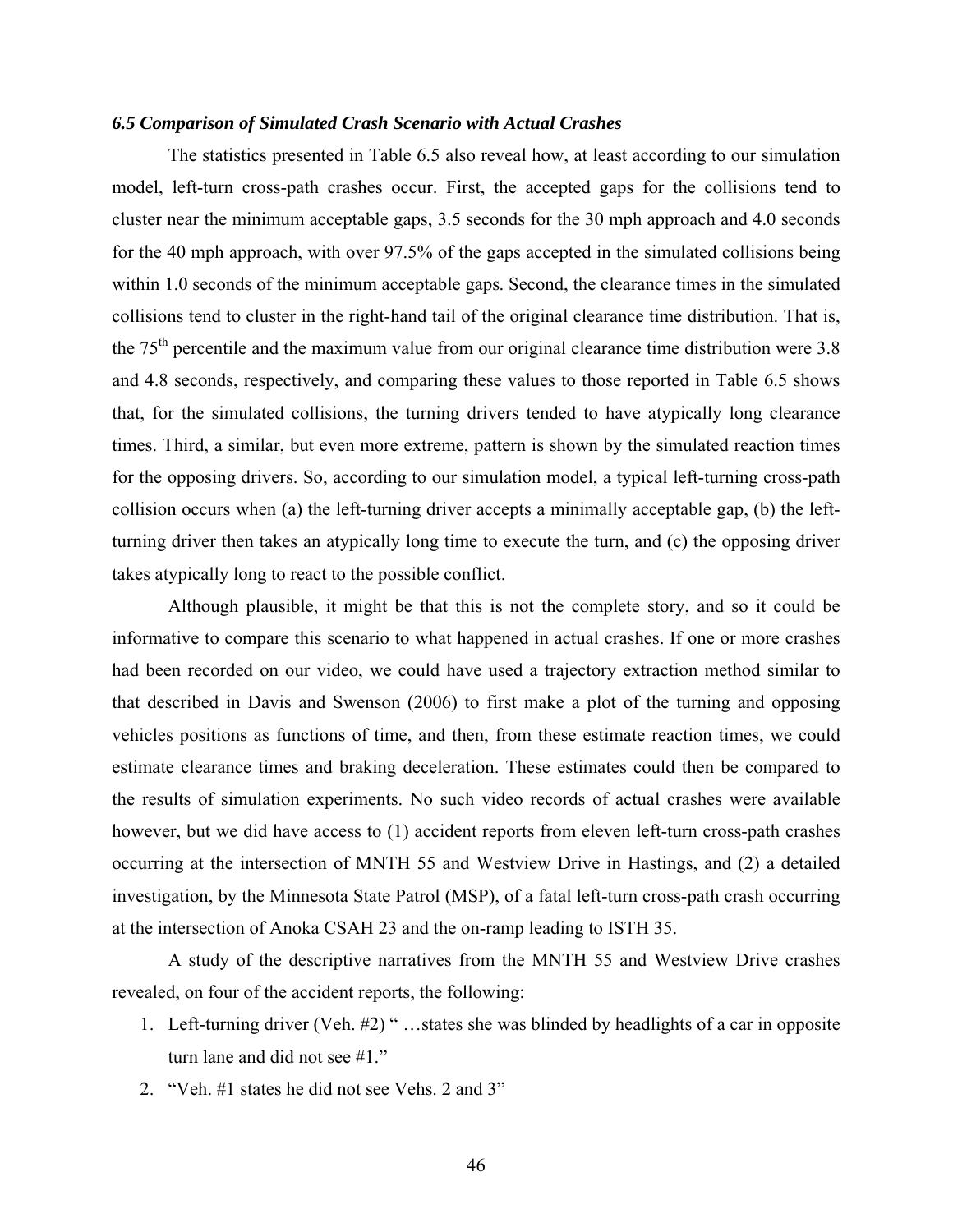### *6.5 Comparison of Simulated Crash Scenario with Actual Crashes*

The statistics presented in Table 6.5 also reveal how, at least according to our simulation model, left-turn cross-path crashes occur. First, the accepted gaps for the collisions tend to cluster near the minimum acceptable gaps, 3.5 seconds for the 30 mph approach and 4.0 seconds for the 40 mph approach, with over 97.5% of the gaps accepted in the simulated collisions being within 1.0 seconds of the minimum acceptable gaps. Second, the clearance times in the simulated collisions tend to cluster in the right-hand tail of the original clearance time distribution. That is, the 75$^{th}$ percentile and the maximum value from our original clearance time distribution were 3.8 and 4.8 seconds, respectively, and comparing these values to those reported in Table 6.5 shows that, for the simulated collisions, the turning drivers tended to have atypically long clearance times. Third, a similar, but even more extreme, pattern is shown by the simulated reaction times for the opposing drivers. So, according to our simulation model, a typical left-turning cross-path collision occurs when (a) the left-turning driver accepts a minimally acceptable gap, (b) the left-turning driver then takes an atypically long time to execute the turn, and (c) the opposing driver takes atypically long to react to the possible conflict.

Although plausible, it might be that this is not the complete story, and so it could be informative to compare this scenario to what happened in actual crashes. If one or more crashes had been recorded on our video, we could have used a trajectory extraction method similar to that described in Davis and Swenson (2006) to first make a plot of the turning and opposing vehicles positions as functions of time, and then, from these estimate reaction times, we could estimate clearance times and braking deceleration. These estimates could then be compared to the results of simulation experiments. No such video records of actual crashes were available however, but we did have access to (1) accident reports from eleven left-turn cross-path crashes occurring at the intersection of MNTH 55 and Westview Drive in Hastings, and (2) a detailed investigation, by the Minnesota State Patrol (MSP), of a fatal left-turn cross-path crash occurring at the intersection of Anoka CSAH 23 and the on-ramp leading to ISTH 35.

A study of the descriptive narratives from the MNTH 55 and Westview Drive crashes revealed, on four of the accident reports, the following:

1. Left-turning driver (Veh. #2) " …states she was blinded by headlights of a car in opposite turn lane and did not see #1."
2. "Veh. #1 states he did not see Vehs. 2 and 3"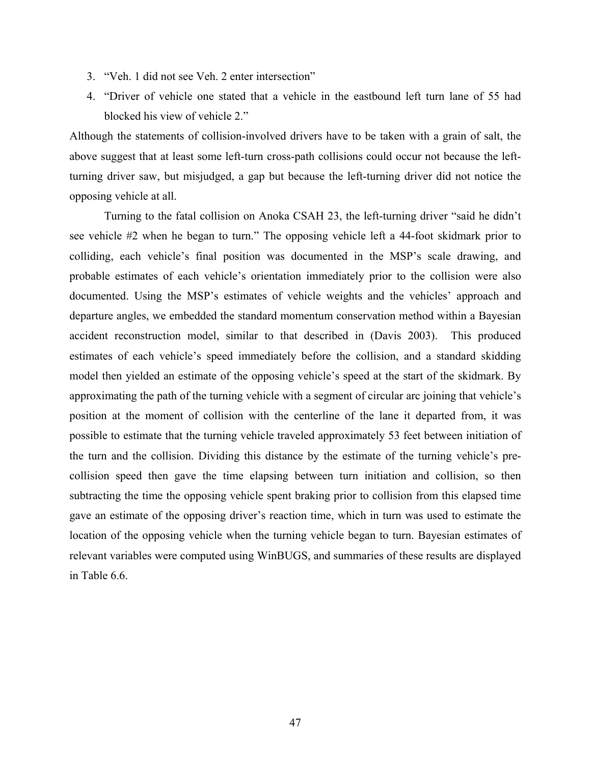3. "Veh. 1 did not see Veh. 2 enter intersection"
4. "Driver of vehicle one stated that a vehicle in the eastbound left turn lane of 55 had blocked his view of vehicle 2."

Although the statements of collision-involved drivers have to be taken with a grain of salt, the above suggest that at least some left-turn cross-path collisions could occur not because the left-turning driver saw, but misjudged, a gap but because the left-turning driver did not notice the opposing vehicle at all.

Turning to the fatal collision on Anoka CSAH 23, the left-turning driver "said he didn't see vehicle #2 when he began to turn." The opposing vehicle left a 44-foot skidmark prior to colliding, each vehicle's final position was documented in the MSP's scale drawing, and probable estimates of each vehicle's orientation immediately prior to the collision were also documented. Using the MSP's estimates of vehicle weights and the vehicles' approach and departure angles, we embedded the standard momentum conservation method within a Bayesian accident reconstruction model, similar to that described in (Davis 2003). This produced estimates of each vehicle's speed immediately before the collision, and a standard skidding model then yielded an estimate of the opposing vehicle's speed at the start of the skidmark. By approximating the path of the turning vehicle with a segment of circular arc joining that vehicle's position at the moment of collision with the centerline of the lane it departed from, it was possible to estimate that the turning vehicle traveled approximately 53 feet between initiation of the turn and the collision. Dividing this distance by the estimate of the turning vehicle's pre-collision speed then gave the time elapsing between turn initiation and collision, so then subtracting the time the opposing vehicle spent braking prior to collision from this elapsed time gave an estimate of the opposing driver's reaction time, which in turn was used to estimate the location of the opposing vehicle when the turning vehicle began to turn. Bayesian estimates of relevant variables were computed using WinBUGS, and summaries of these results are displayed in Table 6.6.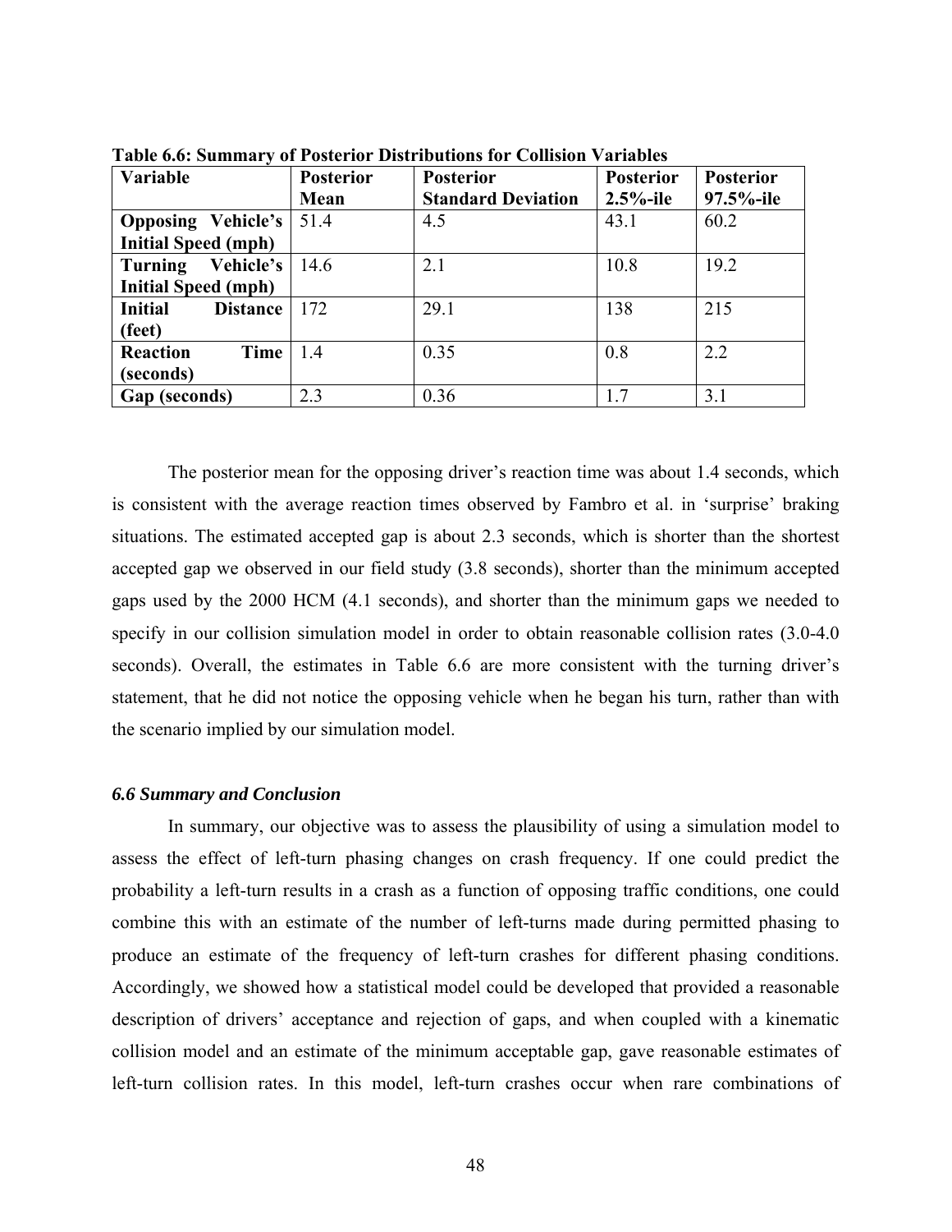**Table 6.6: Summary of Posterior Distributions for Collision Variables**

| Variable | Posterior Mean | Posterior Standard Deviation | Posterior 2.5%-ile | Posterior 97.5%-ile |
|---|---|---|---|---|
| Opposing Vehicle's Initial Speed (mph) | 51.4 | 4.5 | 43.1 | 60.2 |
| Turning Vehicle's Initial Speed (mph) | 14.6 | 2.1 | 10.8 | 19.2 |
| Initial Distance (feet) | 172 | 29.1 | 138 | 215 |
| Reaction Time (seconds) | 1.4 | 0.35 | 0.8 | 2.2 |
| Gap (seconds) | 2.3 | 0.36 | 1.7 | 3.1 |

The posterior mean for the opposing driver's reaction time was about 1.4 seconds, which is consistent with the average reaction times observed by Fambro et al. in 'surprise' braking situations. The estimated accepted gap is about 2.3 seconds, which is shorter than the shortest accepted gap we observed in our field study (3.8 seconds), shorter than the minimum accepted gaps used by the 2000 HCM (4.1 seconds), and shorter than the minimum gaps we needed to specify in our collision simulation model in order to obtain reasonable collision rates (3.0-4.0 seconds). Overall, the estimates in Table 6.6 are more consistent with the turning driver's statement, that he did not notice the opposing vehicle when he began his turn, rather than with the scenario implied by our simulation model.

### *6.6 Summary and Conclusion*

In summary, our objective was to assess the plausibility of using a simulation model to assess the effect of left-turn phasing changes on crash frequency. If one could predict the probability a left-turn results in a crash as a function of opposing traffic conditions, one could combine this with an estimate of the number of left-turns made during permitted phasing to produce an estimate of the frequency of left-turn crashes for different phasing conditions. Accordingly, we showed how a statistical model could be developed that provided a reasonable description of drivers' acceptance and rejection of gaps, and when coupled with a kinematic collision model and an estimate of the minimum acceptable gap, gave reasonable estimates of left-turn collision rates. In this model, left-turn crashes occur when rare combinations of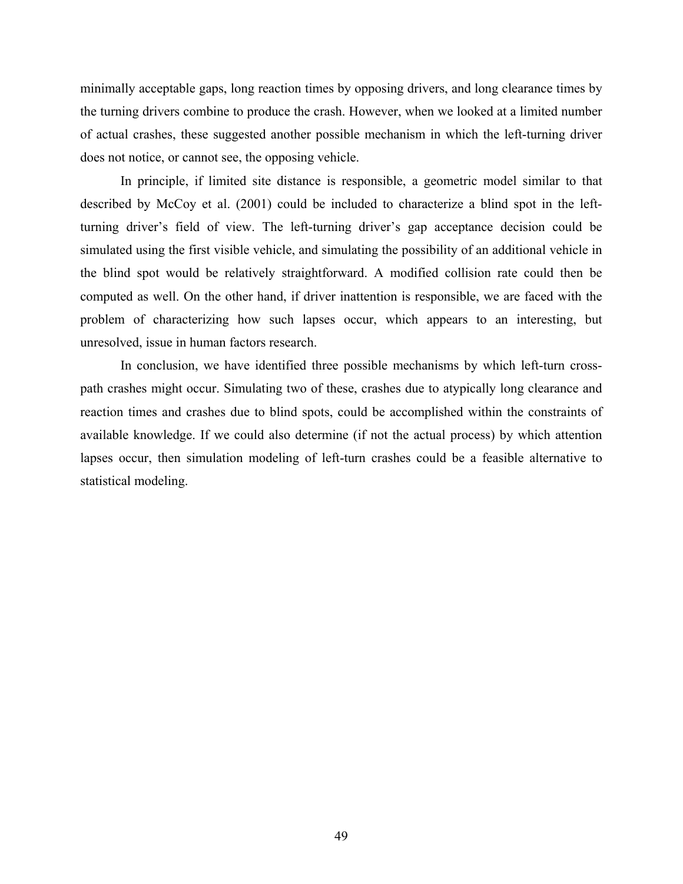minimally acceptable gaps, long reaction times by opposing drivers, and long clearance times by the turning drivers combine to produce the crash. However, when we looked at a limited number of actual crashes, these suggested another possible mechanism in which the left-turning driver does not notice, or cannot see, the opposing vehicle.

In principle, if limited site distance is responsible, a geometric model similar to that described by McCoy et al. (2001) could be included to characterize a blind spot in the left-turning driver's field of view. The left-turning driver's gap acceptance decision could be simulated using the first visible vehicle, and simulating the possibility of an additional vehicle in the blind spot would be relatively straightforward. A modified collision rate could then be computed as well. On the other hand, if driver inattention is responsible, we are faced with the problem of characterizing how such lapses occur, which appears to an interesting, but unresolved, issue in human factors research.

In conclusion, we have identified three possible mechanisms by which left-turn cross-path crashes might occur. Simulating two of these, crashes due to atypically long clearance and reaction times and crashes due to blind spots, could be accomplished within the constraints of available knowledge. If we could also determine (if not the actual process) by which attention lapses occur, then simulation modeling of left-turn crashes could be a feasible alternative to statistical modeling.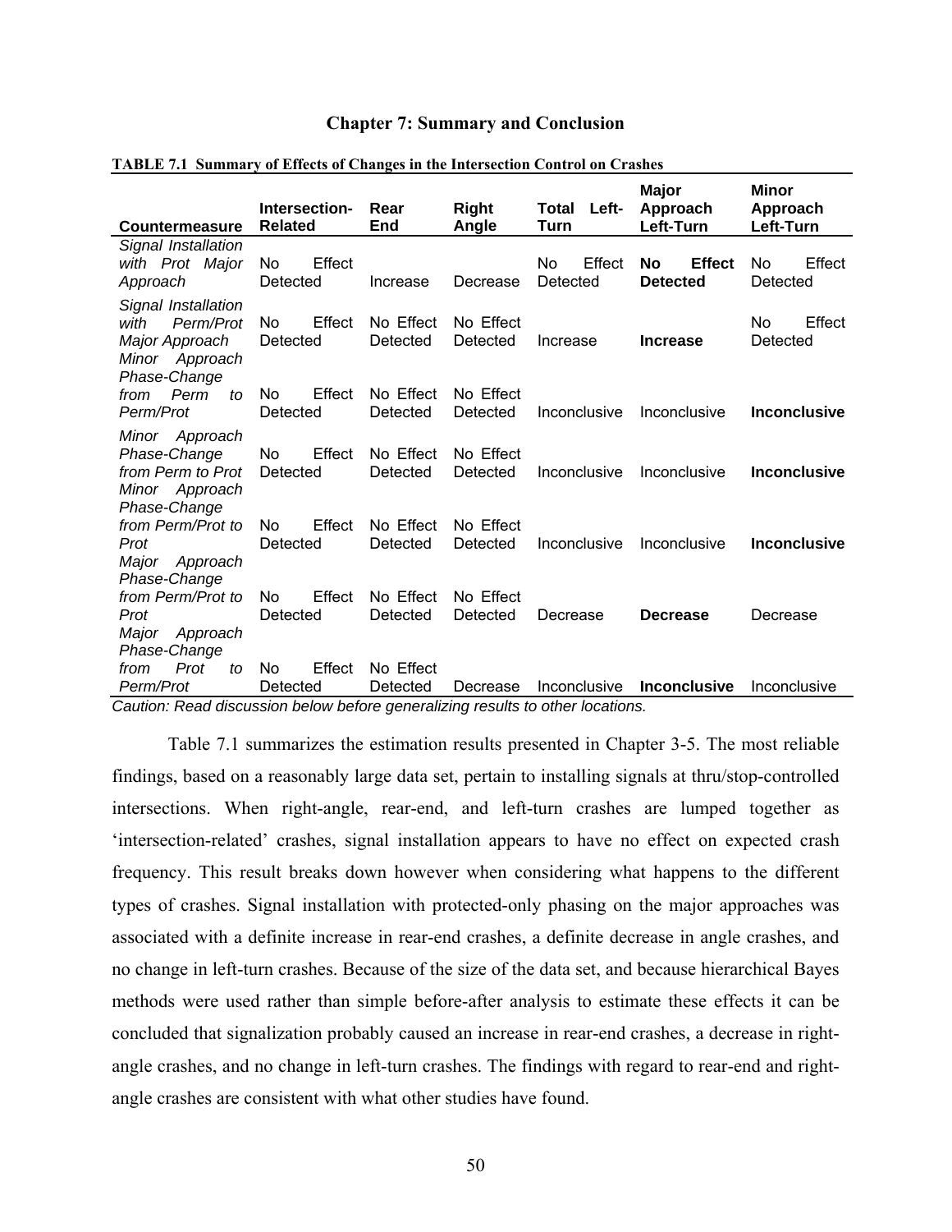## Chapter 7: Summary and Conclusion

**TABLE 7.1 Summary of Effects of Changes in the Intersection Control on Crashes**

| Countermeasure | Intersection-Related | Rear End | Right Angle | Total Left-Turn | Major Approach Left-Turn | Minor Approach Left-Turn |
|---|---|---|---|---|---|---|
| *Signal Installation with Prot Major Approach* | No Effect Detected | Increase | Decrease | No Effect Detected | **No Effect Detected** | No Effect Detected |
| *Signal Installation with Perm/Prot Major Approach* | No Effect Detected | No Effect Detected | No Effect Detected | Increase | **Increase** | No Effect Detected |
| *Minor Approach Phase-Change from Perm to Perm/Prot* | No Effect Detected | No Effect Detected | No Effect Detected | Inconclusive | Inconclusive | **Inconclusive** |
| *Minor Approach Phase-Change from Perm to Prot* | No Effect Detected | No Effect Detected | No Effect Detected | Inconclusive | Inconclusive | **Inconclusive** |
| *Minor Approach Phase-Change from Perm/Prot to Prot* | No Effect Detected | No Effect Detected | No Effect Detected | Inconclusive | Inconclusive | **Inconclusive** |
| *Major Approach Phase-Change from Perm/Prot to Prot* | No Effect Detected | No Effect Detected | No Effect Detected | Decrease | **Decrease** | Decrease |
| *Major Approach Phase-Change from Prot to Perm/Prot* | No Effect Detected | No Effect Detected | Decrease | Inconclusive | **Inconclusive** | Inconclusive |

*Caution: Read discussion below before generalizing results to other locations.*

Table 7.1 summarizes the estimation results presented in Chapter 3-5. The most reliable findings, based on a reasonably large data set, pertain to installing signals at thru/stop-controlled intersections. When right-angle, rear-end, and left-turn crashes are lumped together as 'intersection-related' crashes, signal installation appears to have no effect on expected crash frequency. This result breaks down however when considering what happens to the different types of crashes. Signal installation with protected-only phasing on the major approaches was associated with a definite increase in rear-end crashes, a definite decrease in angle crashes, and no change in left-turn crashes. Because of the size of the data set, and because hierarchical Bayes methods were used rather than simple before-after analysis to estimate these effects it can be concluded that signalization probably caused an increase in rear-end crashes, a decrease in right-angle crashes, and no change in left-turn crashes. The findings with regard to rear-end and right-angle crashes are consistent with what other studies have found.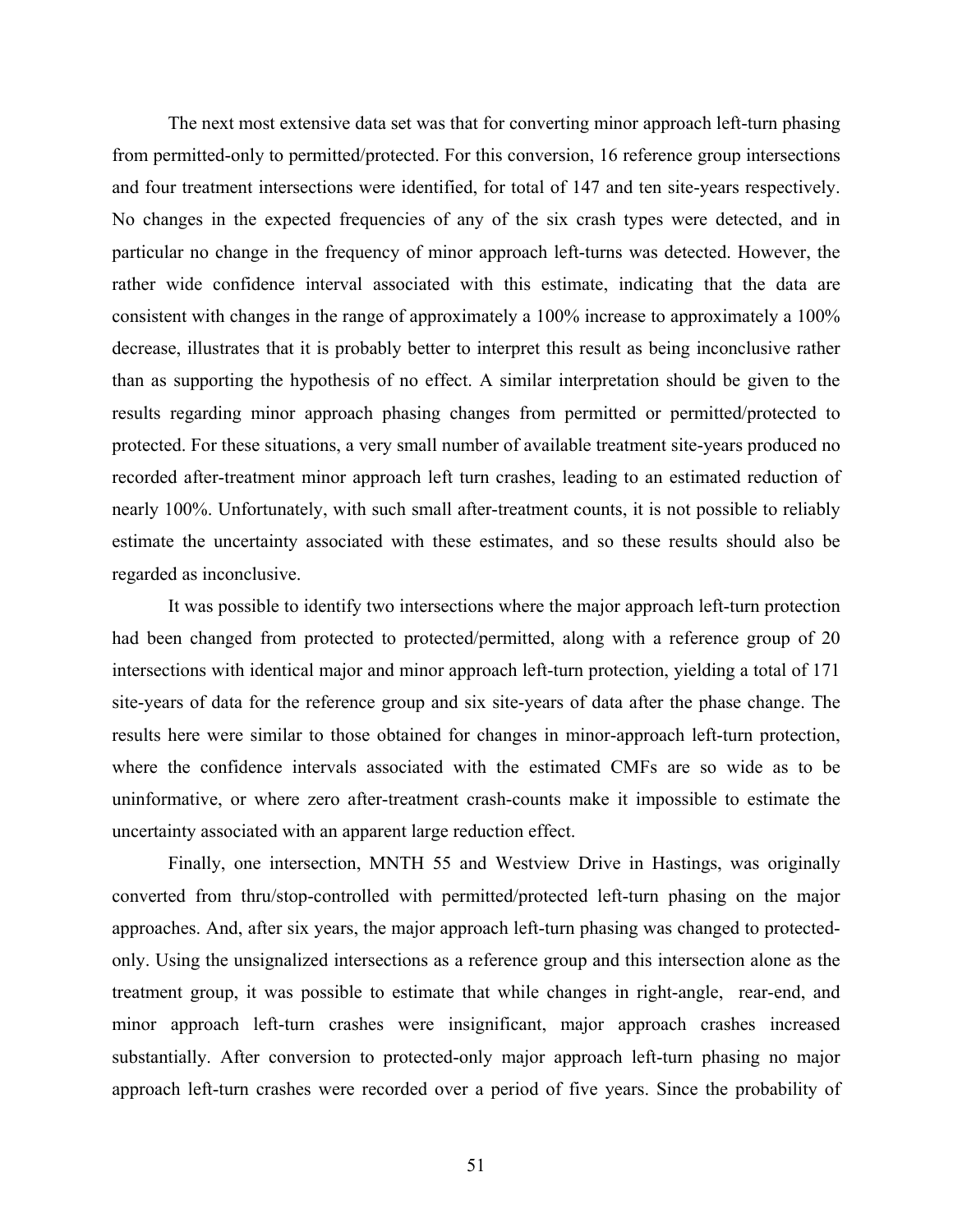The next most extensive data set was that for converting minor approach left-turn phasing from permitted-only to permitted/protected. For this conversion, 16 reference group intersections and four treatment intersections were identified, for total of 147 and ten site-years respectively. No changes in the expected frequencies of any of the six crash types were detected, and in particular no change in the frequency of minor approach left-turns was detected. However, the rather wide confidence interval associated with this estimate, indicating that the data are consistent with changes in the range of approximately a 100% increase to approximately a 100% decrease, illustrates that it is probably better to interpret this result as being inconclusive rather than as supporting the hypothesis of no effect. A similar interpretation should be given to the results regarding minor approach phasing changes from permitted or permitted/protected to protected. For these situations, a very small number of available treatment site-years produced no recorded after-treatment minor approach left turn crashes, leading to an estimated reduction of nearly 100%. Unfortunately, with such small after-treatment counts, it is not possible to reliably estimate the uncertainty associated with these estimates, and so these results should also be regarded as inconclusive.

It was possible to identify two intersections where the major approach left-turn protection had been changed from protected to protected/permitted, along with a reference group of 20 intersections with identical major and minor approach left-turn protection, yielding a total of 171 site-years of data for the reference group and six site-years of data after the phase change. The results here were similar to those obtained for changes in minor-approach left-turn protection, where the confidence intervals associated with the estimated CMFs are so wide as to be uninformative, or where zero after-treatment crash-counts make it impossible to estimate the uncertainty associated with an apparent large reduction effect.

Finally, one intersection, MNTH 55 and Westview Drive in Hastings, was originally converted from thru/stop-controlled with permitted/protected left-turn phasing on the major approaches. And, after six years, the major approach left-turn phasing was changed to protected-only. Using the unsignalized intersections as a reference group and this intersection alone as the treatment group, it was possible to estimate that while changes in right-angle, rear-end, and minor approach left-turn crashes were insignificant, major approach crashes increased substantially. After conversion to protected-only major approach left-turn phasing no major approach left-turn crashes were recorded over a period of five years. Since the probability of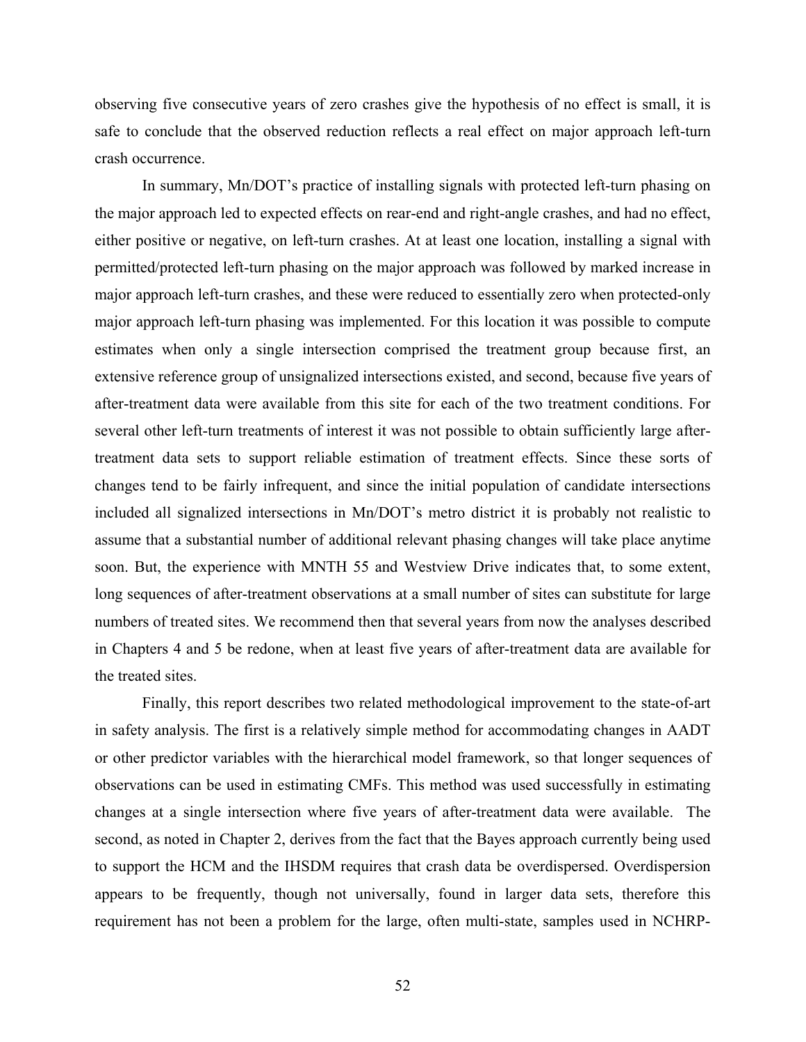observing five consecutive years of zero crashes give the hypothesis of no effect is small, it is safe to conclude that the observed reduction reflects a real effect on major approach left-turn crash occurrence.

In summary, Mn/DOT's practice of installing signals with protected left-turn phasing on the major approach led to expected effects on rear-end and right-angle crashes, and had no effect, either positive or negative, on left-turn crashes. At at least one location, installing a signal with permitted/protected left-turn phasing on the major approach was followed by marked increase in major approach left-turn crashes, and these were reduced to essentially zero when protected-only major approach left-turn phasing was implemented. For this location it was possible to compute estimates when only a single intersection comprised the treatment group because first, an extensive reference group of unsignalized intersections existed, and second, because five years of after-treatment data were available from this site for each of the two treatment conditions. For several other left-turn treatments of interest it was not possible to obtain sufficiently large after-treatment data sets to support reliable estimation of treatment effects. Since these sorts of changes tend to be fairly infrequent, and since the initial population of candidate intersections included all signalized intersections in Mn/DOT's metro district it is probably not realistic to assume that a substantial number of additional relevant phasing changes will take place anytime soon. But, the experience with MNTH 55 and Westview Drive indicates that, to some extent, long sequences of after-treatment observations at a small number of sites can substitute for large numbers of treated sites. We recommend then that several years from now the analyses described in Chapters 4 and 5 be redone, when at least five years of after-treatment data are available for the treated sites.

Finally, this report describes two related methodological improvement to the state-of-art in safety analysis. The first is a relatively simple method for accommodating changes in AADT or other predictor variables with the hierarchical model framework, so that longer sequences of observations can be used in estimating CMFs. This method was used successfully in estimating changes at a single intersection where five years of after-treatment data were available. The second, as noted in Chapter 2, derives from the fact that the Bayes approach currently being used to support the HCM and the IHSDM requires that crash data be overdispersed. Overdispersion appears to be frequently, though not universally, found in larger data sets, therefore this requirement has not been a problem for the large, often multi-state, samples used in NCHRP-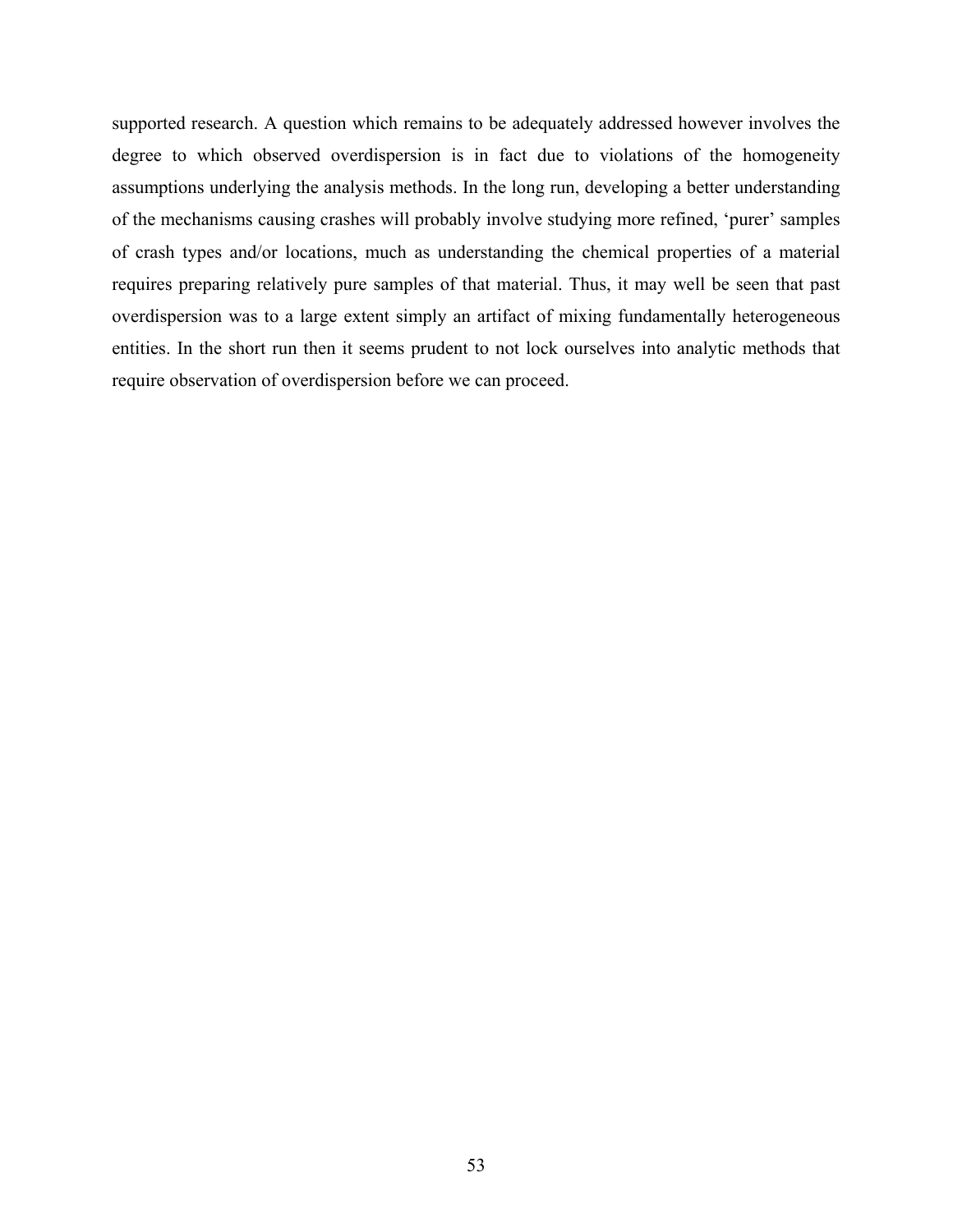supported research. A question which remains to be adequately addressed however involves the degree to which observed overdispersion is in fact due to violations of the homogeneity assumptions underlying the analysis methods. In the long run, developing a better understanding of the mechanisms causing crashes will probably involve studying more refined, ‘purer’ samples of crash types and/or locations, much as understanding the chemical properties of a material requires preparing relatively pure samples of that material. Thus, it may well be seen that past overdispersion was to a large extent simply an artifact of mixing fundamentally heterogeneous entities. In the short run then it seems prudent to not lock ourselves into analytic methods that require observation of overdispersion before we can proceed.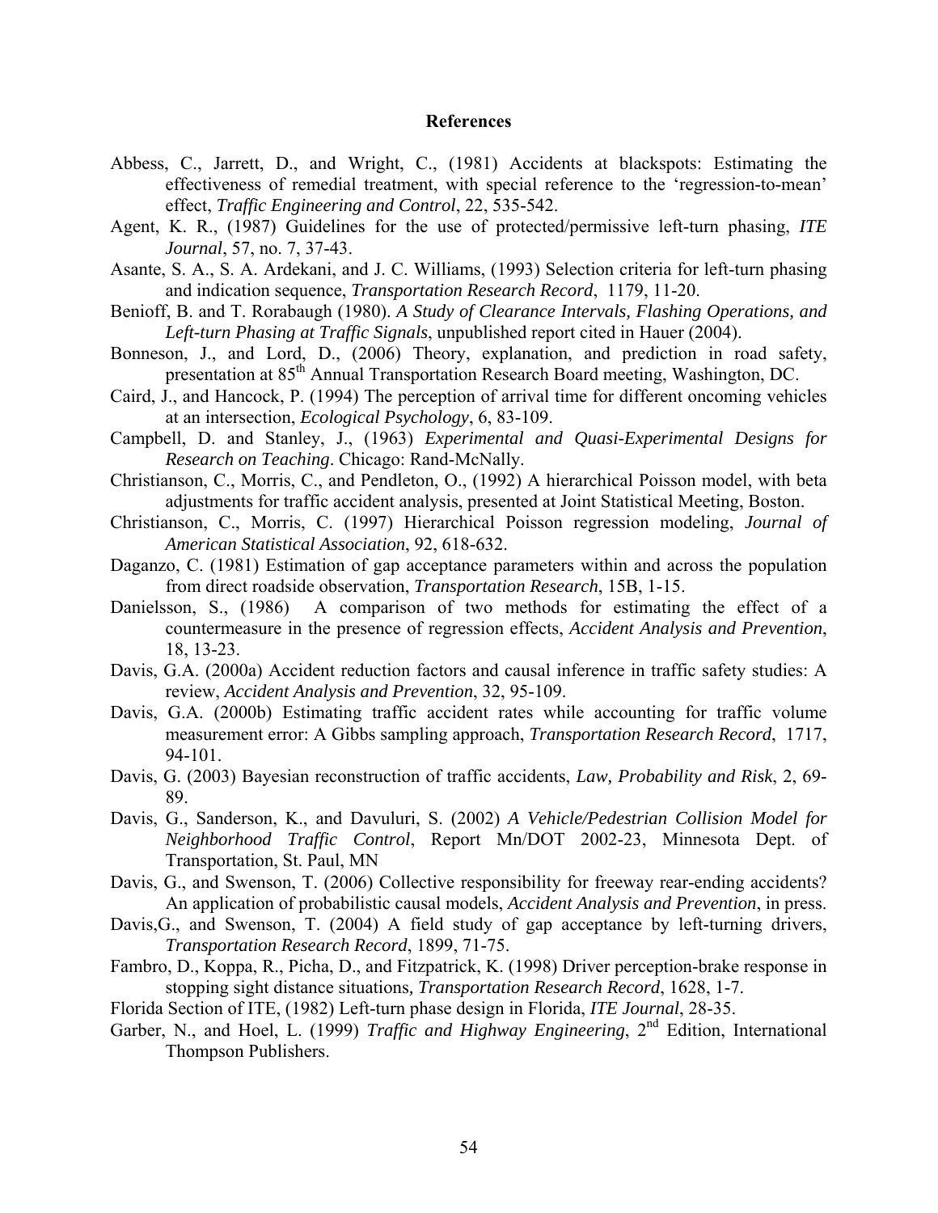## References

Abbess, C., Jarrett, D., and Wright, C., (1981) Accidents at blackspots: Estimating the effectiveness of remedial treatment, with special reference to the 'regression-to-mean' effect, *Traffic Engineering and Control*, 22, 535-542.

Agent, K. R., (1987) Guidelines for the use of protected/permissive left-turn phasing, *ITE Journal*, 57, no. 7, 37-43.

Asante, S. A., S. A. Ardekani, and J. C. Williams, (1993) Selection criteria for left-turn phasing and indication sequence, *Transportation Research Record*, 1179, 11-20.

Benioff, B. and T. Rorabaugh (1980). *A Study of Clearance Intervals, Flashing Operations, and Left-turn Phasing at Traffic Signals*, unpublished report cited in Hauer (2004).

Bonneson, J., and Lord, D., (2006) Theory, explanation, and prediction in road safety, presentation at 85th Annual Transportation Research Board meeting, Washington, DC.

Caird, J., and Hancock, P. (1994) The perception of arrival time for different oncoming vehicles at an intersection, *Ecological Psychology*, 6, 83-109.

Campbell, D. and Stanley, J., (1963) *Experimental and Quasi-Experimental Designs for Research on Teaching*. Chicago: Rand-McNally.

Christianson, C., Morris, C., and Pendleton, O., (1992) A hierarchical Poisson model, with beta adjustments for traffic accident analysis, presented at Joint Statistical Meeting, Boston.

Christianson, C., Morris, C. (1997) Hierarchical Poisson regression modeling, *Journal of American Statistical Association*, 92, 618-632.

Daganzo, C. (1981) Estimation of gap acceptance parameters within and across the population from direct roadside observation, *Transportation Research*, 15B, 1-15.

Danielsson, S., (1986) A comparison of two methods for estimating the effect of a countermeasure in the presence of regression effects, *Accident Analysis and Prevention*, 18, 13-23.

Davis, G.A. (2000a) Accident reduction factors and causal inference in traffic safety studies: A review, *Accident Analysis and Prevention*, 32, 95-109.

Davis, G.A. (2000b) Estimating traffic accident rates while accounting for traffic volume measurement error: A Gibbs sampling approach, *Transportation Research Record*, 1717, 94-101.

Davis, G. (2003) Bayesian reconstruction of traffic accidents, *Law, Probability and Risk*, 2, 69-89.

Davis, G., Sanderson, K., and Davuluri, S. (2002) *A Vehicle/Pedestrian Collision Model for Neighborhood Traffic Control*, Report Mn/DOT 2002-23, Minnesota Dept. of Transportation, St. Paul, MN

Davis, G., and Swenson, T. (2006) Collective responsibility for freeway rear-ending accidents? An application of probabilistic causal models, *Accident Analysis and Prevention*, in press.

Davis,G., and Swenson, T. (2004) A field study of gap acceptance by left-turning drivers, *Transportation Research Record*, 1899, 71-75.

Fambro, D., Koppa, R., Picha, D., and Fitzpatrick, K. (1998) Driver perception-brake response in stopping sight distance situations*, Transportation Research Record*, 1628, 1-7.

Florida Section of ITE, (1982) Left-turn phase design in Florida, *ITE Journal*, 28-35.

Garber, N., and Hoel, L. (1999) *Traffic and Highway Engineering*, 2nd Edition, International Thompson Publishers.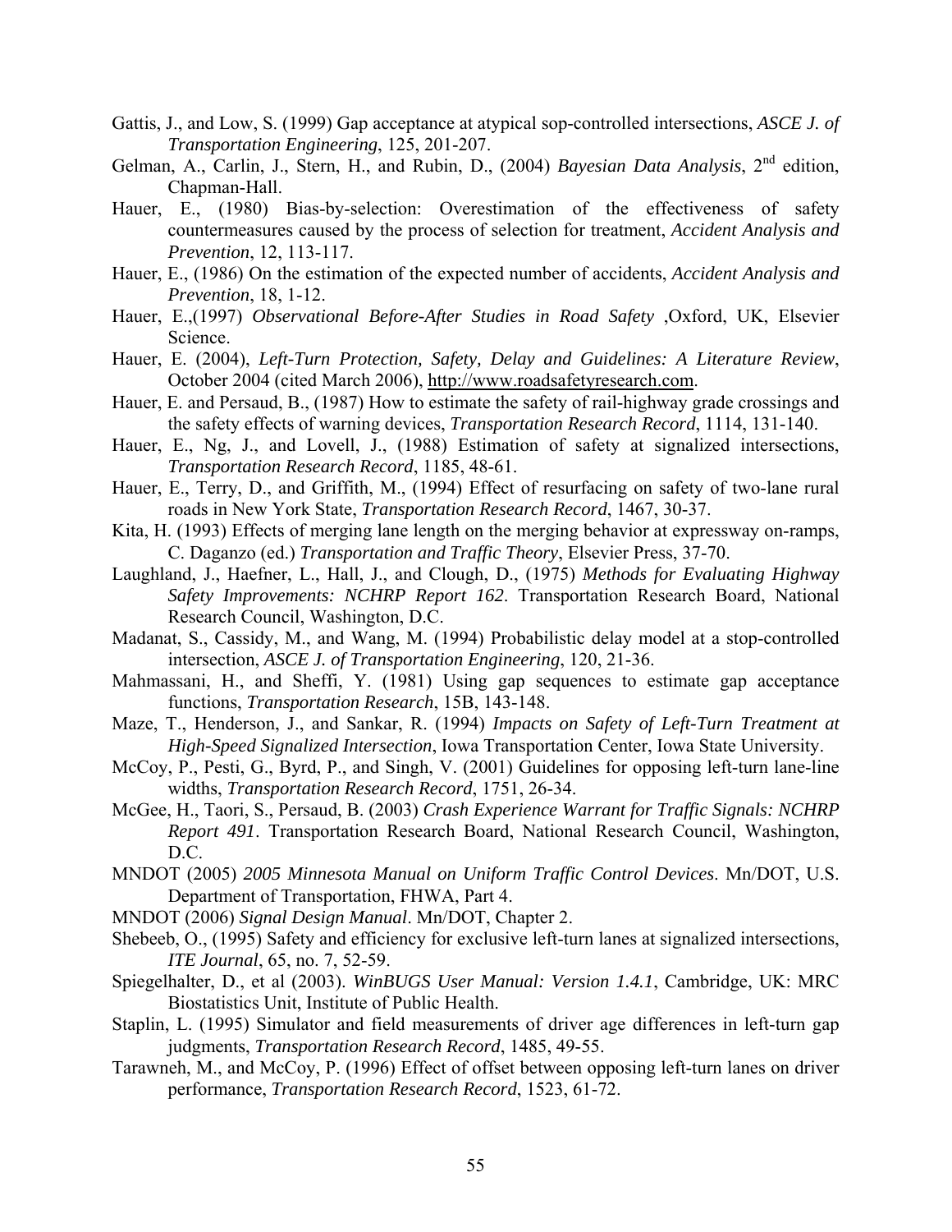Gattis, J., and Low, S. (1999) Gap acceptance at atypical sop-controlled intersections, *ASCE J. of Transportation Engineering*, 125, 201-207.

Gelman, A., Carlin, J., Stern, H., and Rubin, D., (2004) *Bayesian Data Analysis*, 2nd edition, Chapman-Hall.

Hauer, E., (1980) Bias-by-selection: Overestimation of the effectiveness of safety countermeasures caused by the process of selection for treatment, *Accident Analysis and Prevention*, 12, 113-117.

Hauer, E., (1986) On the estimation of the expected number of accidents, *Accident Analysis and Prevention*, 18, 1-12.

Hauer, E.,(1997) *Observational Before-After Studies in Road Safety* ,Oxford, UK, Elsevier Science.

Hauer, E. (2004), *Left-Turn Protection, Safety, Delay and Guidelines: A Literature Review*, October 2004 (cited March 2006), http://www.roadsafetyresearch.com.

Hauer, E. and Persaud, B., (1987) How to estimate the safety of rail-highway grade crossings and the safety effects of warning devices, *Transportation Research Record*, 1114, 131-140.

Hauer, E., Ng, J., and Lovell, J., (1988) Estimation of safety at signalized intersections, *Transportation Research Record*, 1185, 48-61.

Hauer, E., Terry, D., and Griffith, M., (1994) Effect of resurfacing on safety of two-lane rural roads in New York State, *Transportation Research Record*, 1467, 30-37.

Kita, H. (1993) Effects of merging lane length on the merging behavior at expressway on-ramps, C. Daganzo (ed.) *Transportation and Traffic Theory*, Elsevier Press, 37-70.

Laughland, J., Haefner, L., Hall, J., and Clough, D., (1975) *Methods for Evaluating Highway Safety Improvements: NCHRP Report 162*. Transportation Research Board, National Research Council, Washington, D.C.

Madanat, S., Cassidy, M., and Wang, M. (1994) Probabilistic delay model at a stop-controlled intersection, *ASCE J. of Transportation Engineering*, 120, 21-36.

Mahmassani, H., and Sheffi, Y. (1981) Using gap sequences to estimate gap acceptance functions, *Transportation Research*, 15B, 143-148.

Maze, T., Henderson, J., and Sankar, R. (1994) *Impacts on Safety of Left-Turn Treatment at High-Speed Signalized Intersection*, Iowa Transportation Center, Iowa State University.

McCoy, P., Pesti, G., Byrd, P., and Singh, V. (2001) Guidelines for opposing left-turn lane-line widths, *Transportation Research Record*, 1751, 26-34.

McGee, H., Taori, S., Persaud, B. (2003) *Crash Experience Warrant for Traffic Signals: NCHRP Report 491*. Transportation Research Board, National Research Council, Washington, D.C.

MNDOT (2005) *2005 Minnesota Manual on Uniform Traffic Control Devices*. Mn/DOT, U.S. Department of Transportation, FHWA, Part 4.

MNDOT (2006) *Signal Design Manual*. Mn/DOT, Chapter 2.

Shebeeb, O., (1995) Safety and efficiency for exclusive left-turn lanes at signalized intersections, *ITE Journal*, 65, no. 7, 52-59.

Spiegelhalter, D., et al (2003). *WinBUGS User Manual: Version 1.4.1*, Cambridge, UK: MRC Biostatistics Unit, Institute of Public Health.

Staplin, L. (1995) Simulator and field measurements of driver age differences in left-turn gap judgments, *Transportation Research Record*, 1485, 49-55.

Tarawneh, M., and McCoy, P. (1996) Effect of offset between opposing left-turn lanes on driver performance, *Transportation Research Record*, 1523, 61-72.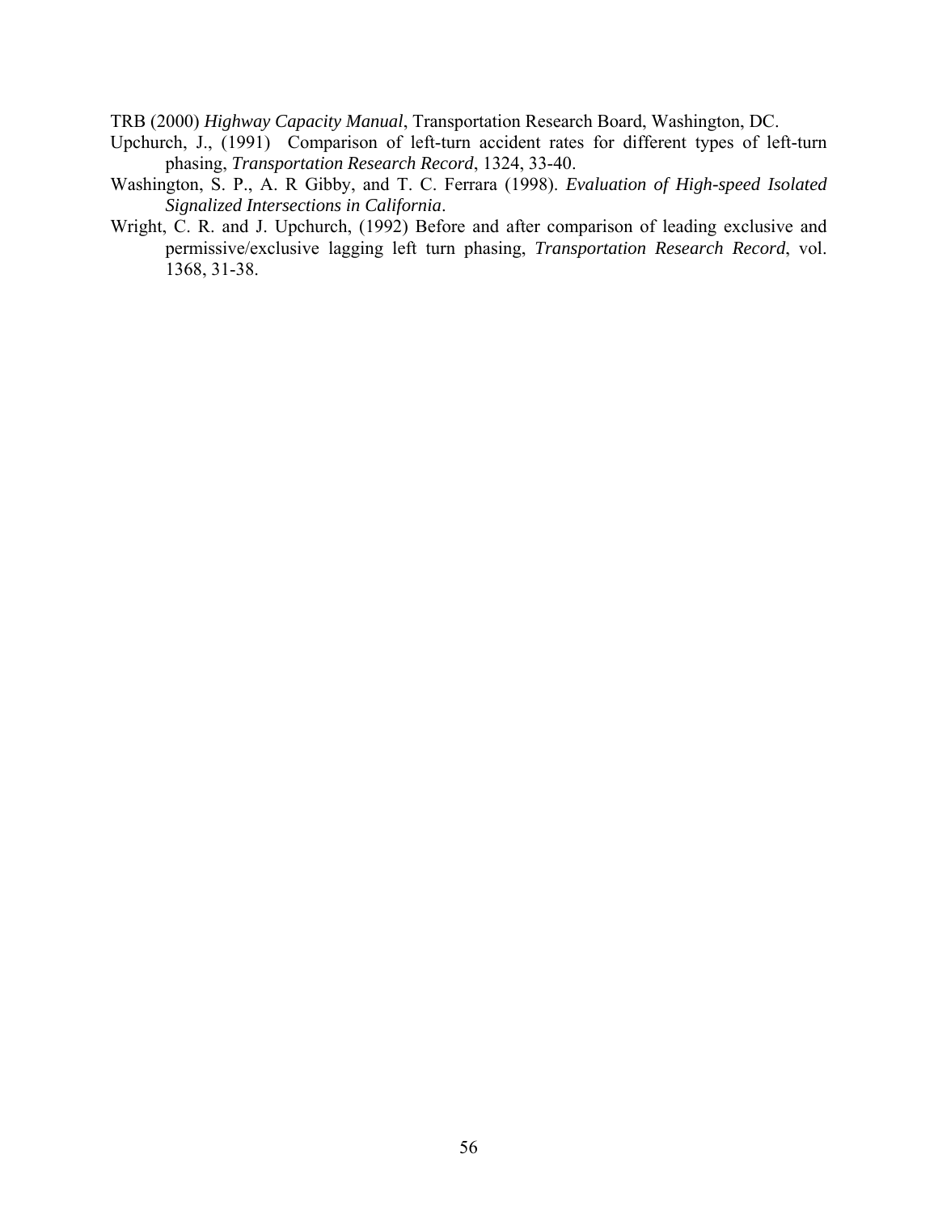TRB (2000) *Highway Capacity Manual*, Transportation Research Board, Washington, DC.

Upchurch, J., (1991) Comparison of left-turn accident rates for different types of left-turn phasing, *Transportation Research Record*, 1324, 33-40.

Washington, S. P., A. R Gibby, and T. C. Ferrara (1998). *Evaluation of High-speed Isolated Signalized Intersections in California*.

Wright, C. R. and J. Upchurch, (1992) Before and after comparison of leading exclusive and permissive/exclusive lagging left turn phasing, *Transportation Research Record*, vol. 1368, 31-38.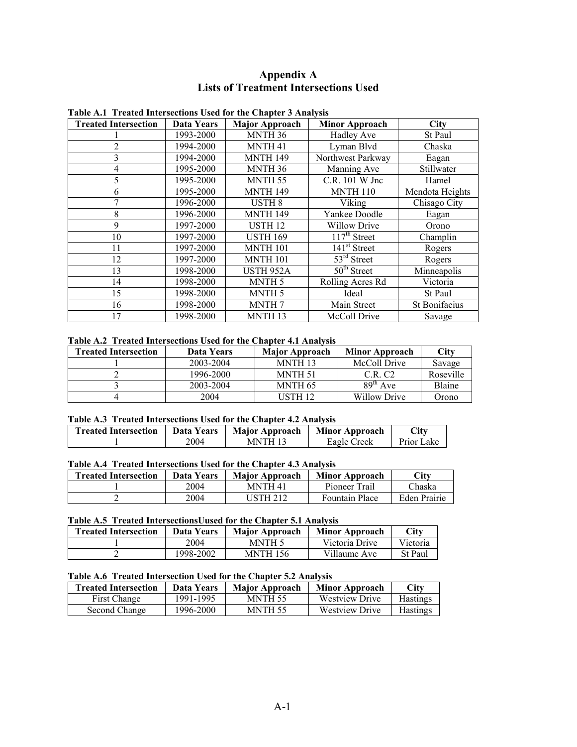# Appendix A
## Lists of Treatment Intersections Used

**Table A.1 Treated Intersections Used for the Chapter 3 Analysis**

| Treated Intersection | Data Years | Major Approach | Minor Approach | City |
|---|---|---|---|---|
| 1 | 1993-2000 | MNTH 36 | Hadley Ave | St Paul |
| 2 | 1994-2000 | MNTH 41 | Lyman Blvd | Chaska |
| 3 | 1994-2000 | MNTH 149 | Northwest Parkway | Eagan |
| 4 | 1995-2000 | MNTH 36 | Manning Ave | Stillwater |
| 5 | 1995-2000 | MNTH 55 | C.R. 101 W Jnc | Hamel |
| 6 | 1995-2000 | MNTH 149 | MNTH 110 | Mendota Heights |
| 7 | 1996-2000 | USTH 8 | Viking | Chisago City |
| 8 | 1996-2000 | MNTH 149 | Yankee Doodle | Eagan |
| 9 | 1997-2000 | USTH 12 | Willow Drive | Orono |
| 10 | 1997-2000 | USTH 169 | 117th Street | Champlin |
| 11 | 1997-2000 | MNTH 101 | 141st Street | Rogers |
| 12 | 1997-2000 | MNTH 101 | 53rd Street | Rogers |
| 13 | 1998-2000 | USTH 952A | 50th Street | Minneapolis |
| 14 | 1998-2000 | MNTH 5 | Rolling Acres Rd | Victoria |
| 15 | 1998-2000 | MNTH 5 | Ideal | St Paul |
| 16 | 1998-2000 | MNTH 7 | Main Street | St Bonifacius |
| 17 | 1998-2000 | MNTH 13 | McColl Drive | Savage |

**Table A.2 Treated Intersections Used for the Chapter 4.1 Analysis**

| Treated Intersection | Data Years | Major Approach | Minor Approach | City |
|---|---|---|---|---|
| 1 | 2003-2004 | MNTH 13 | McColl Drive | Savage |
| 2 | 1996-2000 | MNTH 51 | C.R. C2 | Roseville |
| 3 | 2003-2004 | MNTH 65 | 89th Ave | Blaine |
| 4 | 2004 | USTH 12 | Willow Drive | Orono |

**Table A.3 Treated Intersections Used for the Chapter 4.2 Analysis**

| Treated Intersection | Data Years | Major Approach | Minor Approach | City |
|---|---|---|---|---|
| 1 | 2004 | MNTH 13 | Eagle Creek | Prior Lake |

**Table A.4 Treated Intersections Used for the Chapter 4.3 Analysis**

| Treated Intersection | Data Years | Major Approach | Minor Approach | City |
|---|---|---|---|---|
| 1 | 2004 | MNTH 41 | Pioneer Trail | Chaska |
| 2 | 2004 | USTH 212 | Fountain Place | Eden Prairie |

**Table A.5 Treated IntersectionsUused for the Chapter 5.1 Analysis**

| Treated Intersection | Data Years | Major Approach | Minor Approach | City |
|---|---|---|---|---|
| 1 | 2004 | MNTH 5 | Victoria Drive | Victoria |
| 2 | 1998-2002 | MNTH 156 | Villaume Ave | St Paul |

**Table A.6 Treated Intersection Used for the Chapter 5.2 Analysis**

| Treated Intersection | Data Years | Major Approach | Minor Approach | City |
|---|---|---|---|---|
| First Change | 1991-1995 | MNTH 55 | Westview Drive | Hastings |
| Second Change | 1996-2000 | MNTH 55 | Westview Drive | Hastings |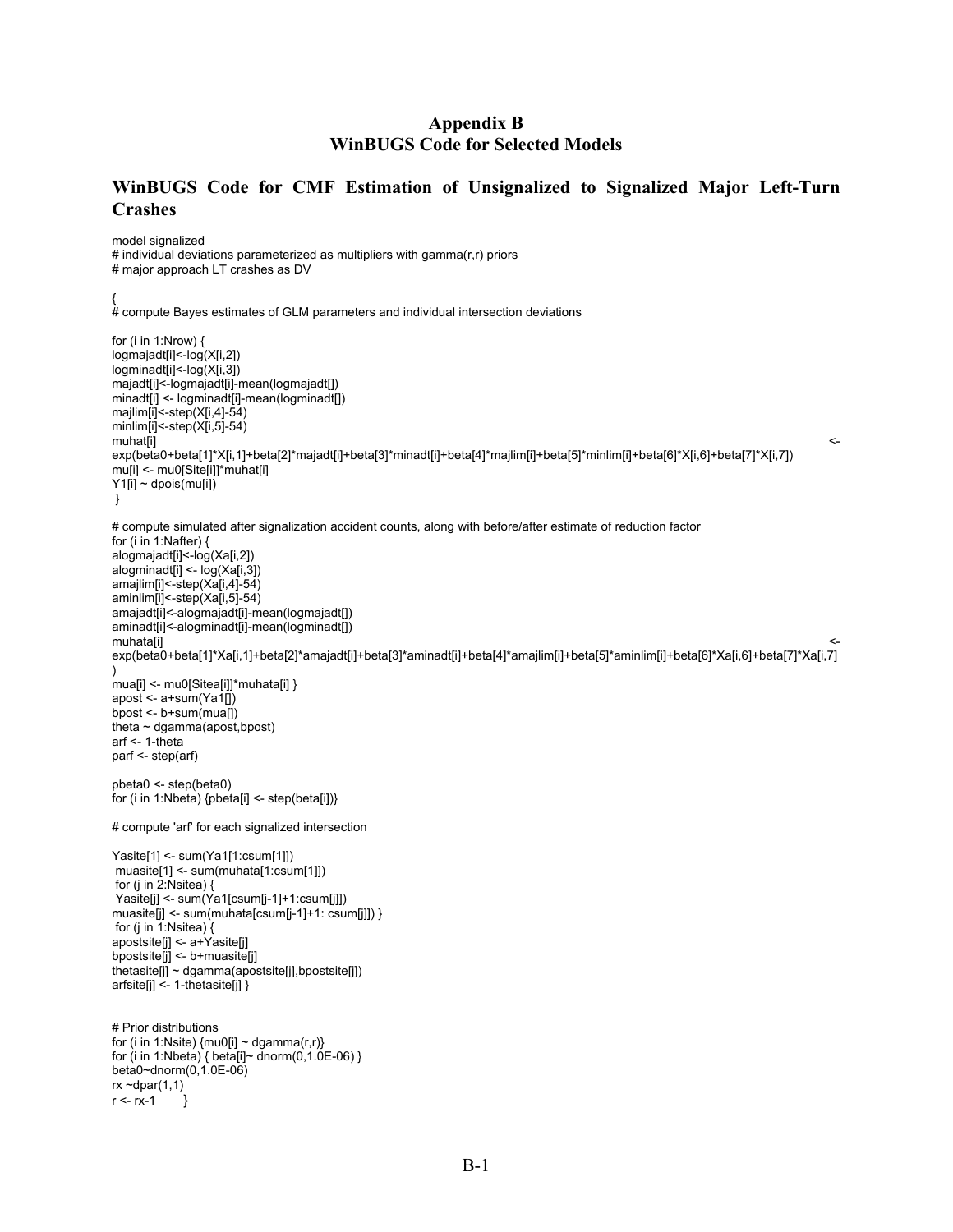# Appendix B
# WinBUGS Code for Selected Models

## WinBUGS Code for CMF Estimation of Unsignalized to Signalized Major Left-Turn Crashes

```
model signalized
# individual deviations parameterized as multipliers with gamma(r,r) priors
# major approach LT crashes as DV

{
# compute Bayes estimates of GLM parameters and individual intersection deviations

for (i in 1:Nrow) {
logmajadt[i]<-log(X[i,2])
logminadt[i]<-log(X[i,3])
majadt[i]<-logmajadt[i]-mean(logmajadt[])
minadt[i] <- logminadt[i]-mean(logminadt[])
majlim[i]<-step(X[i,4]-54)
minlim[i]<-step(X[i,5]-54)
muhat[i]                                                                              <-
exp(beta0+beta[1]*X[i,1]+beta[2]*majadt[i]+beta[3]*minadt[i]+beta[4]*majlim[i]+beta[5]*minlim[i]+beta[6]*X[i,6]+beta[7]*X[i,7])
mu[i] <- mu0[Site[i]]*muhat[i]
Y1[i] ~ dpois(mu[i])
 }

# compute simulated after signalization accident counts, along with before/after estimate of reduction factor
for (i in 1:Nafter) {
alogmajadt[i]<-log(Xa[i,2])
alogminadt[i] <- log(Xa[i,3])
amajlim[i]<-step(Xa[i,4]-54)
aminlim[i]<-step(Xa[i,5]-54)
amajadt[i]<-alogmajadt[i]-mean(logmajadt[])
aminadt[i]<-alogminadt[i]-mean(logminadt[])
muhata[i]                                                                             <-
exp(beta0+beta[1]*Xa[i,1]+beta[2]*amajadt[i]+beta[3]*aminadt[i]+beta[4]*amajlim[i]+beta[5]*aminlim[i]+beta[6]*Xa[i,6]+beta[7]*Xa[i,7]
)
mua[i] <- mu0[Sitea[i]]*muhata[i] }
apost <- a+sum(Ya1[])
bpost <- b+sum(mua[])
theta ~ dgamma(apost,bpost)
arf <- 1-theta
parf <- step(arf)

pbeta0 <- step(beta0)
for (i in 1:Nbeta) {pbeta[i] <- step(beta[i])}

# compute 'arf' for each signalized intersection

Yasite[1] <- sum(Ya1[1:csum[1]])
 muasite[1] <- sum(muhata[1:csum[1]])
 for (j in 2:Nsitea) {
 Yasite[j] <- sum(Ya1[csum[j-1]+1:csum[j]])
muasite[j] <- sum(muhata[csum[j-1]+1: csum[j]]) }
 for (j in 1:Nsitea) {
apostsite[j] <- a+Yasite[j]
bpostsite[j] <- b+muasite[j]
thetasite[j] ~ dgamma(apostsite[j],bpostsite[j])
arfsite[j] <- 1-thetasite[j] }


# Prior distributions
for (i in 1:Nsite) {mu0[i] ~ dgamma(r,r)}
for (i in 1:Nbeta) { beta[i]~ dnorm(0,1.0E-06) }
beta0~dnorm(0,1.0E-06)
rx ~dpar(1,1)
r <- rx-1       }
```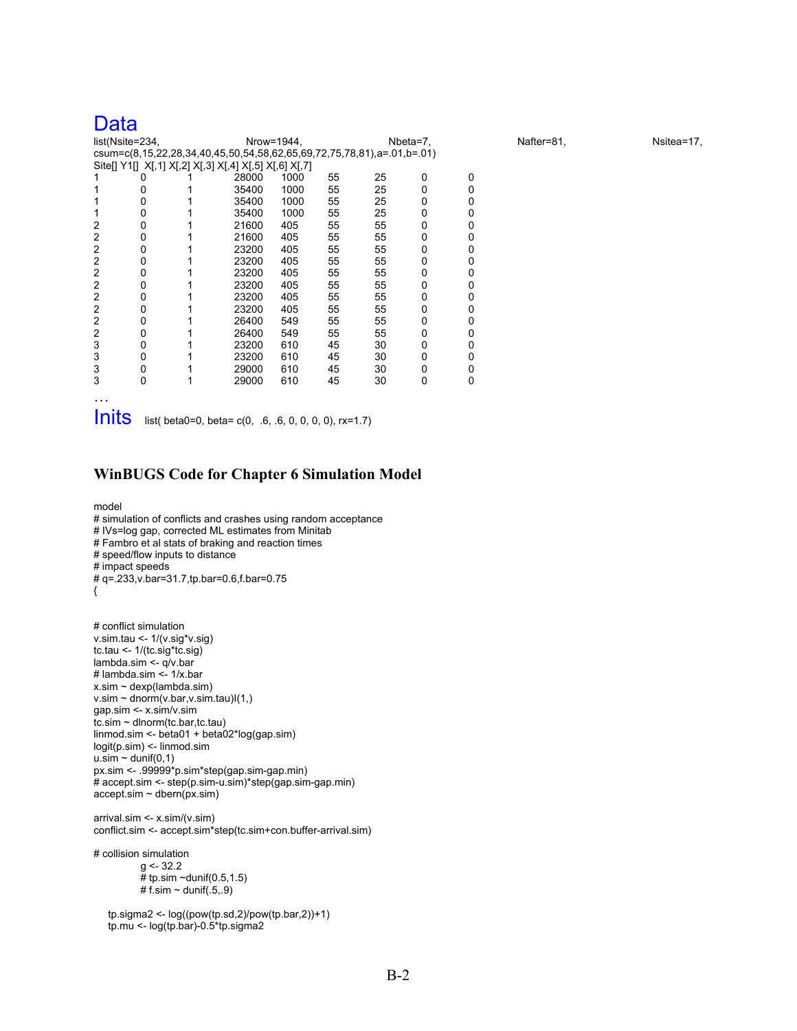## Data

list(Nsite=234, Nrow=1944, Nbeta=7, Nafter=81, Nsitea=17, csum=c(8,15,22,28,34,40,45,50,54,58,62,65,69,72,75,78,81),a=.01,b=.01)

| Site[] | Y1[] | X[,1] | X[,2] | X[,3] | X[,4] | X[,5] | X[,6] | X[,7] |
|---|---|---|---|---|---|---|---|---|
| 1 | 0 | 1 | 28000 | 1000 | 55 | 25 | 0 | 0 |
| 1 | 0 | 1 | 35400 | 1000 | 55 | 25 | 0 | 0 |
| 1 | 0 | 1 | 35400 | 1000 | 55 | 25 | 0 | 0 |
| 1 | 0 | 1 | 35400 | 1000 | 55 | 25 | 0 | 0 |
| 2 | 0 | 1 | 21600 | 405 | 55 | 55 | 0 | 0 |
| 2 | 0 | 1 | 21600 | 405 | 55 | 55 | 0 | 0 |
| 2 | 0 | 1 | 23200 | 405 | 55 | 55 | 0 | 0 |
| 2 | 0 | 1 | 23200 | 405 | 55 | 55 | 0 | 0 |
| 2 | 0 | 1 | 23200 | 405 | 55 | 55 | 0 | 0 |
| 2 | 0 | 1 | 23200 | 405 | 55 | 55 | 0 | 0 |
| 2 | 0 | 1 | 23200 | 405 | 55 | 55 | 0 | 0 |
| 2 | 0 | 1 | 23200 | 405 | 55 | 55 | 0 | 0 |
| 2 | 0 | 1 | 26400 | 549 | 55 | 55 | 0 | 0 |
| 2 | 0 | 1 | 26400 | 549 | 55 | 55 | 0 | 0 |
| 3 | 0 | 1 | 23200 | 610 | 45 | 30 | 0 | 0 |
| 3 | 0 | 1 | 23200 | 610 | 45 | 30 | 0 | 0 |
| 3 | 0 | 1 | 29000 | 610 | 45 | 30 | 0 | 0 |
| 3 | 0 | 1 | 29000 | 610 | 45 | 30 | 0 | 0 |

…

## Inits

list( beta0=0, beta= c(0, .6, .6, 0, 0, 0, 0), rx=1.7)

### WinBUGS Code for Chapter 6 Simulation Model

```
model
# simulation of conflicts and crashes using random acceptance
# IVs=log gap, corrected ML estimates from Minitab
# Fambro et al stats of braking and reaction times
# speed/flow inputs to distance
# impact speeds
# q=.233,v.bar=31.7,tp.bar=0.6,f.bar=0.75
{


# conflict simulation
v.sim.tau <- 1/(v.sig*v.sig)
tc.tau <- 1/(tc.sig*tc.sig)
lambda.sim <- q/v.bar
# lambda.sim <- 1/x.bar
x.sim ~ dexp(lambda.sim)
v.sim ~ dnorm(v.bar,v.sim.tau)I(1,)
gap.sim <- x.sim/v.sim
tc.sim ~ dlnorm(tc.bar,tc.tau)
linmod.sim <- beta01 + beta02*log(gap.sim)
logit(p.sim) <- linmod.sim
u.sim ~ dunif(0,1)
px.sim <- .99999*p.sim*step(gap.sim-gap.min)
# accept.sim <- step(p.sim-u.sim)*step(gap.sim-gap.min)
accept.sim ~ dbern(px.sim)

arrival.sim <- x.sim/(v.sim)
conflict.sim <- accept.sim*step(tc.sim+con.buffer-arrival.sim)

# collision simulation
        g <- 32.2
        # tp.sim ~dunif(0.5,1.5)
        # f.sim ~ dunif(.5,.9)

   tp.sigma2 <- log((pow(tp.sd,2)/pow(tp.bar,2))+1)
   tp.mu <- log(tp.bar)-0.5*tp.sigma2
```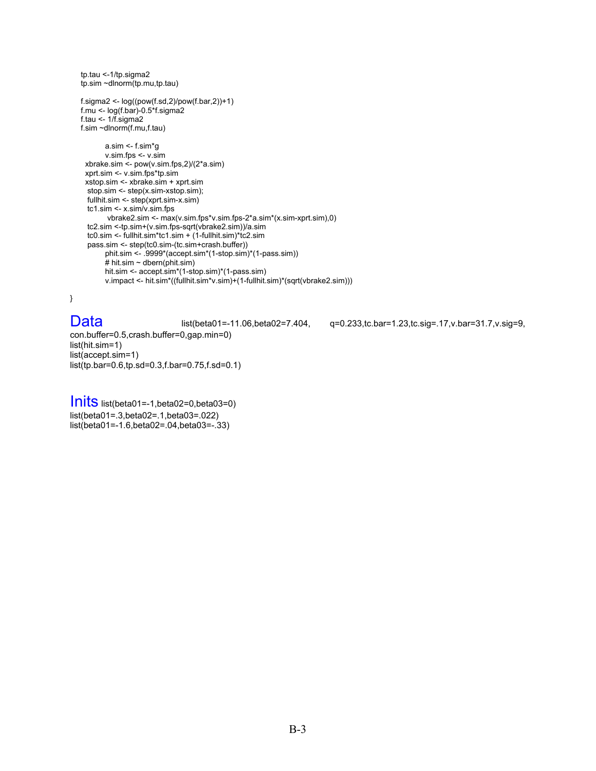```
    tp.tau <-1/tp.sigma2
    tp.sim ~dlnorm(tp.mu,tp.tau)

    f.sigma2 <- log((pow(f.sd,2)/pow(f.bar,2))+1)
    f.mu <- log(f.bar)-0.5*f.sigma2
    f.tau <- 1/f.sigma2
    f.sim ~dlnorm(f.mu,f.tau)

            a.sim <- f.sim*g
            v.sim.fps <- v.sim
      xbrake.sim <- pow(v.sim.fps,2)/(2*a.sim)
      xprt.sim <- v.sim.fps*tp.sim
      xstop.sim <- xbrake.sim + xprt.sim
       stop.sim <- step(x.sim-xstop.sim);
       fullhit.sim <- step(xprt.sim-x.sim)
       tc1.sim <- x.sim/v.sim.fps
             vbrake2.sim <- max(v.sim.fps*v.sim.fps-2*a.sim*(x.sim-xprt.sim),0)
       tc2.sim <-tp.sim+(v.sim.fps-sqrt(vbrake2.sim))/a.sim
       tc0.sim <- fullhit.sim*tc1.sim + (1-fullhit.sim)*tc2.sim
       pass.sim <- step(tc0.sim-(tc.sim+crash.buffer))
            phit.sim <- .9999*(accept.sim*(1-stop.sim)*(1-pass.sim))
            # hit.sim ~ dbern(phit.sim)
            hit.sim <- accept.sim*(1-stop.sim)*(1-pass.sim)
            v.impact <- hit.sim*((fullhit.sim*v.sim)+(1-fullhit.sim)*(sqrt(vbrake2.sim)))

}
```

## Data

```
list(beta01=-11.06,beta02=7.404,        q=0.233,tc.bar=1.23,tc.sig=.17,v.bar=31.7,v.sig=9,
con.buffer=0.5,crash.buffer=0,gap.min=0)
list(hit.sim=1)
list(accept.sim=1)
list(tp.bar=0.6,tp.sd=0.3,f.bar=0.75,f.sd=0.1)
```

## Inits

```
list(beta01=-1,beta02=0,beta03=0)
list(beta01=.3,beta02=.1,beta03=.022)
list(beta01=-1.6,beta02=.04,beta03=-.33)
```